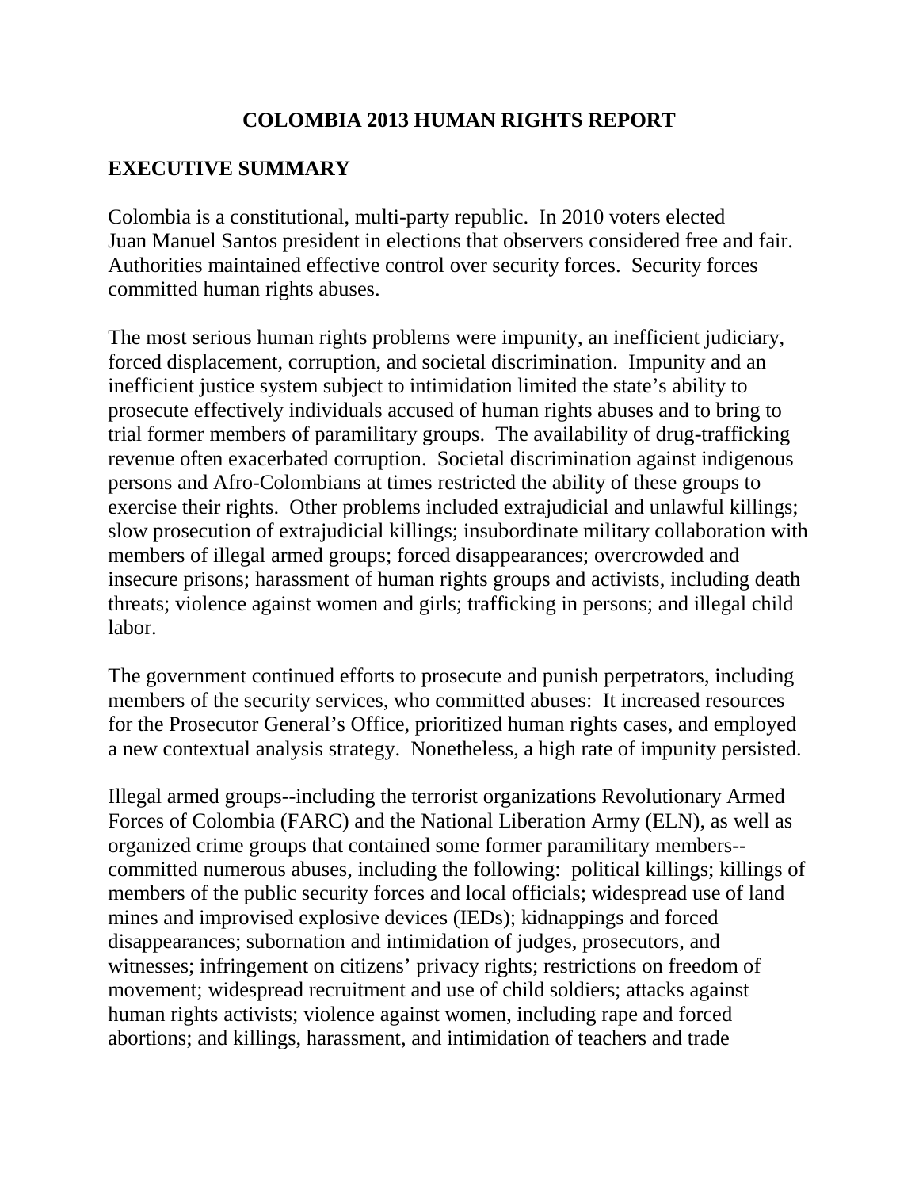# COLOMBIA 2013 HUMAN RIGHTS REPORT

## EXECUTIVE SUMMARY

Colombia is a constitutional, multi-party republic. In 2010 voters elected Juan Manuel Santos president in elections that observers considered free and fair. Authorities maintained effective control over security forces. Security forces committed human rights abuses.

The most serious human rights problems were impunity, an inefficient judiciary, forced displacement, corruption, and societal discrimination. Impunity and an inefficient justice system subject to intimidation limited the state's ability to prosecute effectively individuals accused of human rights abuses and to bring to trial former members of paramilitary groups. The availability of drug-trafficking revenue often exacerbated corruption. Societal discrimination against indigenous persons and Afro-Colombians at times restricted the ability of these groups to exercise their rights. Other problems included extrajudicial and unlawful killings; slow prosecution of extrajudicial killings; insubordinate military collaboration with members of illegal armed groups; forced disappearances; overcrowded and insecure prisons; harassment of human rights groups and activists, including death threats; violence against women and girls; trafficking in persons; and illegal child labor.

The government continued efforts to prosecute and punish perpetrators, including members of the security services, who committed abuses: It increased resources for the Prosecutor General's Office, prioritized human rights cases, and employed a new contextual analysis strategy. Nonetheless, a high rate of impunity persisted.

Illegal armed groups--including the terrorist organizations Revolutionary Armed Forces of Colombia (FARC) and the National Liberation Army (ELN), as well as organized crime groups that contained some former paramilitary members--committed numerous abuses, including the following: political killings; killings of members of the public security forces and local officials; widespread use of land mines and improvised explosive devices (IEDs); kidnappings and forced disappearances; subornation and intimidation of judges, prosecutors, and witnesses; infringement on citizens' privacy rights; restrictions on freedom of movement; widespread recruitment and use of child soldiers; attacks against human rights activists; violence against women, including rape and forced abortions; and killings, harassment, and intimidation of teachers and trade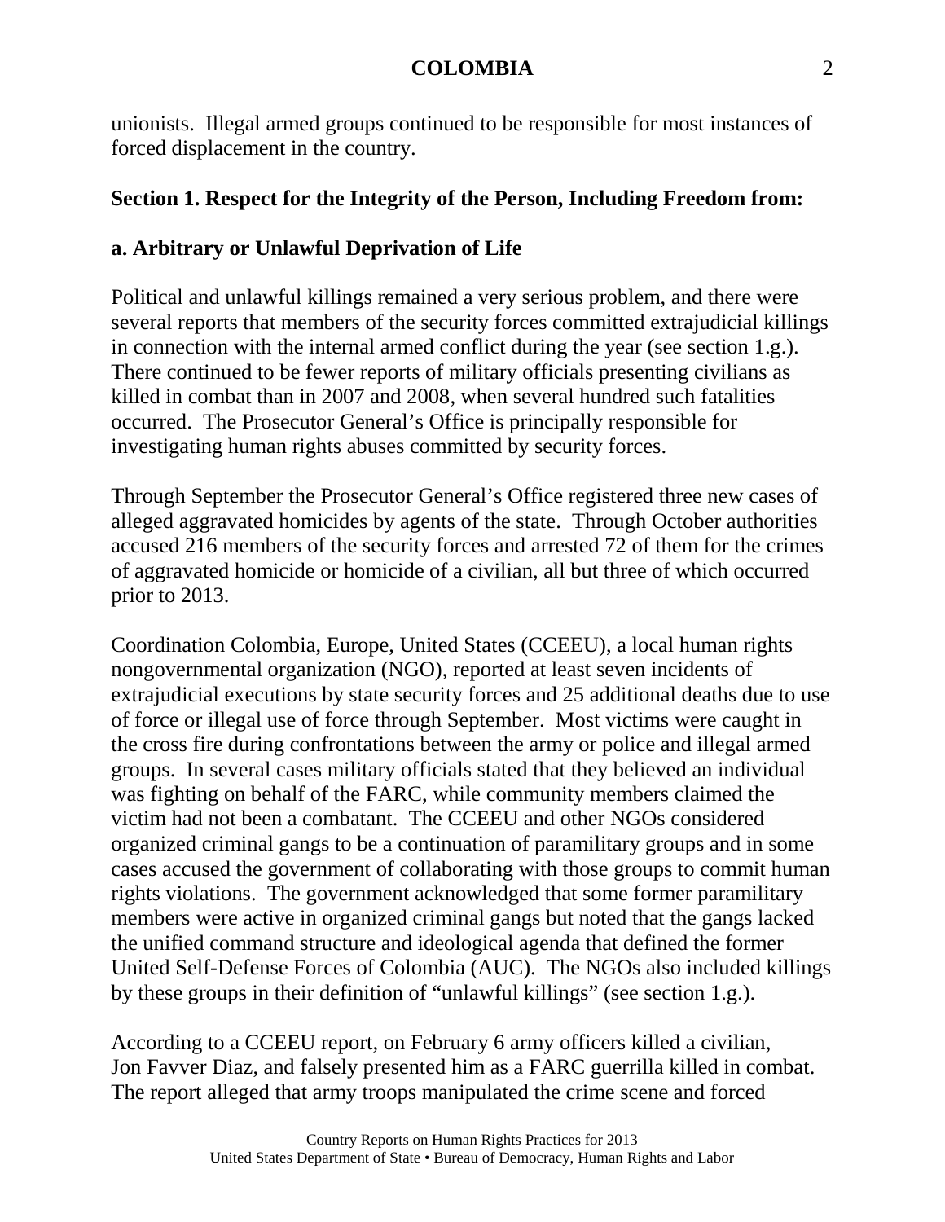unionists. Illegal armed groups continued to be responsible for most instances of forced displacement in the country.

## Section 1. Respect for the Integrity of the Person, Including Freedom from:

### a. Arbitrary or Unlawful Deprivation of Life

Political and unlawful killings remained a very serious problem, and there were several reports that members of the security forces committed extrajudicial killings in connection with the internal armed conflict during the year (see section 1.g.). There continued to be fewer reports of military officials presenting civilians as killed in combat than in 2007 and 2008, when several hundred such fatalities occurred. The Prosecutor General's Office is principally responsible for investigating human rights abuses committed by security forces.

Through September the Prosecutor General's Office registered three new cases of alleged aggravated homicides by agents of the state. Through October authorities accused 216 members of the security forces and arrested 72 of them for the crimes of aggravated homicide or homicide of a civilian, all but three of which occurred prior to 2013.

Coordination Colombia, Europe, United States (CCEEU), a local human rights nongovernmental organization (NGO), reported at least seven incidents of extrajudicial executions by state security forces and 25 additional deaths due to use of force or illegal use of force through September. Most victims were caught in the cross fire during confrontations between the army or police and illegal armed groups. In several cases military officials stated that they believed an individual was fighting on behalf of the FARC, while community members claimed the victim had not been a combatant. The CCEEU and other NGOs considered organized criminal gangs to be a continuation of paramilitary groups and in some cases accused the government of collaborating with those groups to commit human rights violations. The government acknowledged that some former paramilitary members were active in organized criminal gangs but noted that the gangs lacked the unified command structure and ideological agenda that defined the former United Self-Defense Forces of Colombia (AUC). The NGOs also included killings by these groups in their definition of "unlawful killings" (see section 1.g.).

According to a CCEEU report, on February 6 army officers killed a civilian, Jon Favver Diaz, and falsely presented him as a FARC guerrilla killed in combat. The report alleged that army troops manipulated the crime scene and forced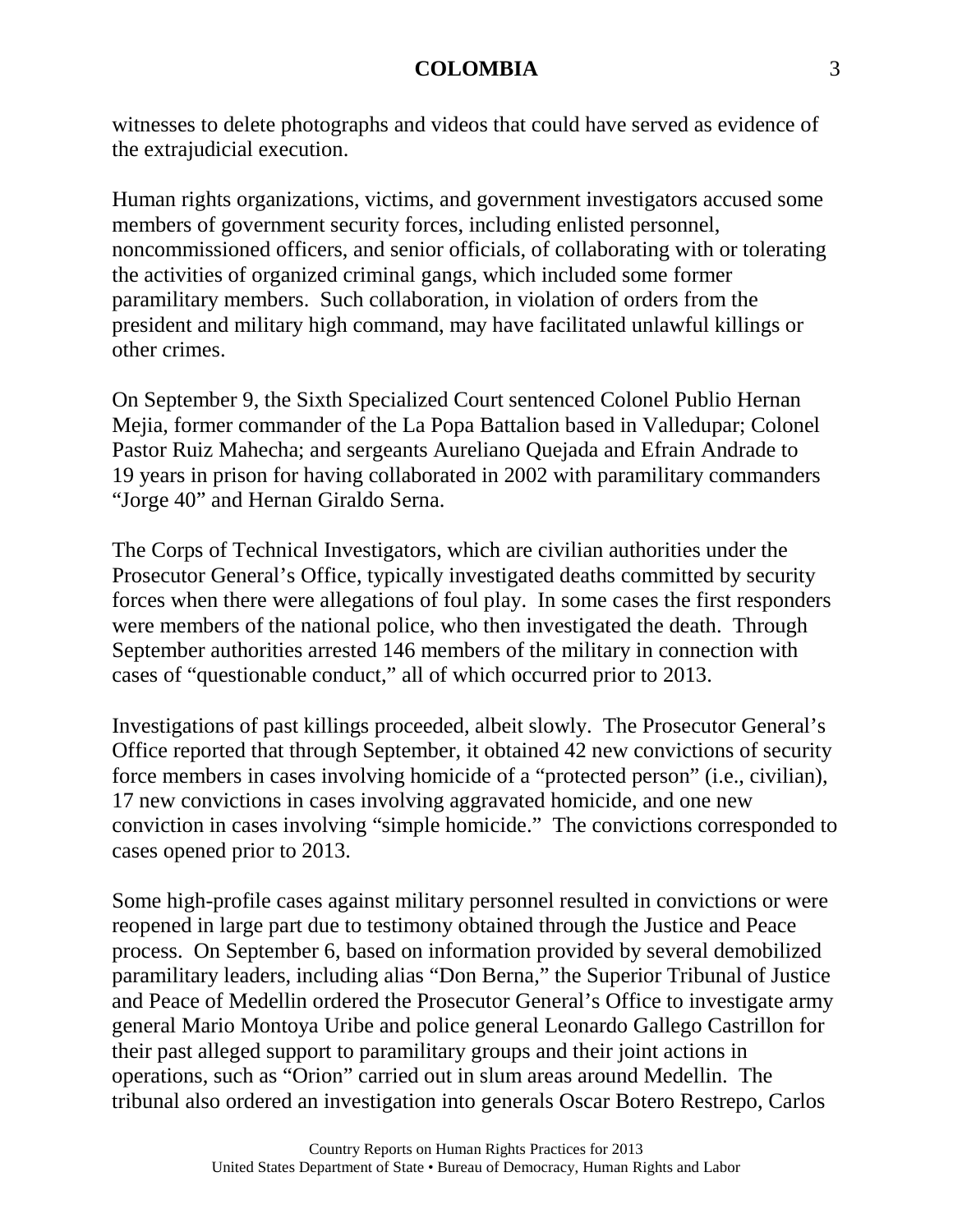witnesses to delete photographs and videos that could have served as evidence of the extrajudicial execution.

Human rights organizations, victims, and government investigators accused some members of government security forces, including enlisted personnel, noncommissioned officers, and senior officials, of collaborating with or tolerating the activities of organized criminal gangs, which included some former paramilitary members. Such collaboration, in violation of orders from the president and military high command, may have facilitated unlawful killings or other crimes.

On September 9, the Sixth Specialized Court sentenced Colonel Publio Hernan Mejia, former commander of the La Popa Battalion based in Valledupar; Colonel Pastor Ruiz Mahecha; and sergeants Aureliano Quejada and Efrain Andrade to 19 years in prison for having collaborated in 2002 with paramilitary commanders "Jorge 40" and Hernan Giraldo Serna.

The Corps of Technical Investigators, which are civilian authorities under the Prosecutor General's Office, typically investigated deaths committed by security forces when there were allegations of foul play. In some cases the first responders were members of the national police, who then investigated the death. Through September authorities arrested 146 members of the military in connection with cases of "questionable conduct," all of which occurred prior to 2013.

Investigations of past killings proceeded, albeit slowly. The Prosecutor General's Office reported that through September, it obtained 42 new convictions of security force members in cases involving homicide of a "protected person" (i.e., civilian), 17 new convictions in cases involving aggravated homicide, and one new conviction in cases involving "simple homicide." The convictions corresponded to cases opened prior to 2013.

Some high-profile cases against military personnel resulted in convictions or were reopened in large part due to testimony obtained through the Justice and Peace process. On September 6, based on information provided by several demobilized paramilitary leaders, including alias "Don Berna," the Superior Tribunal of Justice and Peace of Medellin ordered the Prosecutor General's Office to investigate army general Mario Montoya Uribe and police general Leonardo Gallego Castrillon for their past alleged support to paramilitary groups and their joint actions in operations, such as "Orion" carried out in slum areas around Medellin. The tribunal also ordered an investigation into generals Oscar Botero Restrepo, Carlos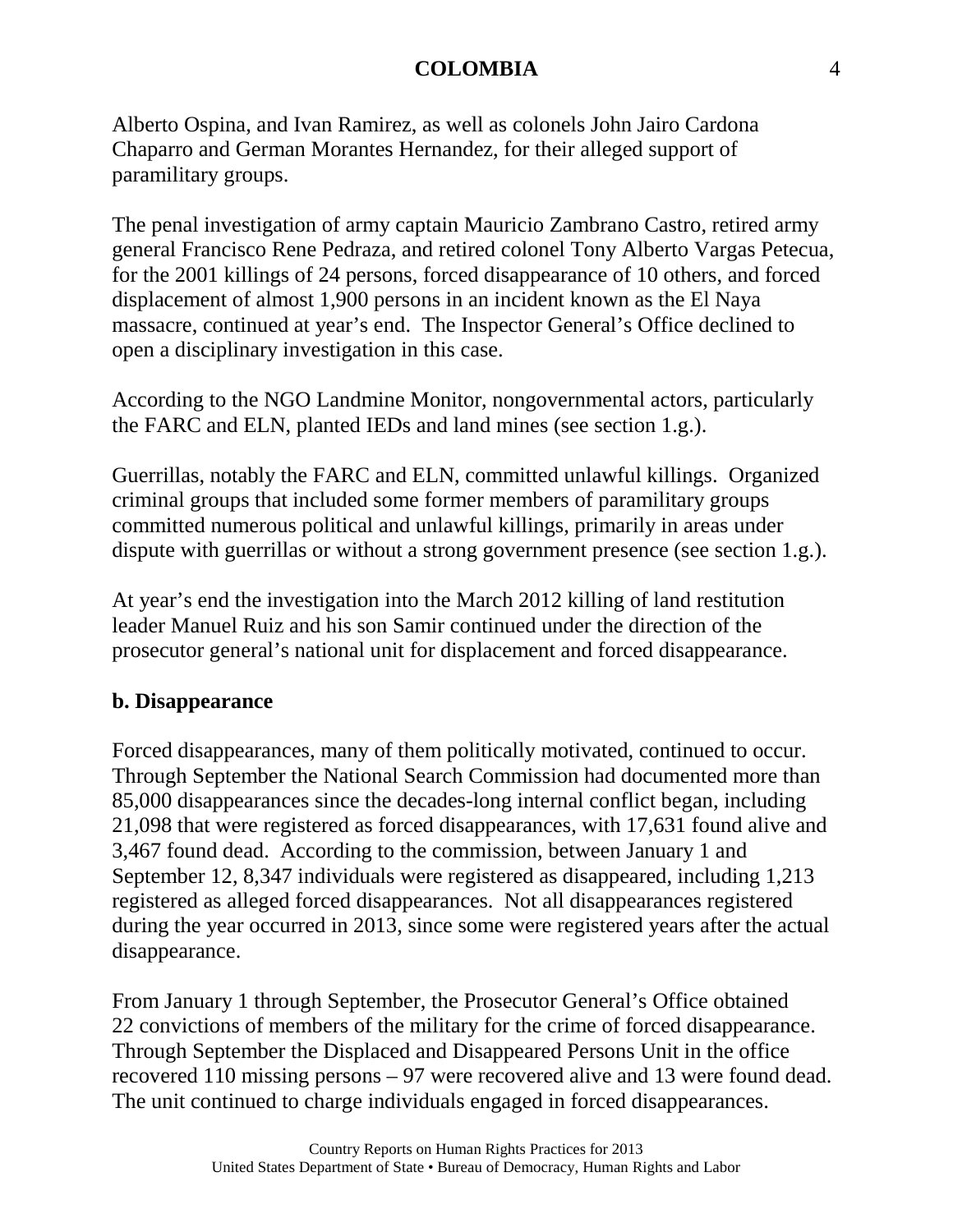Alberto Ospina, and Ivan Ramirez, as well as colonels John Jairo Cardona Chaparro and German Morantes Hernandez, for their alleged support of paramilitary groups.

The penal investigation of army captain Mauricio Zambrano Castro, retired army general Francisco Rene Pedraza, and retired colonel Tony Alberto Vargas Petecua, for the 2001 killings of 24 persons, forced disappearance of 10 others, and forced displacement of almost 1,900 persons in an incident known as the El Naya massacre, continued at year's end. The Inspector General's Office declined to open a disciplinary investigation in this case.

According to the NGO Landmine Monitor, nongovernmental actors, particularly the FARC and ELN, planted IEDs and land mines (see section 1.g.).

Guerrillas, notably the FARC and ELN, committed unlawful killings. Organized criminal groups that included some former members of paramilitary groups committed numerous political and unlawful killings, primarily in areas under dispute with guerrillas or without a strong government presence (see section 1.g.).

At year's end the investigation into the March 2012 killing of land restitution leader Manuel Ruiz and his son Samir continued under the direction of the prosecutor general's national unit for displacement and forced disappearance.

## b. Disappearance

Forced disappearances, many of them politically motivated, continued to occur. Through September the National Search Commission had documented more than 85,000 disappearances since the decades-long internal conflict began, including 21,098 that were registered as forced disappearances, with 17,631 found alive and 3,467 found dead. According to the commission, between January 1 and September 12, 8,347 individuals were registered as disappeared, including 1,213 registered as alleged forced disappearances. Not all disappearances registered during the year occurred in 2013, since some were registered years after the actual disappearance.

From January 1 through September, the Prosecutor General's Office obtained 22 convictions of members of the military for the crime of forced disappearance. Through September the Displaced and Disappeared Persons Unit in the office recovered 110 missing persons – 97 were recovered alive and 13 were found dead. The unit continued to charge individuals engaged in forced disappearances.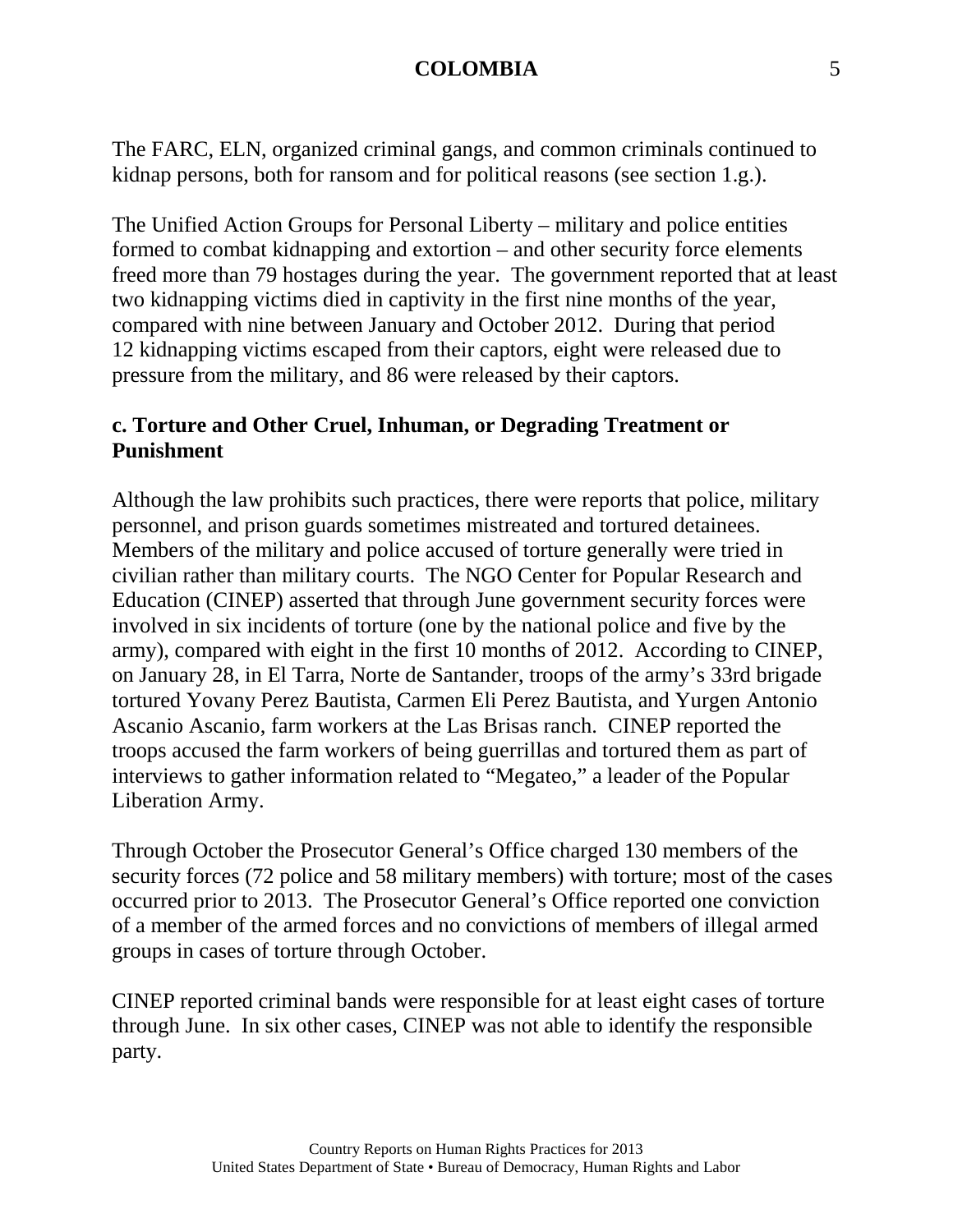The FARC, ELN, organized criminal gangs, and common criminals continued to kidnap persons, both for ransom and for political reasons (see section 1.g.).

The Unified Action Groups for Personal Liberty – military and police entities formed to combat kidnapping and extortion – and other security force elements freed more than 79 hostages during the year. The government reported that at least two kidnapping victims died in captivity in the first nine months of the year, compared with nine between January and October 2012. During that period 12 kidnapping victims escaped from their captors, eight were released due to pressure from the military, and 86 were released by their captors.

### c. Torture and Other Cruel, Inhuman, or Degrading Treatment or Punishment

Although the law prohibits such practices, there were reports that police, military personnel, and prison guards sometimes mistreated and tortured detainees. Members of the military and police accused of torture generally were tried in civilian rather than military courts. The NGO Center for Popular Research and Education (CINEP) asserted that through June government security forces were involved in six incidents of torture (one by the national police and five by the army), compared with eight in the first 10 months of 2012. According to CINEP, on January 28, in El Tarra, Norte de Santander, troops of the army's 33rd brigade tortured Yovany Perez Bautista, Carmen Eli Perez Bautista, and Yurgen Antonio Ascanio Ascanio, farm workers at the Las Brisas ranch. CINEP reported the troops accused the farm workers of being guerrillas and tortured them as part of interviews to gather information related to "Megateo," a leader of the Popular Liberation Army.

Through October the Prosecutor General's Office charged 130 members of the security forces (72 police and 58 military members) with torture; most of the cases occurred prior to 2013. The Prosecutor General's Office reported one conviction of a member of the armed forces and no convictions of members of illegal armed groups in cases of torture through October.

CINEP reported criminal bands were responsible for at least eight cases of torture through June. In six other cases, CINEP was not able to identify the responsible party.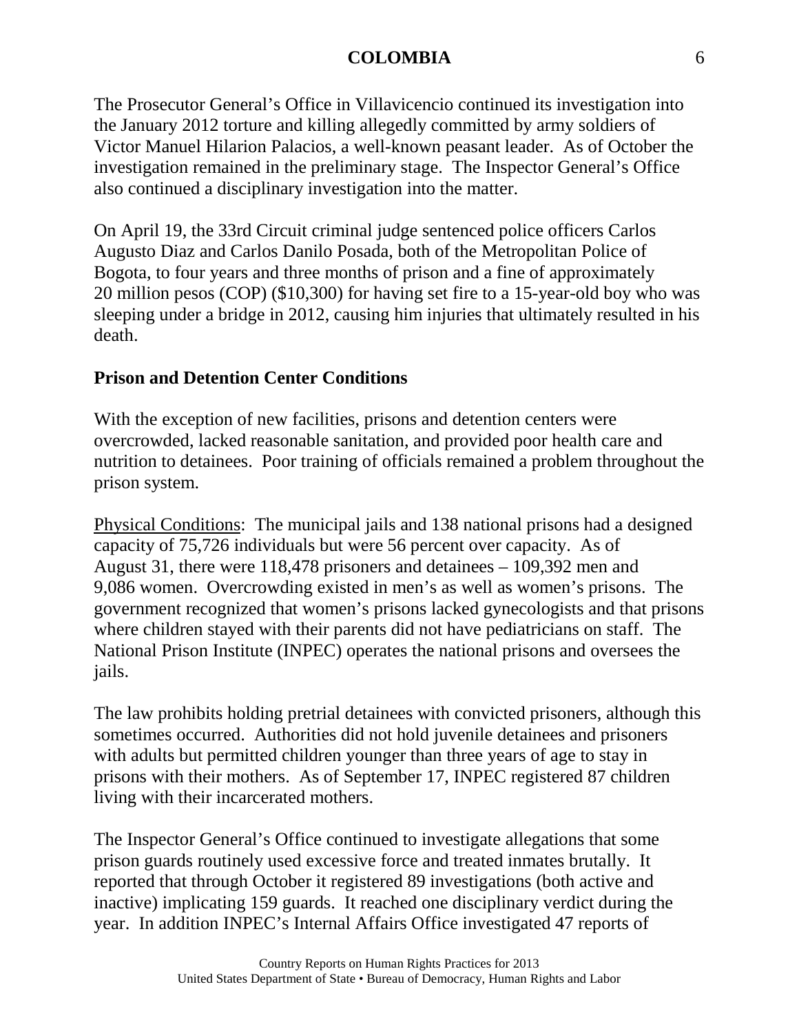The Prosecutor General's Office in Villavicencio continued its investigation into the January 2012 torture and killing allegedly committed by army soldiers of Victor Manuel Hilarion Palacios, a well-known peasant leader. As of October the investigation remained in the preliminary stage. The Inspector General's Office also continued a disciplinary investigation into the matter.

On April 19, the 33rd Circuit criminal judge sentenced police officers Carlos Augusto Diaz and Carlos Danilo Posada, both of the Metropolitan Police of Bogota, to four years and three months of prison and a fine of approximately 20 million pesos (COP) ($10,300) for having set fire to a 15-year-old boy who was sleeping under a bridge in 2012, causing him injuries that ultimately resulted in his death.

**Prison and Detention Center Conditions**

With the exception of new facilities, prisons and detention centers were overcrowded, lacked reasonable sanitation, and provided poor health care and nutrition to detainees. Poor training of officials remained a problem throughout the prison system.

Physical Conditions: The municipal jails and 138 national prisons had a designed capacity of 75,726 individuals but were 56 percent over capacity. As of August 31, there were 118,478 prisoners and detainees – 109,392 men and 9,086 women. Overcrowding existed in men's as well as women's prisons. The government recognized that women's prisons lacked gynecologists and that prisons where children stayed with their parents did not have pediatricians on staff. The National Prison Institute (INPEC) operates the national prisons and oversees the jails.

The law prohibits holding pretrial detainees with convicted prisoners, although this sometimes occurred. Authorities did not hold juvenile detainees and prisoners with adults but permitted children younger than three years of age to stay in prisons with their mothers. As of September 17, INPEC registered 87 children living with their incarcerated mothers.

The Inspector General's Office continued to investigate allegations that some prison guards routinely used excessive force and treated inmates brutally. It reported that through October it registered 89 investigations (both active and inactive) implicating 159 guards. It reached one disciplinary verdict during the year. In addition INPEC's Internal Affairs Office investigated 47 reports of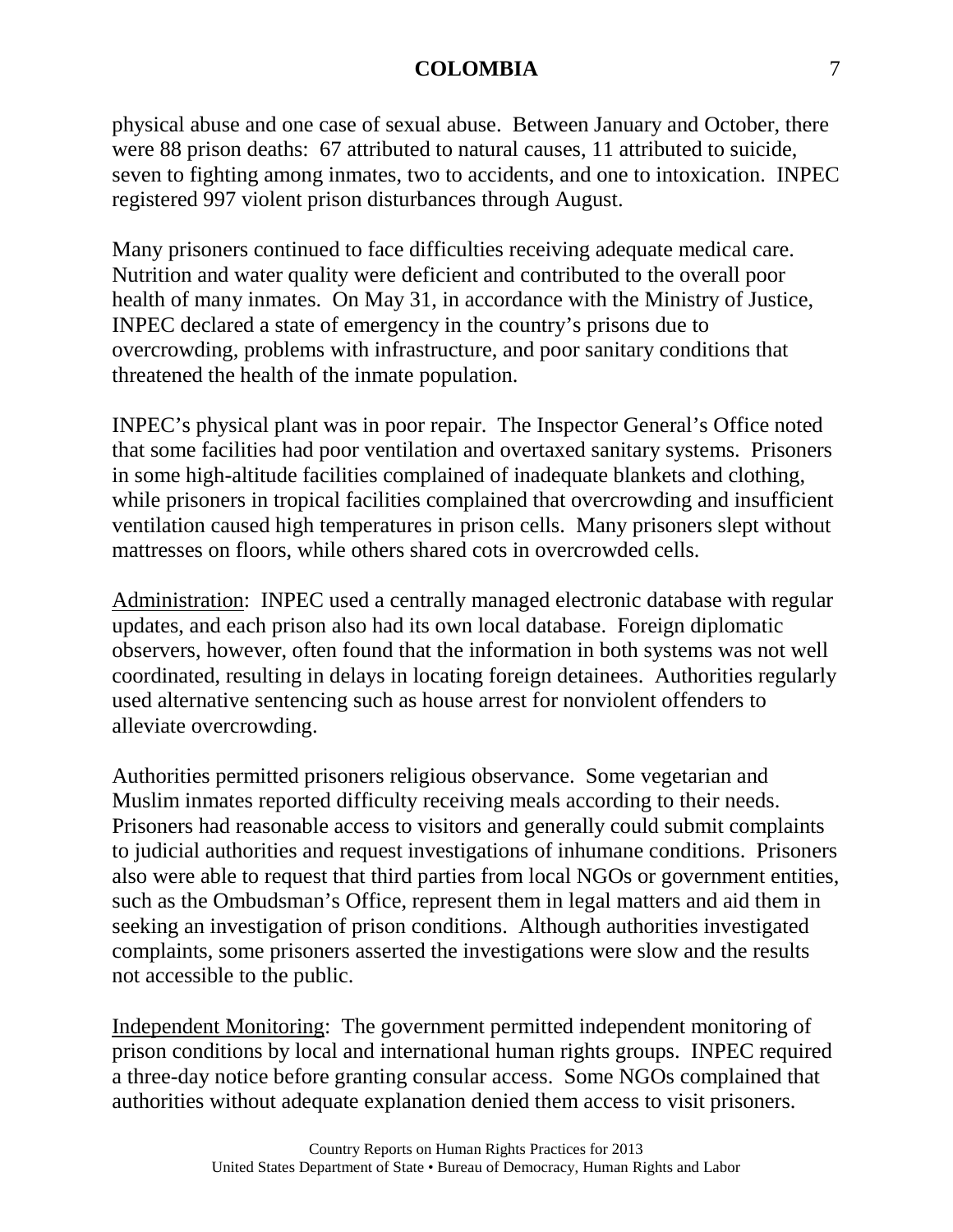physical abuse and one case of sexual abuse. Between January and October, there were 88 prison deaths: 67 attributed to natural causes, 11 attributed to suicide, seven to fighting among inmates, two to accidents, and one to intoxication. INPEC registered 997 violent prison disturbances through August.

Many prisoners continued to face difficulties receiving adequate medical care. Nutrition and water quality were deficient and contributed to the overall poor health of many inmates. On May 31, in accordance with the Ministry of Justice, INPEC declared a state of emergency in the country's prisons due to overcrowding, problems with infrastructure, and poor sanitary conditions that threatened the health of the inmate population.

INPEC's physical plant was in poor repair. The Inspector General's Office noted that some facilities had poor ventilation and overtaxed sanitary systems. Prisoners in some high-altitude facilities complained of inadequate blankets and clothing, while prisoners in tropical facilities complained that overcrowding and insufficient ventilation caused high temperatures in prison cells. Many prisoners slept without mattresses on floors, while others shared cots in overcrowded cells.

Administration: INPEC used a centrally managed electronic database with regular updates, and each prison also had its own local database. Foreign diplomatic observers, however, often found that the information in both systems was not well coordinated, resulting in delays in locating foreign detainees. Authorities regularly used alternative sentencing such as house arrest for nonviolent offenders to alleviate overcrowding.

Authorities permitted prisoners religious observance. Some vegetarian and Muslim inmates reported difficulty receiving meals according to their needs. Prisoners had reasonable access to visitors and generally could submit complaints to judicial authorities and request investigations of inhumane conditions. Prisoners also were able to request that third parties from local NGOs or government entities, such as the Ombudsman's Office, represent them in legal matters and aid them in seeking an investigation of prison conditions. Although authorities investigated complaints, some prisoners asserted the investigations were slow and the results not accessible to the public.

Independent Monitoring: The government permitted independent monitoring of prison conditions by local and international human rights groups. INPEC required a three-day notice before granting consular access. Some NGOs complained that authorities without adequate explanation denied them access to visit prisoners.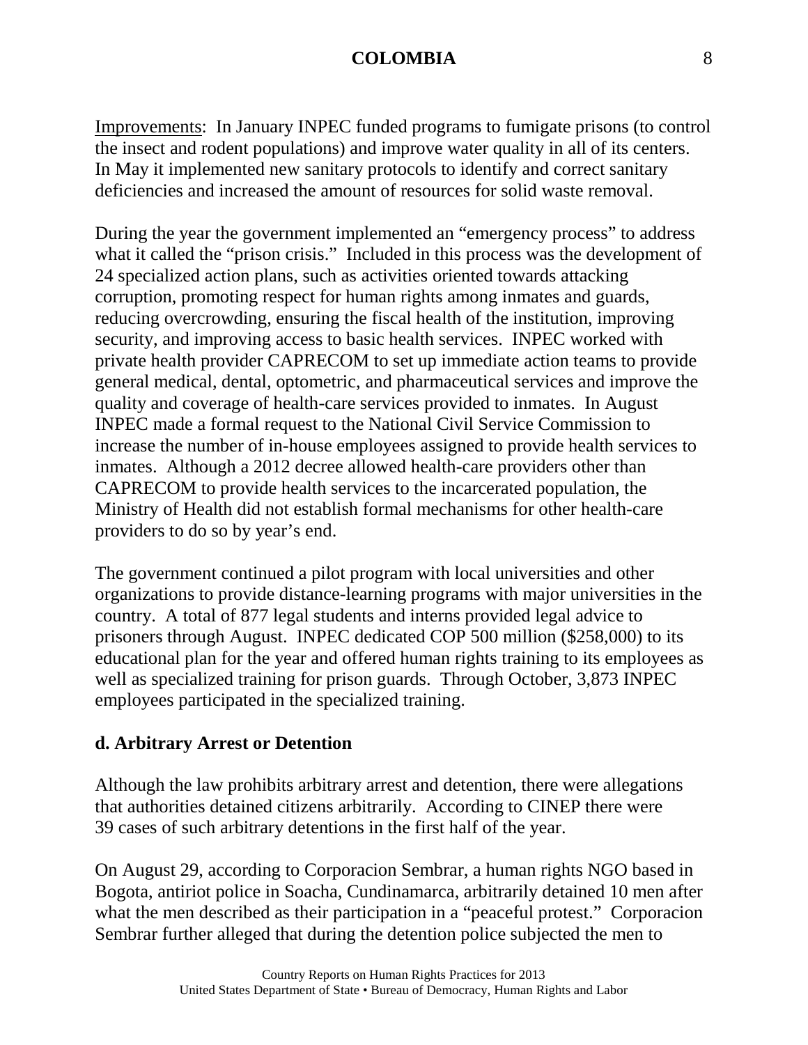Improvements:  In January INPEC funded programs to fumigate prisons (to control the insect and rodent populations) and improve water quality in all of its centers.  In May it implemented new sanitary protocols to identify and correct sanitary deficiencies and increased the amount of resources for solid waste removal.

During the year the government implemented an "emergency process" to address what it called the "prison crisis."  Included in this process was the development of 24 specialized action plans, such as activities oriented towards attacking corruption, promoting respect for human rights among inmates and guards, reducing overcrowding, ensuring the fiscal health of the institution, improving security, and improving access to basic health services.  INPEC worked with private health provider CAPRECOM to set up immediate action teams to provide general medical, dental, optometric, and pharmaceutical services and improve the quality and coverage of health-care services provided to inmates.  In August INPEC made a formal request to the National Civil Service Commission to increase the number of in-house employees assigned to provide health services to inmates.  Although a 2012 decree allowed health-care providers other than CAPRECOM to provide health services to the incarcerated population, the Ministry of Health did not establish formal mechanisms for other health-care providers to do so by year's end.

The government continued a pilot program with local universities and other organizations to provide distance-learning programs with major universities in the country.  A total of 877 legal students and interns provided legal advice to prisoners through August.  INPEC dedicated COP 500 million ($258,000) to its educational plan for the year and offered human rights training to its employees as well as specialized training for prison guards.  Through October, 3,873 INPEC employees participated in the specialized training.

### d. Arbitrary Arrest or Detention

Although the law prohibits arbitrary arrest and detention, there were allegations that authorities detained citizens arbitrarily.  According to CINEP there were 39 cases of such arbitrary detentions in the first half of the year.

On August 29, according to Corporacion Sembrar, a human rights NGO based in Bogota, antiriot police in Soacha, Cundinamarca, arbitrarily detained 10 men after what the men described as their participation in a "peaceful protest."  Corporacion Sembrar further alleged that during the detention police subjected the men to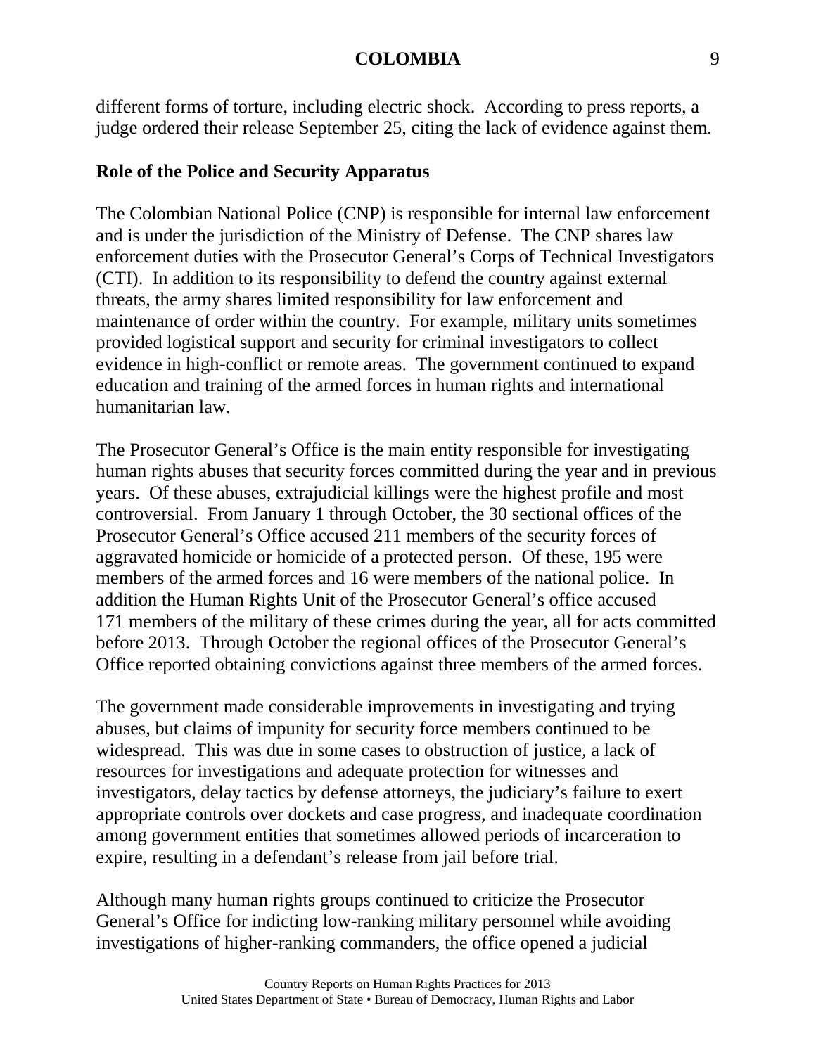different forms of torture, including electric shock. According to press reports, a judge ordered their release September 25, citing the lack of evidence against them.

**Role of the Police and Security Apparatus**

The Colombian National Police (CNP) is responsible for internal law enforcement and is under the jurisdiction of the Ministry of Defense. The CNP shares law enforcement duties with the Prosecutor General's Corps of Technical Investigators (CTI). In addition to its responsibility to defend the country against external threats, the army shares limited responsibility for law enforcement and maintenance of order within the country. For example, military units sometimes provided logistical support and security for criminal investigators to collect evidence in high-conflict or remote areas. The government continued to expand education and training of the armed forces in human rights and international humanitarian law.

The Prosecutor General's Office is the main entity responsible for investigating human rights abuses that security forces committed during the year and in previous years. Of these abuses, extrajudicial killings were the highest profile and most controversial. From January 1 through October, the 30 sectional offices of the Prosecutor General's Office accused 211 members of the security forces of aggravated homicide or homicide of a protected person. Of these, 195 were members of the armed forces and 16 were members of the national police. In addition the Human Rights Unit of the Prosecutor General's office accused 171 members of the military of these crimes during the year, all for acts committed before 2013. Through October the regional offices of the Prosecutor General's Office reported obtaining convictions against three members of the armed forces.

The government made considerable improvements in investigating and trying abuses, but claims of impunity for security force members continued to be widespread. This was due in some cases to obstruction of justice, a lack of resources for investigations and adequate protection for witnesses and investigators, delay tactics by defense attorneys, the judiciary's failure to exert appropriate controls over dockets and case progress, and inadequate coordination among government entities that sometimes allowed periods of incarceration to expire, resulting in a defendant's release from jail before trial.

Although many human rights groups continued to criticize the Prosecutor General's Office for indicting low-ranking military personnel while avoiding investigations of higher-ranking commanders, the office opened a judicial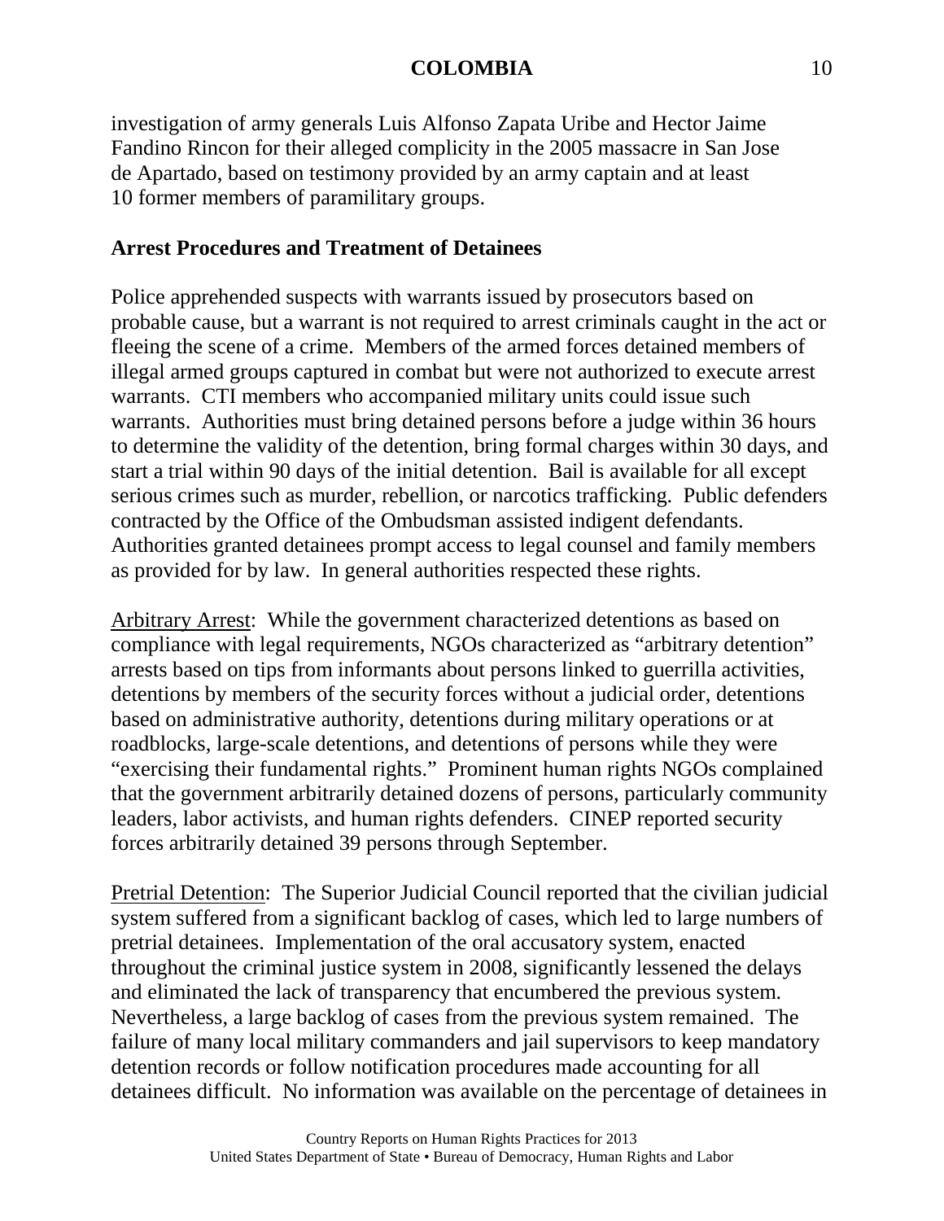investigation of army generals Luis Alfonso Zapata Uribe and Hector Jaime Fandino Rincon for their alleged complicity in the 2005 massacre in San Jose de Apartado, based on testimony provided by an army captain and at least 10 former members of paramilitary groups.

**Arrest Procedures and Treatment of Detainees**

Police apprehended suspects with warrants issued by prosecutors based on probable cause, but a warrant is not required to arrest criminals caught in the act or fleeing the scene of a crime. Members of the armed forces detained members of illegal armed groups captured in combat but were not authorized to execute arrest warrants. CTI members who accompanied military units could issue such warrants. Authorities must bring detained persons before a judge within 36 hours to determine the validity of the detention, bring formal charges within 30 days, and start a trial within 90 days of the initial detention. Bail is available for all except serious crimes such as murder, rebellion, or narcotics trafficking. Public defenders contracted by the Office of the Ombudsman assisted indigent defendants. Authorities granted detainees prompt access to legal counsel and family members as provided for by law. In general authorities respected these rights.

Arbitrary Arrest: While the government characterized detentions as based on compliance with legal requirements, NGOs characterized as "arbitrary detention" arrests based on tips from informants about persons linked to guerrilla activities, detentions by members of the security forces without a judicial order, detentions based on administrative authority, detentions during military operations or at roadblocks, large-scale detentions, and detentions of persons while they were "exercising their fundamental rights." Prominent human rights NGOs complained that the government arbitrarily detained dozens of persons, particularly community leaders, labor activists, and human rights defenders. CINEP reported security forces arbitrarily detained 39 persons through September.

Pretrial Detention: The Superior Judicial Council reported that the civilian judicial system suffered from a significant backlog of cases, which led to large numbers of pretrial detainees. Implementation of the oral accusatory system, enacted throughout the criminal justice system in 2008, significantly lessened the delays and eliminated the lack of transparency that encumbered the previous system. Nevertheless, a large backlog of cases from the previous system remained. The failure of many local military commanders and jail supervisors to keep mandatory detention records or follow notification procedures made accounting for all detainees difficult. No information was available on the percentage of detainees in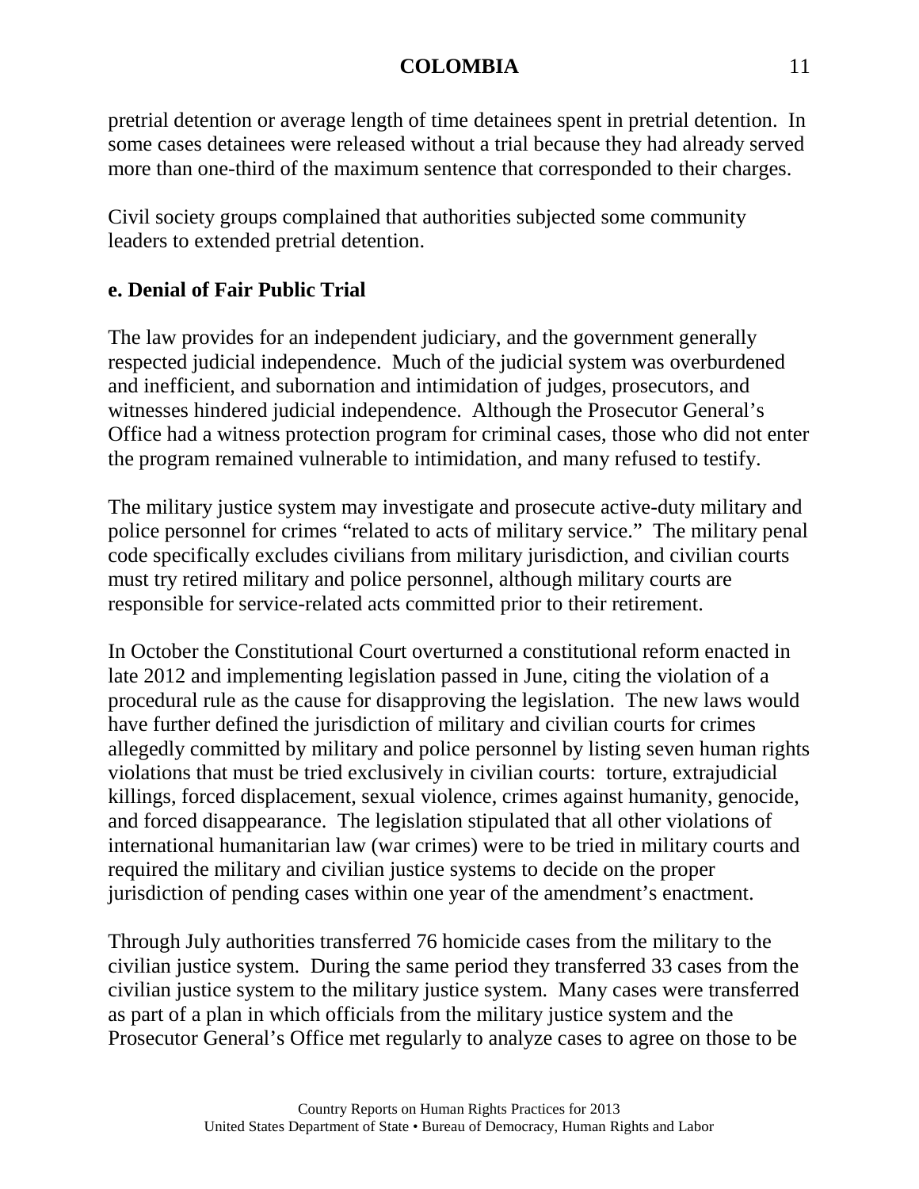pretrial detention or average length of time detainees spent in pretrial detention. In some cases detainees were released without a trial because they had already served more than one-third of the maximum sentence that corresponded to their charges.

Civil society groups complained that authorities subjected some community leaders to extended pretrial detention.

**e. Denial of Fair Public Trial**

The law provides for an independent judiciary, and the government generally respected judicial independence. Much of the judicial system was overburdened and inefficient, and subornation and intimidation of judges, prosecutors, and witnesses hindered judicial independence. Although the Prosecutor General's Office had a witness protection program for criminal cases, those who did not enter the program remained vulnerable to intimidation, and many refused to testify.

The military justice system may investigate and prosecute active-duty military and police personnel for crimes "related to acts of military service." The military penal code specifically excludes civilians from military jurisdiction, and civilian courts must try retired military and police personnel, although military courts are responsible for service-related acts committed prior to their retirement.

In October the Constitutional Court overturned a constitutional reform enacted in late 2012 and implementing legislation passed in June, citing the violation of a procedural rule as the cause for disapproving the legislation. The new laws would have further defined the jurisdiction of military and civilian courts for crimes allegedly committed by military and police personnel by listing seven human rights violations that must be tried exclusively in civilian courts: torture, extrajudicial killings, forced displacement, sexual violence, crimes against humanity, genocide, and forced disappearance. The legislation stipulated that all other violations of international humanitarian law (war crimes) were to be tried in military courts and required the military and civilian justice systems to decide on the proper jurisdiction of pending cases within one year of the amendment's enactment.

Through July authorities transferred 76 homicide cases from the military to the civilian justice system. During the same period they transferred 33 cases from the civilian justice system to the military justice system. Many cases were transferred as part of a plan in which officials from the military justice system and the Prosecutor General's Office met regularly to analyze cases to agree on those to be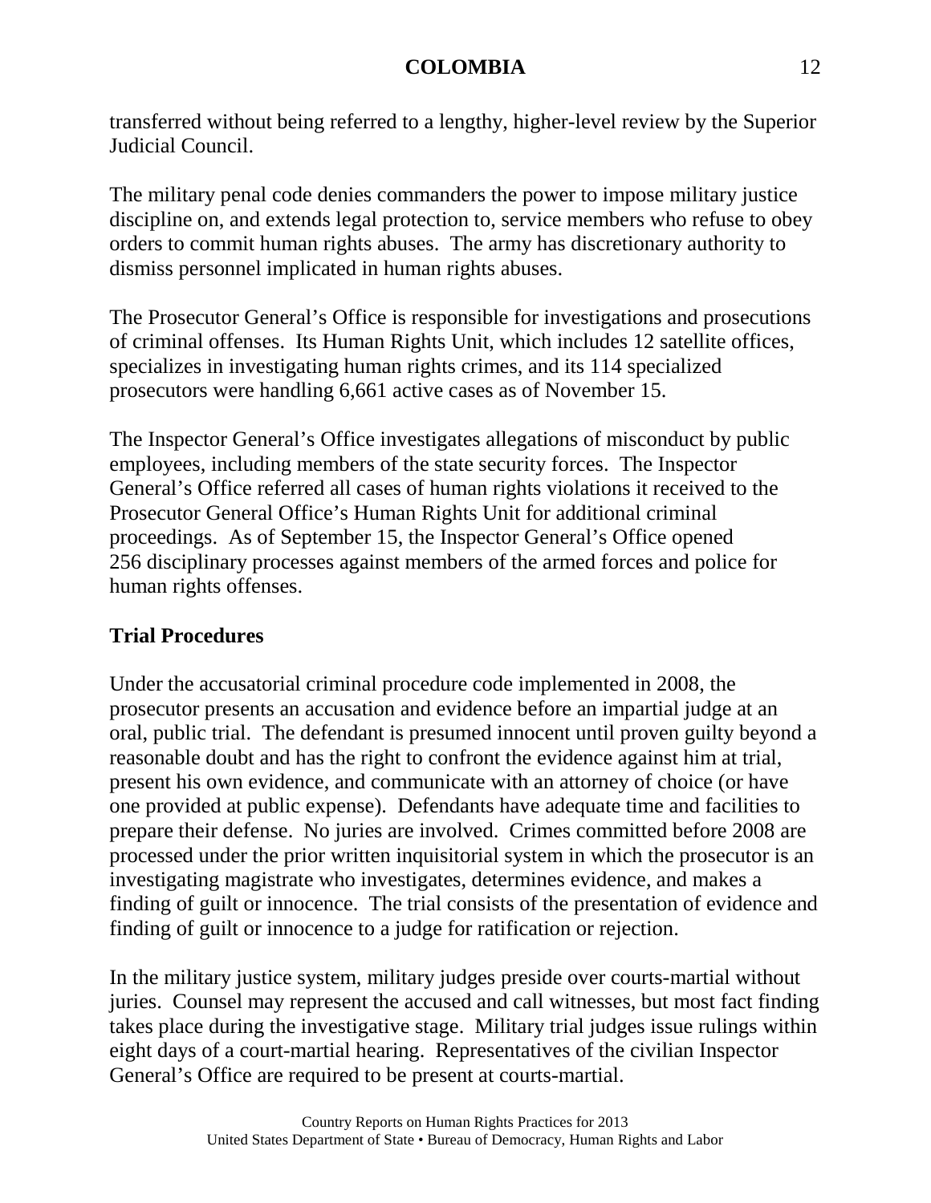transferred without being referred to a lengthy, higher-level review by the Superior Judicial Council.

The military penal code denies commanders the power to impose military justice discipline on, and extends legal protection to, service members who refuse to obey orders to commit human rights abuses. The army has discretionary authority to dismiss personnel implicated in human rights abuses.

The Prosecutor General's Office is responsible for investigations and prosecutions of criminal offenses. Its Human Rights Unit, which includes 12 satellite offices, specializes in investigating human rights crimes, and its 114 specialized prosecutors were handling 6,661 active cases as of November 15.

The Inspector General's Office investigates allegations of misconduct by public employees, including members of the state security forces. The Inspector General's Office referred all cases of human rights violations it received to the Prosecutor General Office's Human Rights Unit for additional criminal proceedings. As of September 15, the Inspector General's Office opened 256 disciplinary processes against members of the armed forces and police for human rights offenses.

**Trial Procedures**

Under the accusatorial criminal procedure code implemented in 2008, the prosecutor presents an accusation and evidence before an impartial judge at an oral, public trial. The defendant is presumed innocent until proven guilty beyond a reasonable doubt and has the right to confront the evidence against him at trial, present his own evidence, and communicate with an attorney of choice (or have one provided at public expense). Defendants have adequate time and facilities to prepare their defense. No juries are involved. Crimes committed before 2008 are processed under the prior written inquisitorial system in which the prosecutor is an investigating magistrate who investigates, determines evidence, and makes a finding of guilt or innocence. The trial consists of the presentation of evidence and finding of guilt or innocence to a judge for ratification or rejection.

In the military justice system, military judges preside over courts-martial without juries. Counsel may represent the accused and call witnesses, but most fact finding takes place during the investigative stage. Military trial judges issue rulings within eight days of a court-martial hearing. Representatives of the civilian Inspector General's Office are required to be present at courts-martial.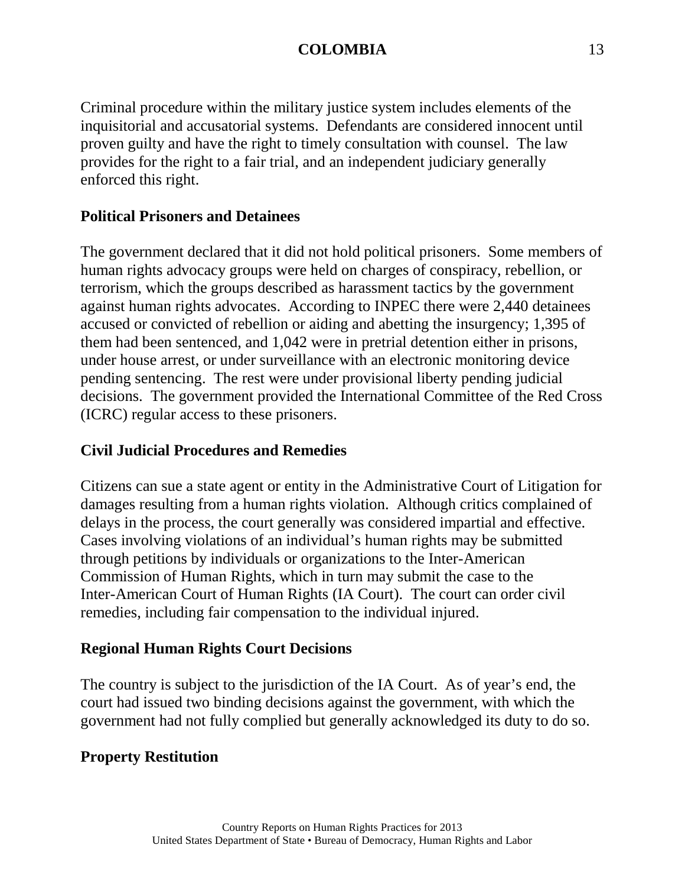Criminal procedure within the military justice system includes elements of the inquisitorial and accusatorial systems. Defendants are considered innocent until proven guilty and have the right to timely consultation with counsel. The law provides for the right to a fair trial, and an independent judiciary generally enforced this right.

**Political Prisoners and Detainees**

The government declared that it did not hold political prisoners. Some members of human rights advocacy groups were held on charges of conspiracy, rebellion, or terrorism, which the groups described as harassment tactics by the government against human rights advocates. According to INPEC there were 2,440 detainees accused or convicted of rebellion or aiding and abetting the insurgency; 1,395 of them had been sentenced, and 1,042 were in pretrial detention either in prisons, under house arrest, or under surveillance with an electronic monitoring device pending sentencing. The rest were under provisional liberty pending judicial decisions. The government provided the International Committee of the Red Cross (ICRC) regular access to these prisoners.

**Civil Judicial Procedures and Remedies**

Citizens can sue a state agent or entity in the Administrative Court of Litigation for damages resulting from a human rights violation. Although critics complained of delays in the process, the court generally was considered impartial and effective. Cases involving violations of an individual's human rights may be submitted through petitions by individuals or organizations to the Inter-American Commission of Human Rights, which in turn may submit the case to the Inter-American Court of Human Rights (IA Court). The court can order civil remedies, including fair compensation to the individual injured.

**Regional Human Rights Court Decisions**

The country is subject to the jurisdiction of the IA Court. As of year's end, the court had issued two binding decisions against the government, with which the government had not fully complied but generally acknowledged its duty to do so.

**Property Restitution**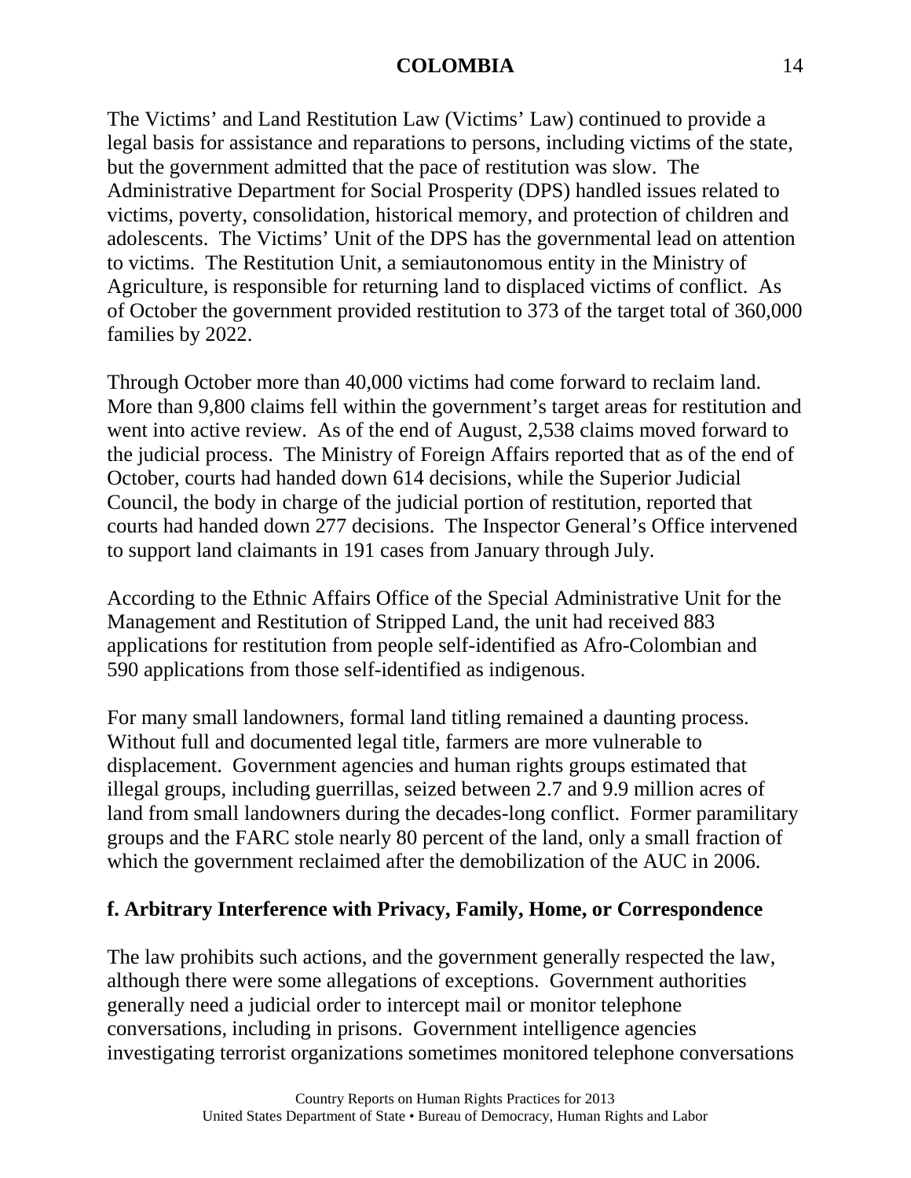The Victims' and Land Restitution Law (Victims' Law) continued to provide a legal basis for assistance and reparations to persons, including victims of the state, but the government admitted that the pace of restitution was slow. The Administrative Department for Social Prosperity (DPS) handled issues related to victims, poverty, consolidation, historical memory, and protection of children and adolescents. The Victims' Unit of the DPS has the governmental lead on attention to victims. The Restitution Unit, a semiautonomous entity in the Ministry of Agriculture, is responsible for returning land to displaced victims of conflict. As of October the government provided restitution to 373 of the target total of 360,000 families by 2022.

Through October more than 40,000 victims had come forward to reclaim land. More than 9,800 claims fell within the government's target areas for restitution and went into active review. As of the end of August, 2,538 claims moved forward to the judicial process. The Ministry of Foreign Affairs reported that as of the end of October, courts had handed down 614 decisions, while the Superior Judicial Council, the body in charge of the judicial portion of restitution, reported that courts had handed down 277 decisions. The Inspector General's Office intervened to support land claimants in 191 cases from January through July.

According to the Ethnic Affairs Office of the Special Administrative Unit for the Management and Restitution of Stripped Land, the unit had received 883 applications for restitution from people self-identified as Afro-Colombian and 590 applications from those self-identified as indigenous.

For many small landowners, formal land titling remained a daunting process. Without full and documented legal title, farmers are more vulnerable to displacement. Government agencies and human rights groups estimated that illegal groups, including guerrillas, seized between 2.7 and 9.9 million acres of land from small landowners during the decades-long conflict. Former paramilitary groups and the FARC stole nearly 80 percent of the land, only a small fraction of which the government reclaimed after the demobilization of the AUC in 2006.

## f. Arbitrary Interference with Privacy, Family, Home, or Correspondence

The law prohibits such actions, and the government generally respected the law, although there were some allegations of exceptions. Government authorities generally need a judicial order to intercept mail or monitor telephone conversations, including in prisons. Government intelligence agencies investigating terrorist organizations sometimes monitored telephone conversations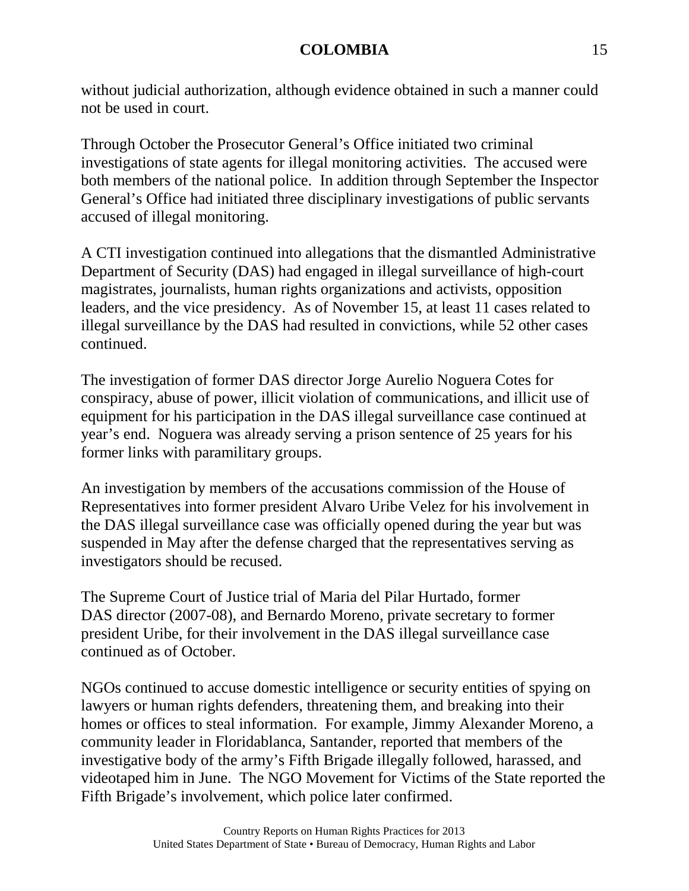without judicial authorization, although evidence obtained in such a manner could not be used in court.

Through October the Prosecutor General's Office initiated two criminal investigations of state agents for illegal monitoring activities. The accused were both members of the national police. In addition through September the Inspector General's Office had initiated three disciplinary investigations of public servants accused of illegal monitoring.

A CTI investigation continued into allegations that the dismantled Administrative Department of Security (DAS) had engaged in illegal surveillance of high-court magistrates, journalists, human rights organizations and activists, opposition leaders, and the vice presidency. As of November 15, at least 11 cases related to illegal surveillance by the DAS had resulted in convictions, while 52 other cases continued.

The investigation of former DAS director Jorge Aurelio Noguera Cotes for conspiracy, abuse of power, illicit violation of communications, and illicit use of equipment for his participation in the DAS illegal surveillance case continued at year's end. Noguera was already serving a prison sentence of 25 years for his former links with paramilitary groups.

An investigation by members of the accusations commission of the House of Representatives into former president Alvaro Uribe Velez for his involvement in the DAS illegal surveillance case was officially opened during the year but was suspended in May after the defense charged that the representatives serving as investigators should be recused.

The Supreme Court of Justice trial of Maria del Pilar Hurtado, former DAS director (2007-08), and Bernardo Moreno, private secretary to former president Uribe, for their involvement in the DAS illegal surveillance case continued as of October.

NGOs continued to accuse domestic intelligence or security entities of spying on lawyers or human rights defenders, threatening them, and breaking into their homes or offices to steal information. For example, Jimmy Alexander Moreno, a community leader in Floridablanca, Santander, reported that members of the investigative body of the army's Fifth Brigade illegally followed, harassed, and videotaped him in June. The NGO Movement for Victims of the State reported the Fifth Brigade's involvement, which police later confirmed.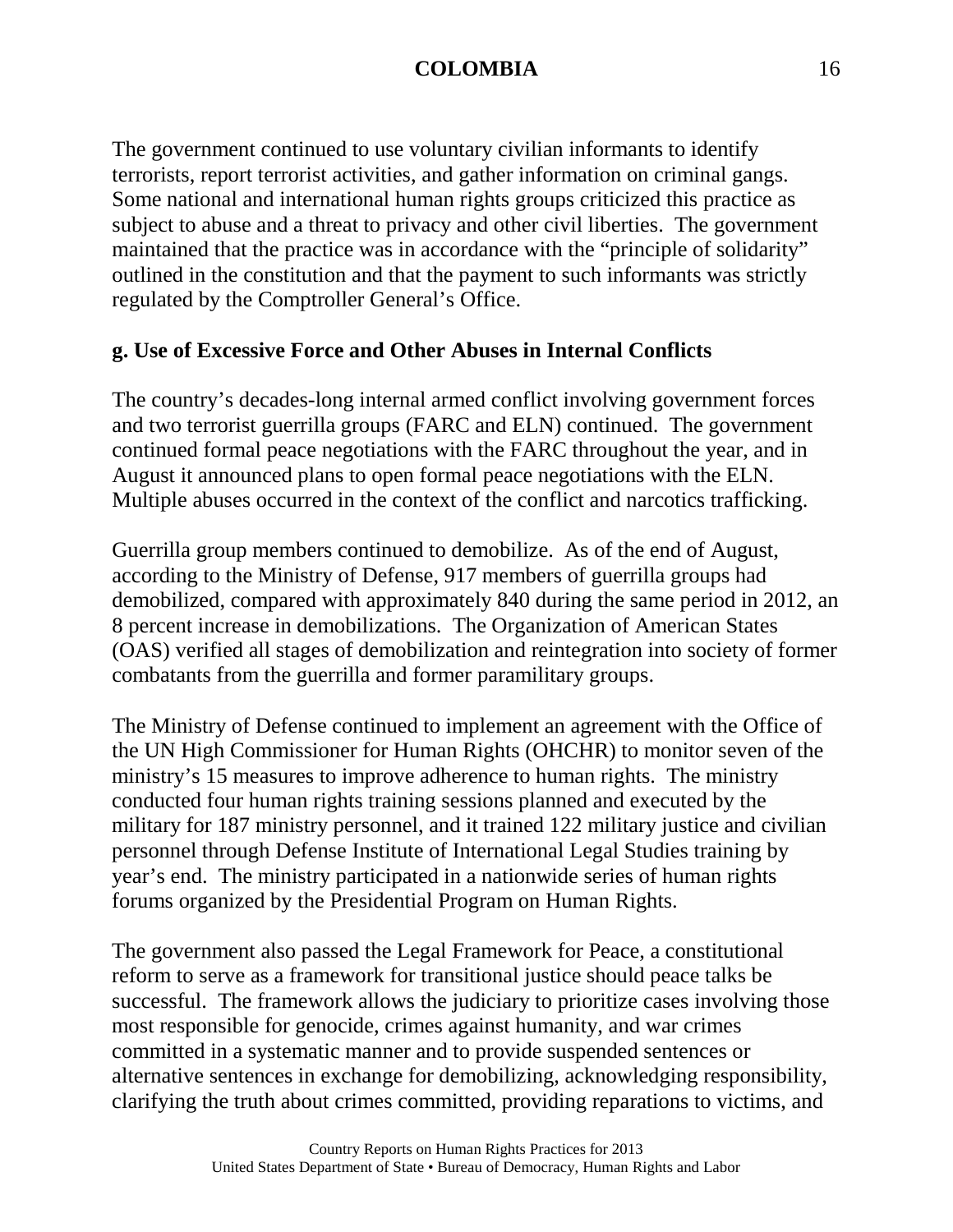The government continued to use voluntary civilian informants to identify terrorists, report terrorist activities, and gather information on criminal gangs. Some national and international human rights groups criticized this practice as subject to abuse and a threat to privacy and other civil liberties. The government maintained that the practice was in accordance with the "principle of solidarity" outlined in the constitution and that the payment to such informants was strictly regulated by the Comptroller General's Office.

**g. Use of Excessive Force and Other Abuses in Internal Conflicts**

The country's decades-long internal armed conflict involving government forces and two terrorist guerrilla groups (FARC and ELN) continued. The government continued formal peace negotiations with the FARC throughout the year, and in August it announced plans to open formal peace negotiations with the ELN. Multiple abuses occurred in the context of the conflict and narcotics trafficking.

Guerrilla group members continued to demobilize. As of the end of August, according to the Ministry of Defense, 917 members of guerrilla groups had demobilized, compared with approximately 840 during the same period in 2012, an 8 percent increase in demobilizations. The Organization of American States (OAS) verified all stages of demobilization and reintegration into society of former combatants from the guerrilla and former paramilitary groups.

The Ministry of Defense continued to implement an agreement with the Office of the UN High Commissioner for Human Rights (OHCHR) to monitor seven of the ministry's 15 measures to improve adherence to human rights. The ministry conducted four human rights training sessions planned and executed by the military for 187 ministry personnel, and it trained 122 military justice and civilian personnel through Defense Institute of International Legal Studies training by year's end. The ministry participated in a nationwide series of human rights forums organized by the Presidential Program on Human Rights.

The government also passed the Legal Framework for Peace, a constitutional reform to serve as a framework for transitional justice should peace talks be successful. The framework allows the judiciary to prioritize cases involving those most responsible for genocide, crimes against humanity, and war crimes committed in a systematic manner and to provide suspended sentences or alternative sentences in exchange for demobilizing, acknowledging responsibility, clarifying the truth about crimes committed, providing reparations to victims, and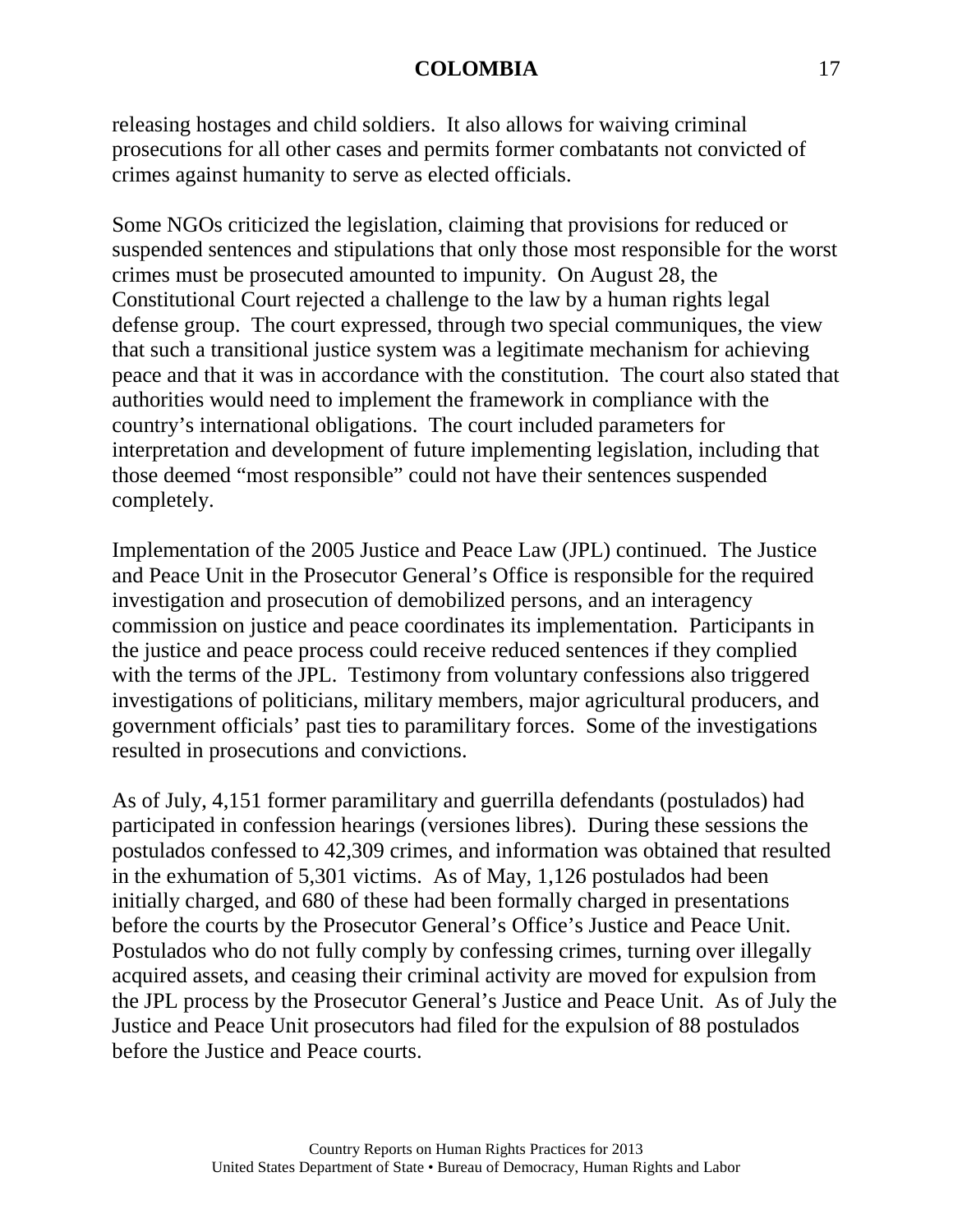releasing hostages and child soldiers. It also allows for waiving criminal prosecutions for all other cases and permits former combatants not convicted of crimes against humanity to serve as elected officials.

Some NGOs criticized the legislation, claiming that provisions for reduced or suspended sentences and stipulations that only those most responsible for the worst crimes must be prosecuted amounted to impunity. On August 28, the Constitutional Court rejected a challenge to the law by a human rights legal defense group. The court expressed, through two special communiques, the view that such a transitional justice system was a legitimate mechanism for achieving peace and that it was in accordance with the constitution. The court also stated that authorities would need to implement the framework in compliance with the country's international obligations. The court included parameters for interpretation and development of future implementing legislation, including that those deemed "most responsible" could not have their sentences suspended completely.

Implementation of the 2005 Justice and Peace Law (JPL) continued. The Justice and Peace Unit in the Prosecutor General's Office is responsible for the required investigation and prosecution of demobilized persons, and an interagency commission on justice and peace coordinates its implementation. Participants in the justice and peace process could receive reduced sentences if they complied with the terms of the JPL. Testimony from voluntary confessions also triggered investigations of politicians, military members, major agricultural producers, and government officials' past ties to paramilitary forces. Some of the investigations resulted in prosecutions and convictions.

As of July, 4,151 former paramilitary and guerrilla defendants (postulados) had participated in confession hearings (versiones libres). During these sessions the postulados confessed to 42,309 crimes, and information was obtained that resulted in the exhumation of 5,301 victims. As of May, 1,126 postulados had been initially charged, and 680 of these had been formally charged in presentations before the courts by the Prosecutor General's Office's Justice and Peace Unit. Postulados who do not fully comply by confessing crimes, turning over illegally acquired assets, and ceasing their criminal activity are moved for expulsion from the JPL process by the Prosecutor General's Justice and Peace Unit. As of July the Justice and Peace Unit prosecutors had filed for the expulsion of 88 postulados before the Justice and Peace courts.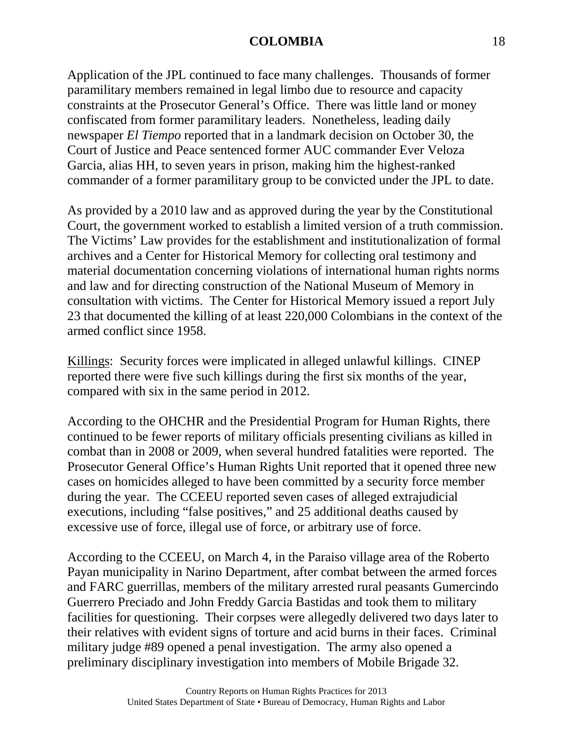Application of the JPL continued to face many challenges. Thousands of former paramilitary members remained in legal limbo due to resource and capacity constraints at the Prosecutor General's Office. There was little land or money confiscated from former paramilitary leaders. Nonetheless, leading daily newspaper *El Tiempo* reported that in a landmark decision on October 30, the Court of Justice and Peace sentenced former AUC commander Ever Veloza Garcia, alias HH, to seven years in prison, making him the highest-ranked commander of a former paramilitary group to be convicted under the JPL to date.

As provided by a 2010 law and as approved during the year by the Constitutional Court, the government worked to establish a limited version of a truth commission. The Victims' Law provides for the establishment and institutionalization of formal archives and a Center for Historical Memory for collecting oral testimony and material documentation concerning violations of international human rights norms and law and for directing construction of the National Museum of Memory in consultation with victims. The Center for Historical Memory issued a report July 23 that documented the killing of at least 220,000 Colombians in the context of the armed conflict since 1958.

<u>Killings</u>: Security forces were implicated in alleged unlawful killings. CINEP reported there were five such killings during the first six months of the year, compared with six in the same period in 2012.

According to the OHCHR and the Presidential Program for Human Rights, there continued to be fewer reports of military officials presenting civilians as killed in combat than in 2008 or 2009, when several hundred fatalities were reported. The Prosecutor General Office's Human Rights Unit reported that it opened three new cases on homicides alleged to have been committed by a security force member during the year. The CCEEU reported seven cases of alleged extrajudicial executions, including "false positives," and 25 additional deaths caused by excessive use of force, illegal use of force, or arbitrary use of force.

According to the CCEEU, on March 4, in the Paraiso village area of the Roberto Payan municipality in Narino Department, after combat between the armed forces and FARC guerrillas, members of the military arrested rural peasants Gumercindo Guerrero Preciado and John Freddy Garcia Bastidas and took them to military facilities for questioning. Their corpses were allegedly delivered two days later to their relatives with evident signs of torture and acid burns in their faces. Criminal military judge #89 opened a penal investigation. The army also opened a preliminary disciplinary investigation into members of Mobile Brigade 32.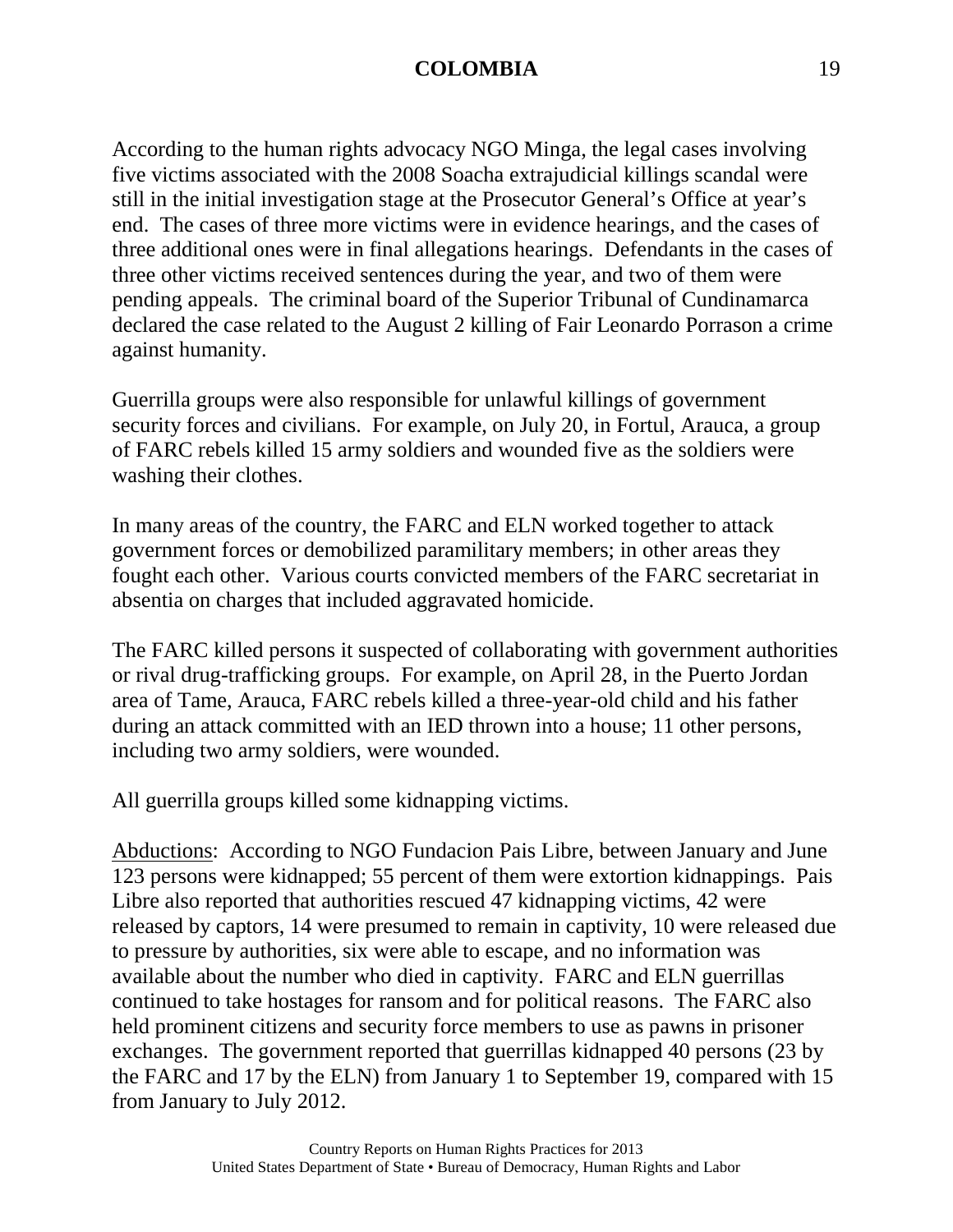According to the human rights advocacy NGO Minga, the legal cases involving five victims associated with the 2008 Soacha extrajudicial killings scandal were still in the initial investigation stage at the Prosecutor General's Office at year's end. The cases of three more victims were in evidence hearings, and the cases of three additional ones were in final allegations hearings. Defendants in the cases of three other victims received sentences during the year, and two of them were pending appeals. The criminal board of the Superior Tribunal of Cundinamarca declared the case related to the August 2 killing of Fair Leonardo Porrason a crime against humanity.

Guerrilla groups were also responsible for unlawful killings of government security forces and civilians. For example, on July 20, in Fortul, Arauca, a group of FARC rebels killed 15 army soldiers and wounded five as the soldiers were washing their clothes.

In many areas of the country, the FARC and ELN worked together to attack government forces or demobilized paramilitary members; in other areas they fought each other. Various courts convicted members of the FARC secretariat in absentia on charges that included aggravated homicide.

The FARC killed persons it suspected of collaborating with government authorities or rival drug-trafficking groups. For example, on April 28, in the Puerto Jordan area of Tame, Arauca, FARC rebels killed a three-year-old child and his father during an attack committed with an IED thrown into a house; 11 other persons, including two army soldiers, were wounded.

All guerrilla groups killed some kidnapping victims.

Abductions: According to NGO Fundacion Pais Libre, between January and June 123 persons were kidnapped; 55 percent of them were extortion kidnappings. Pais Libre also reported that authorities rescued 47 kidnapping victims, 42 were released by captors, 14 were presumed to remain in captivity, 10 were released due to pressure by authorities, six were able to escape, and no information was available about the number who died in captivity. FARC and ELN guerrillas continued to take hostages for ransom and for political reasons. The FARC also held prominent citizens and security force members to use as pawns in prisoner exchanges. The government reported that guerrillas kidnapped 40 persons (23 by the FARC and 17 by the ELN) from January 1 to September 19, compared with 15 from January to July 2012.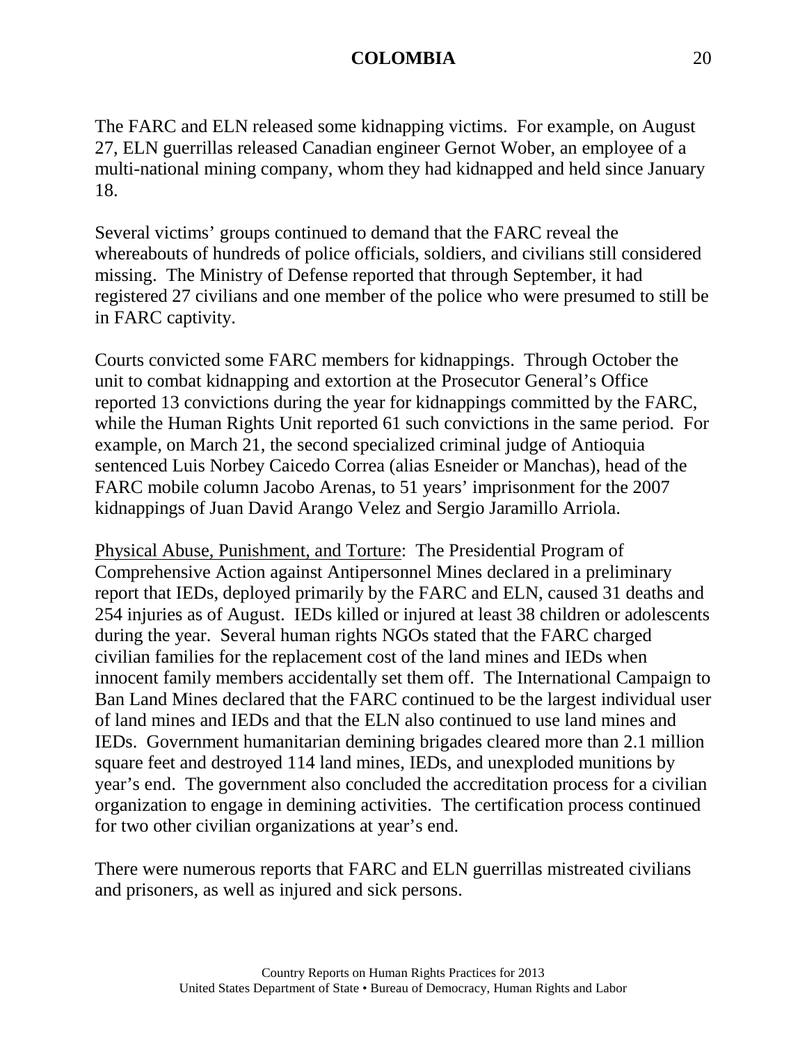The FARC and ELN released some kidnapping victims. For example, on August 27, ELN guerrillas released Canadian engineer Gernot Wober, an employee of a multi-national mining company, whom they had kidnapped and held since January 18.

Several victims' groups continued to demand that the FARC reveal the whereabouts of hundreds of police officials, soldiers, and civilians still considered missing. The Ministry of Defense reported that through September, it had registered 27 civilians and one member of the police who were presumed to still be in FARC captivity.

Courts convicted some FARC members for kidnappings. Through October the unit to combat kidnapping and extortion at the Prosecutor General's Office reported 13 convictions during the year for kidnappings committed by the FARC, while the Human Rights Unit reported 61 such convictions in the same period. For example, on March 21, the second specialized criminal judge of Antioquia sentenced Luis Norbey Caicedo Correa (alias Esneider or Manchas), head of the FARC mobile column Jacobo Arenas, to 51 years' imprisonment for the 2007 kidnappings of Juan David Arango Velez and Sergio Jaramillo Arriola.

<u>Physical Abuse, Punishment, and Torture</u>: The Presidential Program of Comprehensive Action against Antipersonnel Mines declared in a preliminary report that IEDs, deployed primarily by the FARC and ELN, caused 31 deaths and 254 injuries as of August. IEDs killed or injured at least 38 children or adolescents during the year. Several human rights NGOs stated that the FARC charged civilian families for the replacement cost of the land mines and IEDs when innocent family members accidentally set them off. The International Campaign to Ban Land Mines declared that the FARC continued to be the largest individual user of land mines and IEDs and that the ELN also continued to use land mines and IEDs. Government humanitarian demining brigades cleared more than 2.1 million square feet and destroyed 114 land mines, IEDs, and unexploded munitions by year's end. The government also concluded the accreditation process for a civilian organization to engage in demining activities. The certification process continued for two other civilian organizations at year's end.

There were numerous reports that FARC and ELN guerrillas mistreated civilians and prisoners, as well as injured and sick persons.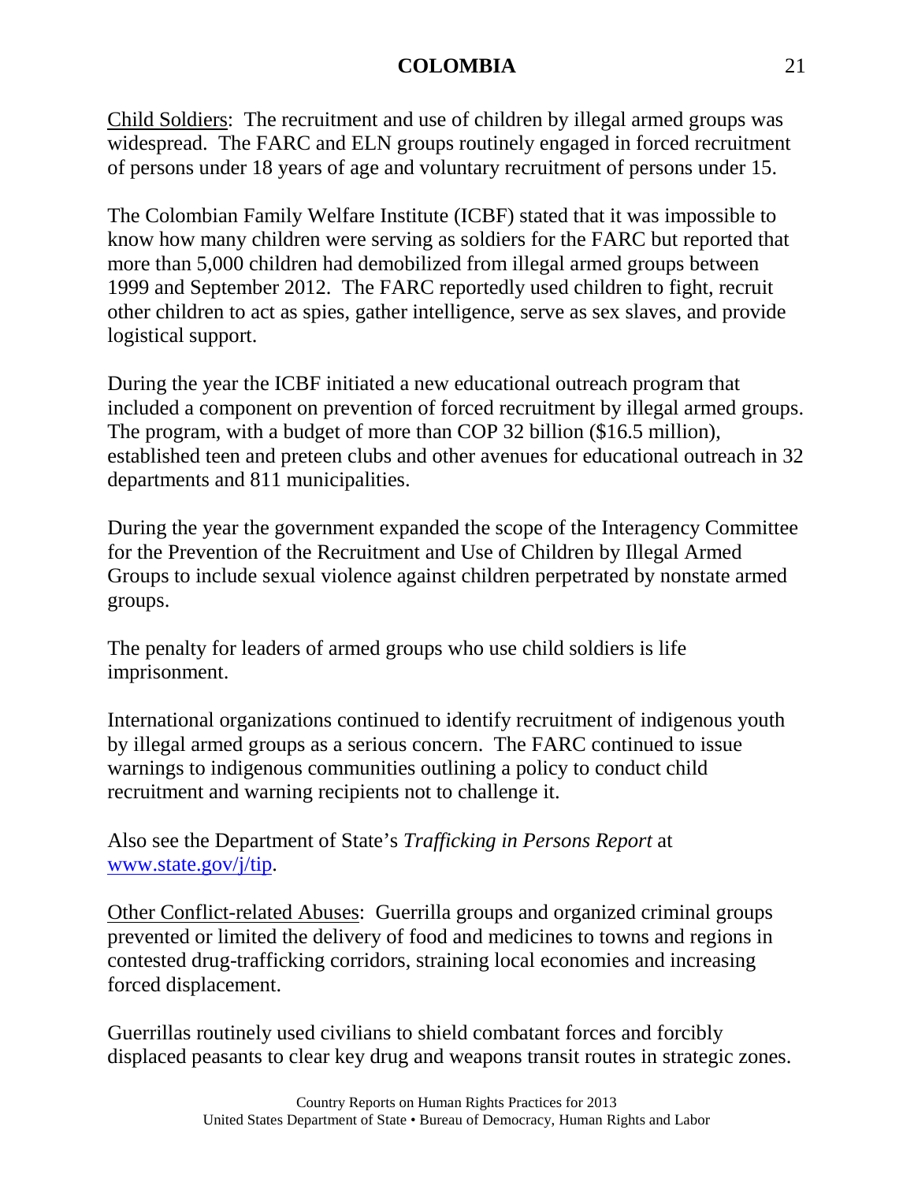<u>Child Soldiers</u>: The recruitment and use of children by illegal armed groups was widespread. The FARC and ELN groups routinely engaged in forced recruitment of persons under 18 years of age and voluntary recruitment of persons under 15.

The Colombian Family Welfare Institute (ICBF) stated that it was impossible to know how many children were serving as soldiers for the FARC but reported that more than 5,000 children had demobilized from illegal armed groups between 1999 and September 2012. The FARC reportedly used children to fight, recruit other children to act as spies, gather intelligence, serve as sex slaves, and provide logistical support.

During the year the ICBF initiated a new educational outreach program that included a component on prevention of forced recruitment by illegal armed groups. The program, with a budget of more than COP 32 billion ($16.5 million), established teen and preteen clubs and other avenues for educational outreach in 32 departments and 811 municipalities.

During the year the government expanded the scope of the Interagency Committee for the Prevention of the Recruitment and Use of Children by Illegal Armed Groups to include sexual violence against children perpetrated by nonstate armed groups.

The penalty for leaders of armed groups who use child soldiers is life imprisonment.

International organizations continued to identify recruitment of indigenous youth by illegal armed groups as a serious concern. The FARC continued to issue warnings to indigenous communities outlining a policy to conduct child recruitment and warning recipients not to challenge it.

Also see the Department of State's *Trafficking in Persons Report* at [www.state.gov/j/tip](http://www.state.gov/j/tip).

<u>Other Conflict-related Abuses</u>: Guerrilla groups and organized criminal groups prevented or limited the delivery of food and medicines to towns and regions in contested drug-trafficking corridors, straining local economies and increasing forced displacement.

Guerrillas routinely used civilians to shield combatant forces and forcibly displaced peasants to clear key drug and weapons transit routes in strategic zones.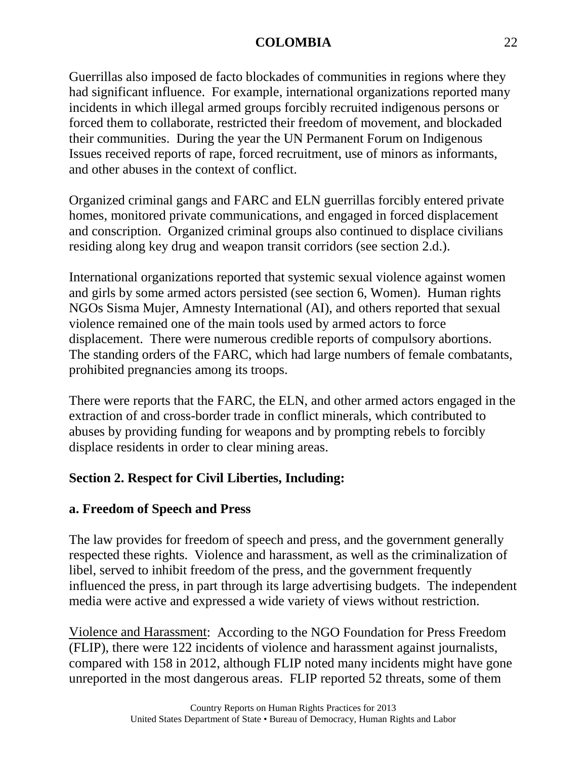Guerrillas also imposed de facto blockades of communities in regions where they had significant influence. For example, international organizations reported many incidents in which illegal armed groups forcibly recruited indigenous persons or forced them to collaborate, restricted their freedom of movement, and blockaded their communities. During the year the UN Permanent Forum on Indigenous Issues received reports of rape, forced recruitment, use of minors as informants, and other abuses in the context of conflict.

Organized criminal gangs and FARC and ELN guerrillas forcibly entered private homes, monitored private communications, and engaged in forced displacement and conscription. Organized criminal groups also continued to displace civilians residing along key drug and weapon transit corridors (see section 2.d.).

International organizations reported that systemic sexual violence against women and girls by some armed actors persisted (see section 6, Women). Human rights NGOs Sisma Mujer, Amnesty International (AI), and others reported that sexual violence remained one of the main tools used by armed actors to force displacement. There were numerous credible reports of compulsory abortions. The standing orders of the FARC, which had large numbers of female combatants, prohibited pregnancies among its troops.

There were reports that the FARC, the ELN, and other armed actors engaged in the extraction of and cross-border trade in conflict minerals, which contributed to abuses by providing funding for weapons and by prompting rebels to forcibly displace residents in order to clear mining areas.

## Section 2. Respect for Civil Liberties, Including:

### a. Freedom of Speech and Press

The law provides for freedom of speech and press, and the government generally respected these rights. Violence and harassment, as well as the criminalization of libel, served to inhibit freedom of the press, and the government frequently influenced the press, in part through its large advertising budgets. The independent media were active and expressed a wide variety of views without restriction.

Violence and Harassment: According to the NGO Foundation for Press Freedom (FLIP), there were 122 incidents of violence and harassment against journalists, compared with 158 in 2012, although FLIP noted many incidents might have gone unreported in the most dangerous areas. FLIP reported 52 threats, some of them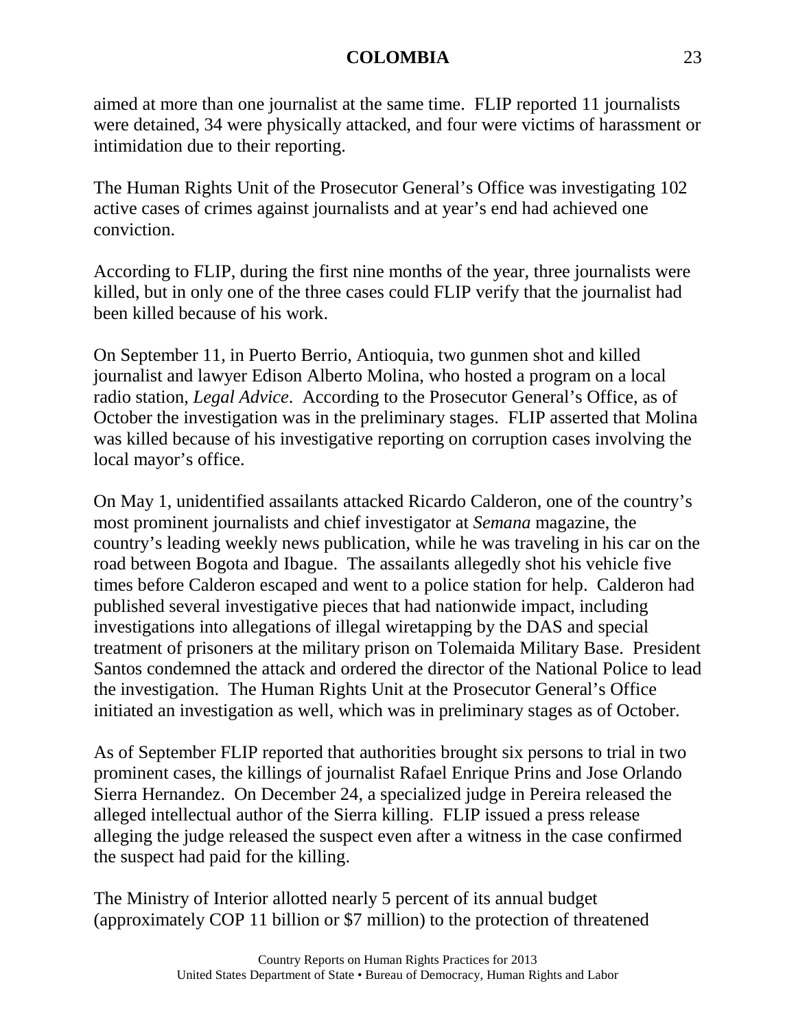aimed at more than one journalist at the same time. FLIP reported 11 journalists were detained, 34 were physically attacked, and four were victims of harassment or intimidation due to their reporting.

The Human Rights Unit of the Prosecutor General's Office was investigating 102 active cases of crimes against journalists and at year's end had achieved one conviction.

According to FLIP, during the first nine months of the year, three journalists were killed, but in only one of the three cases could FLIP verify that the journalist had been killed because of his work.

On September 11, in Puerto Berrio, Antioquia, two gunmen shot and killed journalist and lawyer Edison Alberto Molina, who hosted a program on a local radio station, *Legal Advice*. According to the Prosecutor General's Office, as of October the investigation was in the preliminary stages. FLIP asserted that Molina was killed because of his investigative reporting on corruption cases involving the local mayor's office.

On May 1, unidentified assailants attacked Ricardo Calderon, one of the country's most prominent journalists and chief investigator at *Semana* magazine, the country's leading weekly news publication, while he was traveling in his car on the road between Bogota and Ibague. The assailants allegedly shot his vehicle five times before Calderon escaped and went to a police station for help. Calderon had published several investigative pieces that had nationwide impact, including investigations into allegations of illegal wiretapping by the DAS and special treatment of prisoners at the military prison on Tolemaida Military Base. President Santos condemned the attack and ordered the director of the National Police to lead the investigation. The Human Rights Unit at the Prosecutor General's Office initiated an investigation as well, which was in preliminary stages as of October.

As of September FLIP reported that authorities brought six persons to trial in two prominent cases, the killings of journalist Rafael Enrique Prins and Jose Orlando Sierra Hernandez. On December 24, a specialized judge in Pereira released the alleged intellectual author of the Sierra killing. FLIP issued a press release alleging the judge released the suspect even after a witness in the case confirmed the suspect had paid for the killing.

The Ministry of Interior allotted nearly 5 percent of its annual budget (approximately COP 11 billion or $7 million) to the protection of threatened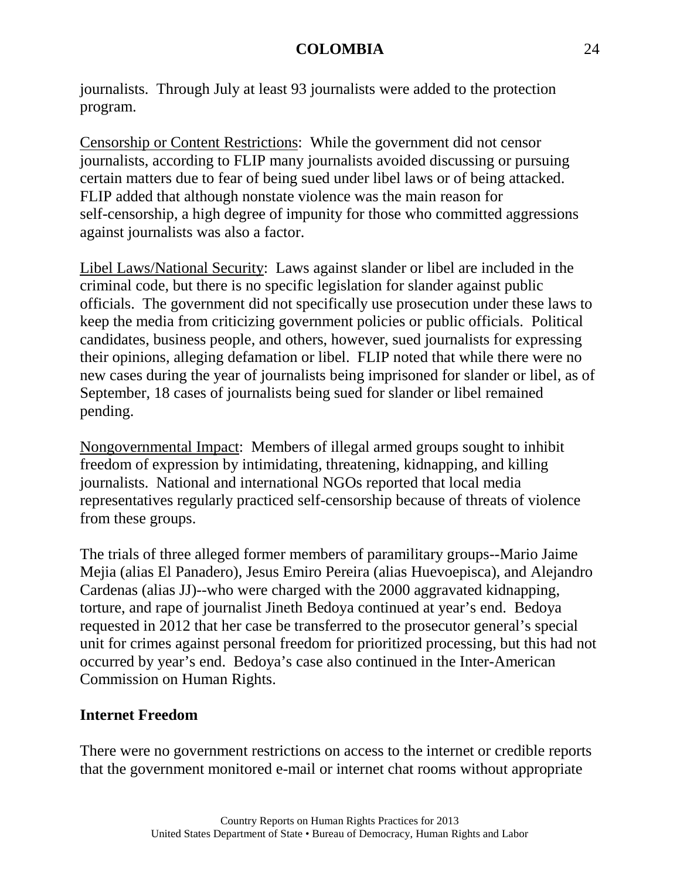journalists. Through July at least 93 journalists were added to the protection program.

Censorship or Content Restrictions: While the government did not censor journalists, according to FLIP many journalists avoided discussing or pursuing certain matters due to fear of being sued under libel laws or of being attacked. FLIP added that although nonstate violence was the main reason for self-censorship, a high degree of impunity for those who committed aggressions against journalists was also a factor.

Libel Laws/National Security: Laws against slander or libel are included in the criminal code, but there is no specific legislation for slander against public officials. The government did not specifically use prosecution under these laws to keep the media from criticizing government policies or public officials. Political candidates, business people, and others, however, sued journalists for expressing their opinions, alleging defamation or libel. FLIP noted that while there were no new cases during the year of journalists being imprisoned for slander or libel, as of September, 18 cases of journalists being sued for slander or libel remained pending.

Nongovernmental Impact: Members of illegal armed groups sought to inhibit freedom of expression by intimidating, threatening, kidnapping, and killing journalists. National and international NGOs reported that local media representatives regularly practiced self-censorship because of threats of violence from these groups.

The trials of three alleged former members of paramilitary groups--Mario Jaime Mejia (alias El Panadero), Jesus Emiro Pereira (alias Huevoepisca), and Alejandro Cardenas (alias JJ)--who were charged with the 2000 aggravated kidnapping, torture, and rape of journalist Jineth Bedoya continued at year's end. Bedoya requested in 2012 that her case be transferred to the prosecutor general's special unit for crimes against personal freedom for prioritized processing, but this had not occurred by year's end. Bedoya's case also continued in the Inter-American Commission on Human Rights.

**Internet Freedom**

There were no government restrictions on access to the internet or credible reports that the government monitored e-mail or internet chat rooms without appropriate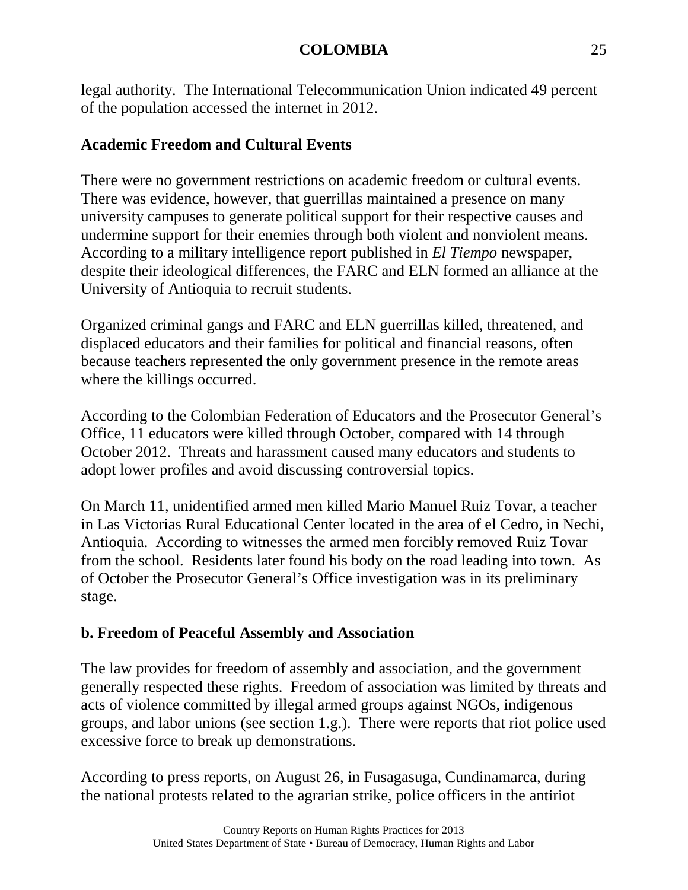legal authority. The International Telecommunication Union indicated 49 percent of the population accessed the internet in 2012.

**Academic Freedom and Cultural Events**

There were no government restrictions on academic freedom or cultural events. There was evidence, however, that guerrillas maintained a presence on many university campuses to generate political support for their respective causes and undermine support for their enemies through both violent and nonviolent means. According to a military intelligence report published in *El Tiempo* newspaper, despite their ideological differences, the FARC and ELN formed an alliance at the University of Antioquia to recruit students.

Organized criminal gangs and FARC and ELN guerrillas killed, threatened, and displaced educators and their families for political and financial reasons, often because teachers represented the only government presence in the remote areas where the killings occurred.

According to the Colombian Federation of Educators and the Prosecutor General's Office, 11 educators were killed through October, compared with 14 through October 2012. Threats and harassment caused many educators and students to adopt lower profiles and avoid discussing controversial topics.

On March 11, unidentified armed men killed Mario Manuel Ruiz Tovar, a teacher in Las Victorias Rural Educational Center located in the area of el Cedro, in Nechi, Antioquia. According to witnesses the armed men forcibly removed Ruiz Tovar from the school. Residents later found his body on the road leading into town. As of October the Prosecutor General's Office investigation was in its preliminary stage.

## b. Freedom of Peaceful Assembly and Association

The law provides for freedom of assembly and association, and the government generally respected these rights. Freedom of association was limited by threats and acts of violence committed by illegal armed groups against NGOs, indigenous groups, and labor unions (see section 1.g.). There were reports that riot police used excessive force to break up demonstrations.

According to press reports, on August 26, in Fusagasuga, Cundinamarca, during the national protests related to the agrarian strike, police officers in the antiriot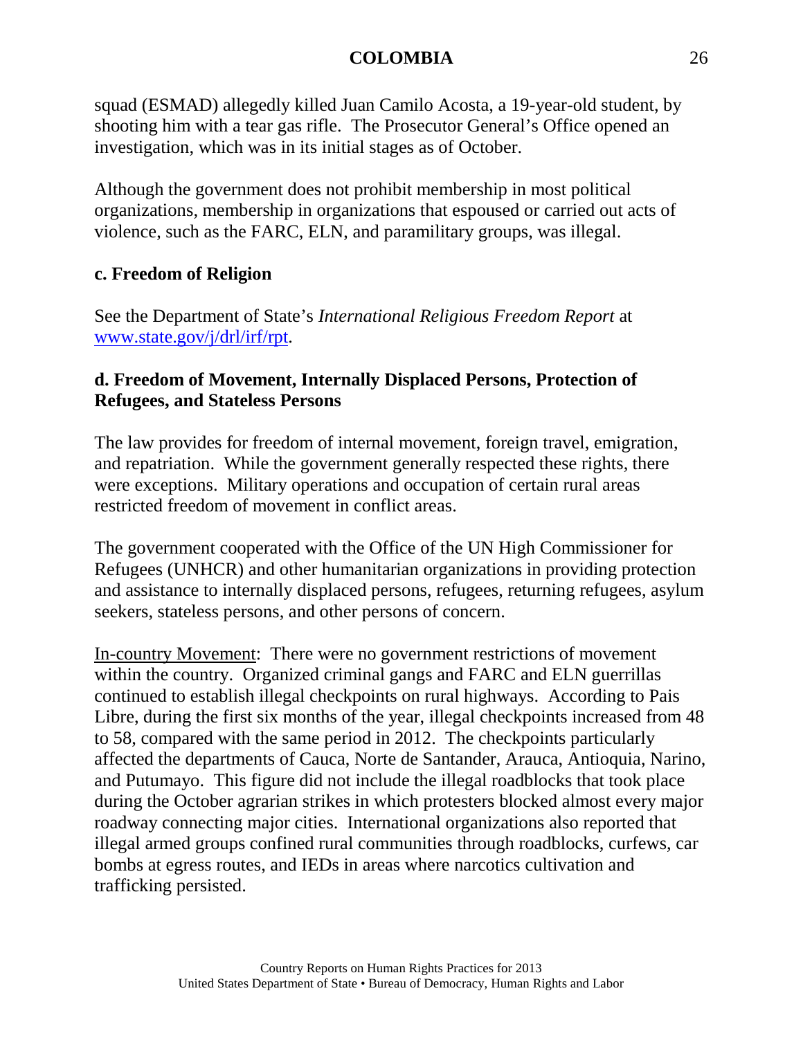squad (ESMAD) allegedly killed Juan Camilo Acosta, a 19-year-old student, by shooting him with a tear gas rifle. The Prosecutor General's Office opened an investigation, which was in its initial stages as of October.

Although the government does not prohibit membership in most political organizations, membership in organizations that espoused or carried out acts of violence, such as the FARC, ELN, and paramilitary groups, was illegal.

### c. Freedom of Religion

See the Department of State's *International Religious Freedom Report* at [www.state.gov/j/drl/irf/rpt](www.state.gov/j/drl/irf/rpt).

### d. Freedom of Movement, Internally Displaced Persons, Protection of Refugees, and Stateless Persons

The law provides for freedom of internal movement, foreign travel, emigration, and repatriation. While the government generally respected these rights, there were exceptions. Military operations and occupation of certain rural areas restricted freedom of movement in conflict areas.

The government cooperated with the Office of the UN High Commissioner for Refugees (UNHCR) and other humanitarian organizations in providing protection and assistance to internally displaced persons, refugees, returning refugees, asylum seekers, stateless persons, and other persons of concern.

In-country Movement: There were no government restrictions of movement within the country. Organized criminal gangs and FARC and ELN guerrillas continued to establish illegal checkpoints on rural highways. According to Pais Libre, during the first six months of the year, illegal checkpoints increased from 48 to 58, compared with the same period in 2012. The checkpoints particularly affected the departments of Cauca, Norte de Santander, Arauca, Antioquia, Narino, and Putumayo. This figure did not include the illegal roadblocks that took place during the October agrarian strikes in which protesters blocked almost every major roadway connecting major cities. International organizations also reported that illegal armed groups confined rural communities through roadblocks, curfews, car bombs at egress routes, and IEDs in areas where narcotics cultivation and trafficking persisted.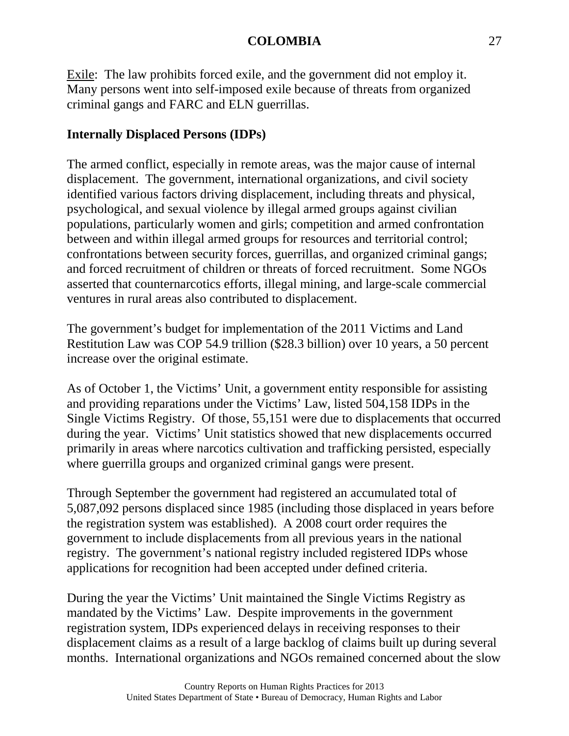Exile: The law prohibits forced exile, and the government did not employ it. Many persons went into self-imposed exile because of threats from organized criminal gangs and FARC and ELN guerrillas.

**Internally Displaced Persons (IDPs)**

The armed conflict, especially in remote areas, was the major cause of internal displacement. The government, international organizations, and civil society identified various factors driving displacement, including threats and physical, psychological, and sexual violence by illegal armed groups against civilian populations, particularly women and girls; competition and armed confrontation between and within illegal armed groups for resources and territorial control; confrontations between security forces, guerrillas, and organized criminal gangs; and forced recruitment of children or threats of forced recruitment. Some NGOs asserted that counternarcotics efforts, illegal mining, and large-scale commercial ventures in rural areas also contributed to displacement.

The government's budget for implementation of the 2011 Victims and Land Restitution Law was COP 54.9 trillion ($28.3 billion) over 10 years, a 50 percent increase over the original estimate.

As of October 1, the Victims' Unit, a government entity responsible for assisting and providing reparations under the Victims' Law, listed 504,158 IDPs in the Single Victims Registry. Of those, 55,151 were due to displacements that occurred during the year. Victims' Unit statistics showed that new displacements occurred primarily in areas where narcotics cultivation and trafficking persisted, especially where guerrilla groups and organized criminal gangs were present.

Through September the government had registered an accumulated total of 5,087,092 persons displaced since 1985 (including those displaced in years before the registration system was established). A 2008 court order requires the government to include displacements from all previous years in the national registry. The government's national registry included registered IDPs whose applications for recognition had been accepted under defined criteria.

During the year the Victims' Unit maintained the Single Victims Registry as mandated by the Victims' Law. Despite improvements in the government registration system, IDPs experienced delays in receiving responses to their displacement claims as a result of a large backlog of claims built up during several months. International organizations and NGOs remained concerned about the slow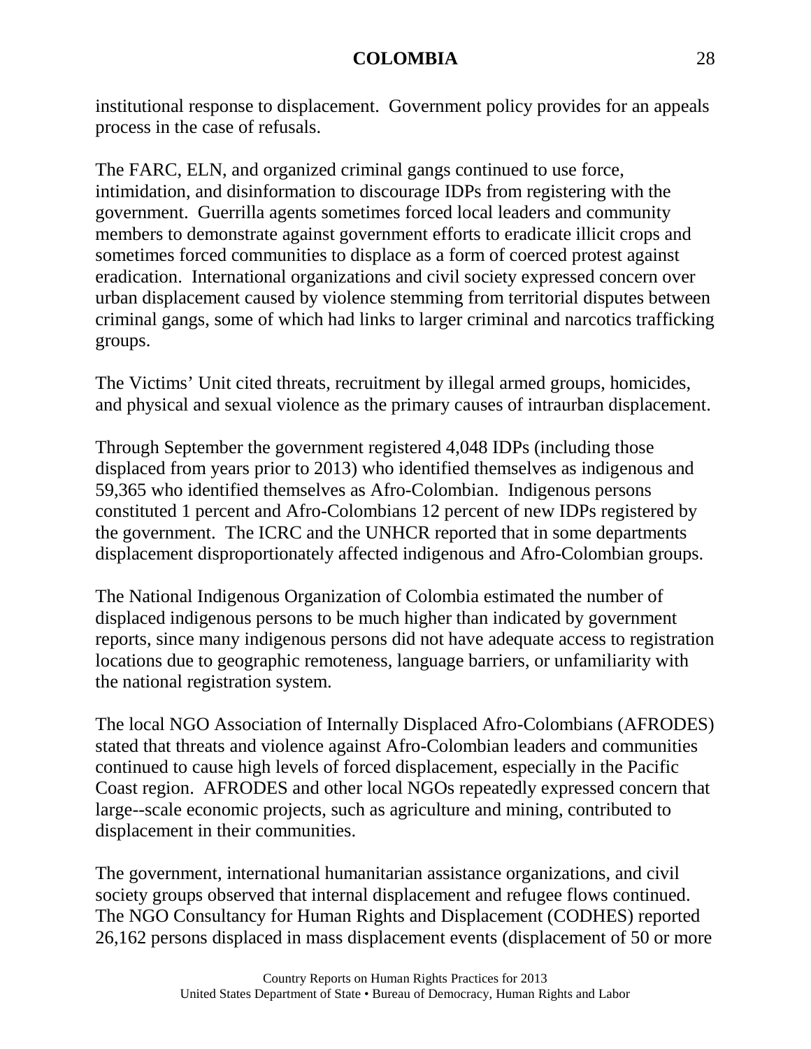institutional response to displacement. Government policy provides for an appeals process in the case of refusals.

The FARC, ELN, and organized criminal gangs continued to use force, intimidation, and disinformation to discourage IDPs from registering with the government. Guerrilla agents sometimes forced local leaders and community members to demonstrate against government efforts to eradicate illicit crops and sometimes forced communities to displace as a form of coerced protest against eradication. International organizations and civil society expressed concern over urban displacement caused by violence stemming from territorial disputes between criminal gangs, some of which had links to larger criminal and narcotics trafficking groups.

The Victims' Unit cited threats, recruitment by illegal armed groups, homicides, and physical and sexual violence as the primary causes of intraurban displacement.

Through September the government registered 4,048 IDPs (including those displaced from years prior to 2013) who identified themselves as indigenous and 59,365 who identified themselves as Afro-Colombian. Indigenous persons constituted 1 percent and Afro-Colombians 12 percent of new IDPs registered by the government. The ICRC and the UNHCR reported that in some departments displacement disproportionately affected indigenous and Afro-Colombian groups.

The National Indigenous Organization of Colombia estimated the number of displaced indigenous persons to be much higher than indicated by government reports, since many indigenous persons did not have adequate access to registration locations due to geographic remoteness, language barriers, or unfamiliarity with the national registration system.

The local NGO Association of Internally Displaced Afro-Colombians (AFRODES) stated that threats and violence against Afro-Colombian leaders and communities continued to cause high levels of forced displacement, especially in the Pacific Coast region. AFRODES and other local NGOs repeatedly expressed concern that large--scale economic projects, such as agriculture and mining, contributed to displacement in their communities.

The government, international humanitarian assistance organizations, and civil society groups observed that internal displacement and refugee flows continued. The NGO Consultancy for Human Rights and Displacement (CODHES) reported 26,162 persons displaced in mass displacement events (displacement of 50 or more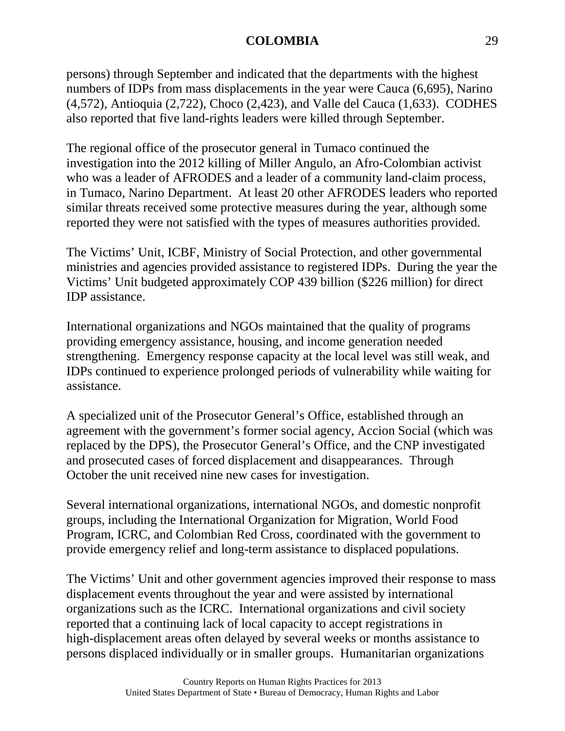persons) through September and indicated that the departments with the highest numbers of IDPs from mass displacements in the year were Cauca (6,695), Narino (4,572), Antioquia (2,722), Choco (2,423), and Valle del Cauca (1,633). CODHES also reported that five land-rights leaders were killed through September.

The regional office of the prosecutor general in Tumaco continued the investigation into the 2012 killing of Miller Angulo, an Afro-Colombian activist who was a leader of AFRODES and a leader of a community land-claim process, in Tumaco, Narino Department. At least 20 other AFRODES leaders who reported similar threats received some protective measures during the year, although some reported they were not satisfied with the types of measures authorities provided.

The Victims' Unit, ICBF, Ministry of Social Protection, and other governmental ministries and agencies provided assistance to registered IDPs. During the year the Victims' Unit budgeted approximately COP 439 billion ($226 million) for direct IDP assistance.

International organizations and NGOs maintained that the quality of programs providing emergency assistance, housing, and income generation needed strengthening. Emergency response capacity at the local level was still weak, and IDPs continued to experience prolonged periods of vulnerability while waiting for assistance.

A specialized unit of the Prosecutor General's Office, established through an agreement with the government's former social agency, Accion Social (which was replaced by the DPS), the Prosecutor General's Office, and the CNP investigated and prosecuted cases of forced displacement and disappearances. Through October the unit received nine new cases for investigation.

Several international organizations, international NGOs, and domestic nonprofit groups, including the International Organization for Migration, World Food Program, ICRC, and Colombian Red Cross, coordinated with the government to provide emergency relief and long-term assistance to displaced populations.

The Victims' Unit and other government agencies improved their response to mass displacement events throughout the year and were assisted by international organizations such as the ICRC. International organizations and civil society reported that a continuing lack of local capacity to accept registrations in high-displacement areas often delayed by several weeks or months assistance to persons displaced individually or in smaller groups. Humanitarian organizations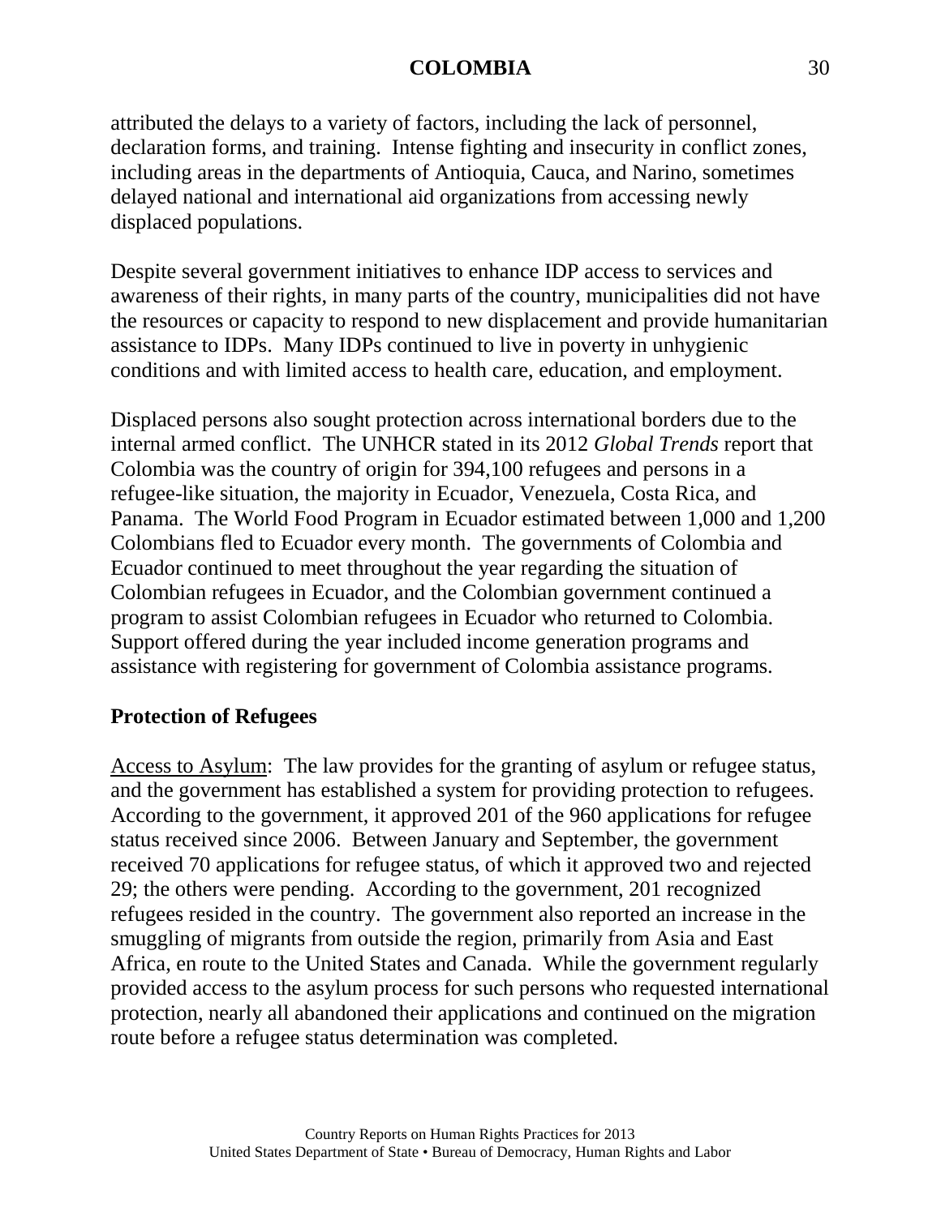attributed the delays to a variety of factors, including the lack of personnel, declaration forms, and training. Intense fighting and insecurity in conflict zones, including areas in the departments of Antioquia, Cauca, and Narino, sometimes delayed national and international aid organizations from accessing newly displaced populations.

Despite several government initiatives to enhance IDP access to services and awareness of their rights, in many parts of the country, municipalities did not have the resources or capacity to respond to new displacement and provide humanitarian assistance to IDPs. Many IDPs continued to live in poverty in unhygienic conditions and with limited access to health care, education, and employment.

Displaced persons also sought protection across international borders due to the internal armed conflict. The UNHCR stated in its 2012 *Global Trends* report that Colombia was the country of origin for 394,100 refugees and persons in a refugee-like situation, the majority in Ecuador, Venezuela, Costa Rica, and Panama. The World Food Program in Ecuador estimated between 1,000 and 1,200 Colombians fled to Ecuador every month. The governments of Colombia and Ecuador continued to meet throughout the year regarding the situation of Colombian refugees in Ecuador, and the Colombian government continued a program to assist Colombian refugees in Ecuador who returned to Colombia. Support offered during the year included income generation programs and assistance with registering for government of Colombia assistance programs.

**Protection of Refugees**

Access to Asylum: The law provides for the granting of asylum or refugee status, and the government has established a system for providing protection to refugees. According to the government, it approved 201 of the 960 applications for refugee status received since 2006. Between January and September, the government received 70 applications for refugee status, of which it approved two and rejected 29; the others were pending. According to the government, 201 recognized refugees resided in the country. The government also reported an increase in the smuggling of migrants from outside the region, primarily from Asia and East Africa, en route to the United States and Canada. While the government regularly provided access to the asylum process for such persons who requested international protection, nearly all abandoned their applications and continued on the migration route before a refugee status determination was completed.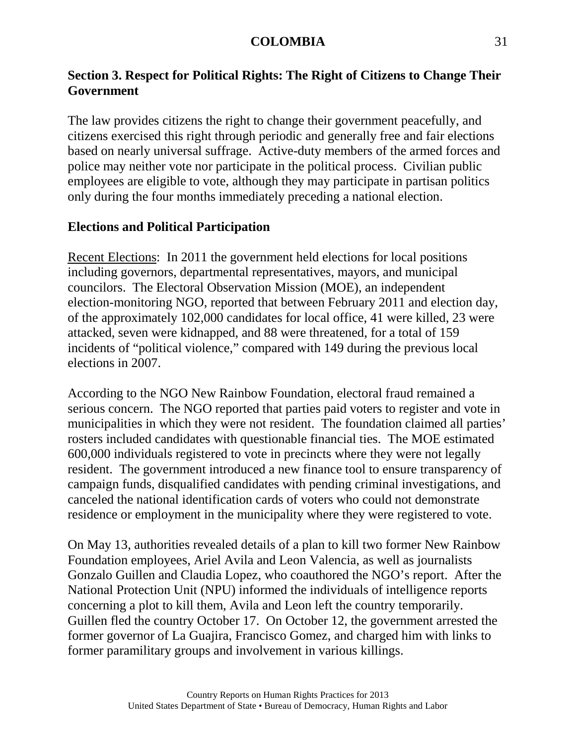## Section 3. Respect for Political Rights: The Right of Citizens to Change Their Government

The law provides citizens the right to change their government peacefully, and citizens exercised this right through periodic and generally free and fair elections based on nearly universal suffrage. Active-duty members of the armed forces and police may neither vote nor participate in the political process. Civilian public employees are eligible to vote, although they may participate in partisan politics only during the four months immediately preceding a national election.

### Elections and Political Participation

Recent Elections: In 2011 the government held elections for local positions including governors, departmental representatives, mayors, and municipal councilors. The Electoral Observation Mission (MOE), an independent election-monitoring NGO, reported that between February 2011 and election day, of the approximately 102,000 candidates for local office, 41 were killed, 23 were attacked, seven were kidnapped, and 88 were threatened, for a total of 159 incidents of "political violence," compared with 149 during the previous local elections in 2007.

According to the NGO New Rainbow Foundation, electoral fraud remained a serious concern. The NGO reported that parties paid voters to register and vote in municipalities in which they were not resident. The foundation claimed all parties' rosters included candidates with questionable financial ties. The MOE estimated 600,000 individuals registered to vote in precincts where they were not legally resident. The government introduced a new finance tool to ensure transparency of campaign funds, disqualified candidates with pending criminal investigations, and canceled the national identification cards of voters who could not demonstrate residence or employment in the municipality where they were registered to vote.

On May 13, authorities revealed details of a plan to kill two former New Rainbow Foundation employees, Ariel Avila and Leon Valencia, as well as journalists Gonzalo Guillen and Claudia Lopez, who coauthored the NGO's report. After the National Protection Unit (NPU) informed the individuals of intelligence reports concerning a plot to kill them, Avila and Leon left the country temporarily. Guillen fled the country October 17. On October 12, the government arrested the former governor of La Guajira, Francisco Gomez, and charged him with links to former paramilitary groups and involvement in various killings.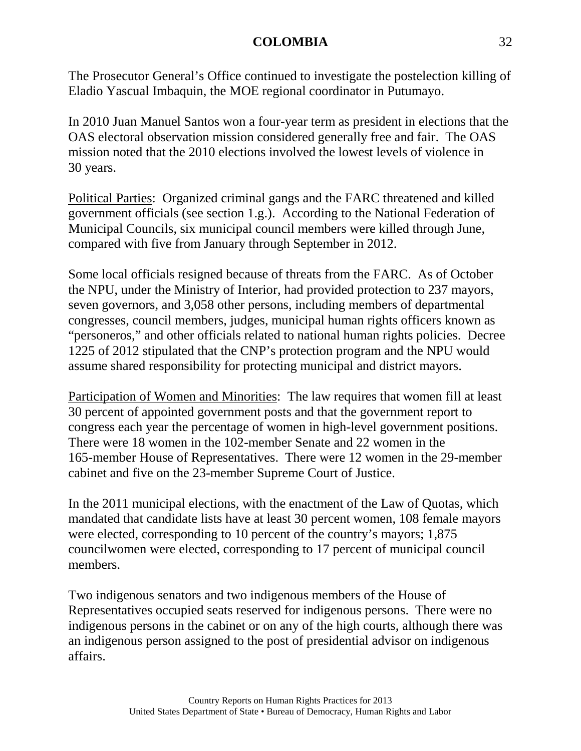The Prosecutor General's Office continued to investigate the postelection killing of Eladio Yascual Imbaquin, the MOE regional coordinator in Putumayo.

In 2010 Juan Manuel Santos won a four-year term as president in elections that the OAS electoral observation mission considered generally free and fair. The OAS mission noted that the 2010 elections involved the lowest levels of violence in 30 years.

Political Parties: Organized criminal gangs and the FARC threatened and killed government officials (see section 1.g.). According to the National Federation of Municipal Councils, six municipal council members were killed through June, compared with five from January through September in 2012.

Some local officials resigned because of threats from the FARC. As of October the NPU, under the Ministry of Interior, had provided protection to 237 mayors, seven governors, and 3,058 other persons, including members of departmental congresses, council members, judges, municipal human rights officers known as "personeros," and other officials related to national human rights policies. Decree 1225 of 2012 stipulated that the CNP's protection program and the NPU would assume shared responsibility for protecting municipal and district mayors.

Participation of Women and Minorities: The law requires that women fill at least 30 percent of appointed government posts and that the government report to congress each year the percentage of women in high-level government positions. There were 18 women in the 102-member Senate and 22 women in the 165-member House of Representatives. There were 12 women in the 29-member cabinet and five on the 23-member Supreme Court of Justice.

In the 2011 municipal elections, with the enactment of the Law of Quotas, which mandated that candidate lists have at least 30 percent women, 108 female mayors were elected, corresponding to 10 percent of the country's mayors; 1,875 councilwomen were elected, corresponding to 17 percent of municipal council members.

Two indigenous senators and two indigenous members of the House of Representatives occupied seats reserved for indigenous persons. There were no indigenous persons in the cabinet or on any of the high courts, although there was an indigenous person assigned to the post of presidential advisor on indigenous affairs.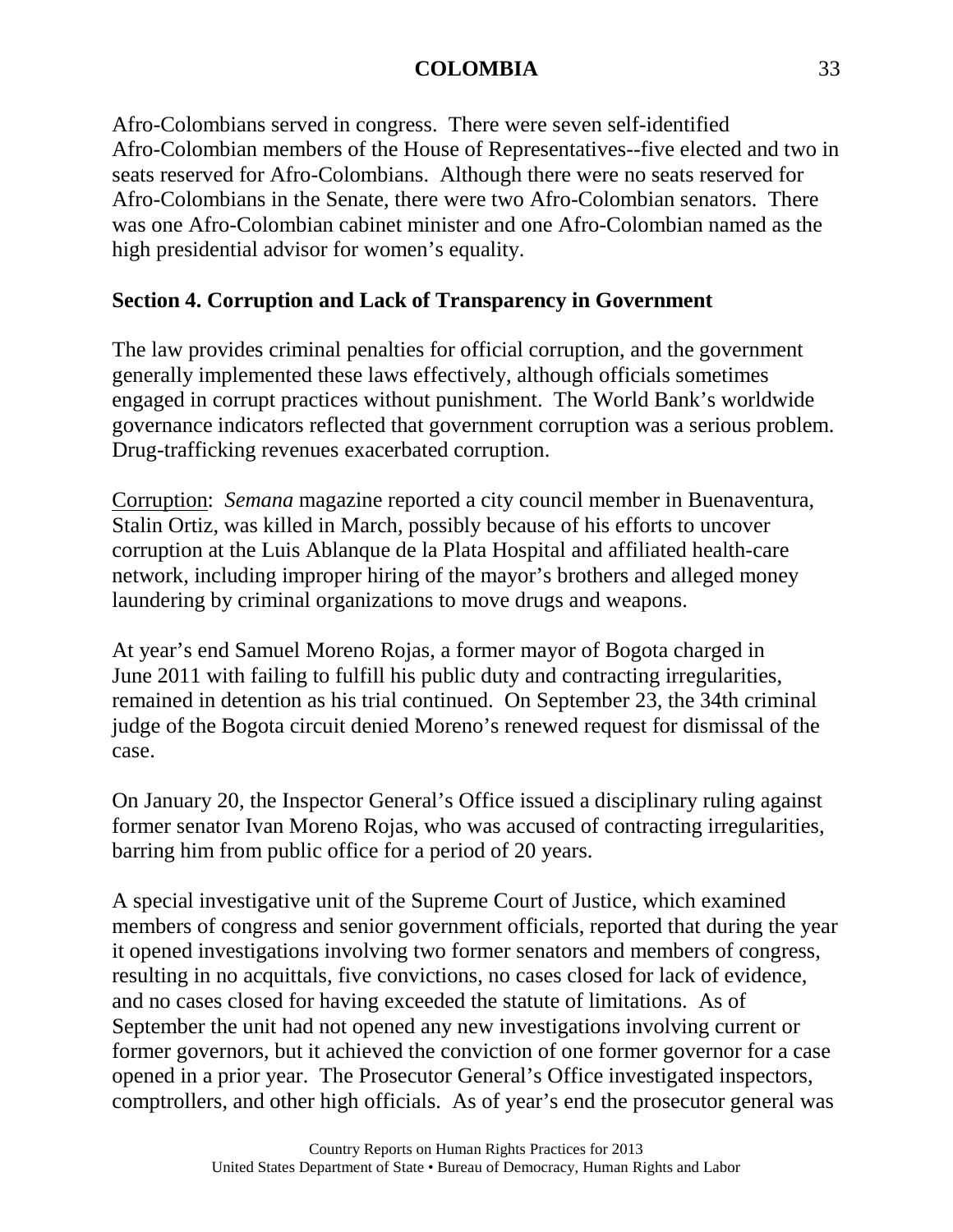Afro-Colombians served in congress. There were seven self-identified Afro-Colombian members of the House of Representatives--five elected and two in seats reserved for Afro-Colombians. Although there were no seats reserved for Afro-Colombians in the Senate, there were two Afro-Colombian senators. There was one Afro-Colombian cabinet minister and one Afro-Colombian named as the high presidential advisor for women's equality.

## Section 4. Corruption and Lack of Transparency in Government

The law provides criminal penalties for official corruption, and the government generally implemented these laws effectively, although officials sometimes engaged in corrupt practices without punishment. The World Bank's worldwide governance indicators reflected that government corruption was a serious problem. Drug-trafficking revenues exacerbated corruption.

Corruption: *Semana* magazine reported a city council member in Buenaventura, Stalin Ortiz, was killed in March, possibly because of his efforts to uncover corruption at the Luis Ablanque de la Plata Hospital and affiliated health-care network, including improper hiring of the mayor's brothers and alleged money laundering by criminal organizations to move drugs and weapons.

At year's end Samuel Moreno Rojas, a former mayor of Bogota charged in June 2011 with failing to fulfill his public duty and contracting irregularities, remained in detention as his trial continued. On September 23, the 34th criminal judge of the Bogota circuit denied Moreno's renewed request for dismissal of the case.

On January 20, the Inspector General's Office issued a disciplinary ruling against former senator Ivan Moreno Rojas, who was accused of contracting irregularities, barring him from public office for a period of 20 years.

A special investigative unit of the Supreme Court of Justice, which examined members of congress and senior government officials, reported that during the year it opened investigations involving two former senators and members of congress, resulting in no acquittals, five convictions, no cases closed for lack of evidence, and no cases closed for having exceeded the statute of limitations. As of September the unit had not opened any new investigations involving current or former governors, but it achieved the conviction of one former governor for a case opened in a prior year. The Prosecutor General's Office investigated inspectors, comptrollers, and other high officials. As of year's end the prosecutor general was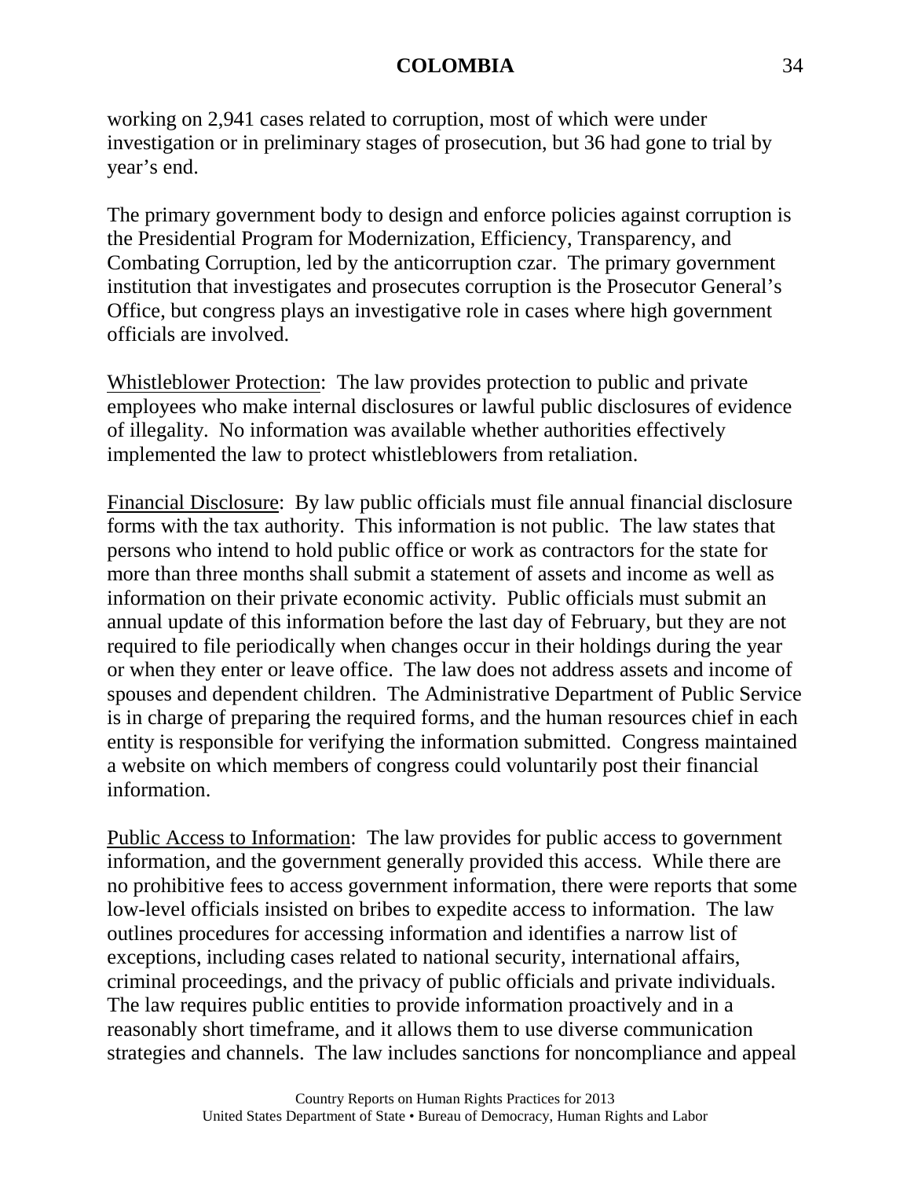working on 2,941 cases related to corruption, most of which were under investigation or in preliminary stages of prosecution, but 36 had gone to trial by year's end.

The primary government body to design and enforce policies against corruption is the Presidential Program for Modernization, Efficiency, Transparency, and Combating Corruption, led by the anticorruption czar. The primary government institution that investigates and prosecutes corruption is the Prosecutor General's Office, but congress plays an investigative role in cases where high government officials are involved.

Whistleblower Protection: The law provides protection to public and private employees who make internal disclosures or lawful public disclosures of evidence of illegality. No information was available whether authorities effectively implemented the law to protect whistleblowers from retaliation.

Financial Disclosure: By law public officials must file annual financial disclosure forms with the tax authority. This information is not public. The law states that persons who intend to hold public office or work as contractors for the state for more than three months shall submit a statement of assets and income as well as information on their private economic activity. Public officials must submit an annual update of this information before the last day of February, but they are not required to file periodically when changes occur in their holdings during the year or when they enter or leave office. The law does not address assets and income of spouses and dependent children. The Administrative Department of Public Service is in charge of preparing the required forms, and the human resources chief in each entity is responsible for verifying the information submitted. Congress maintained a website on which members of congress could voluntarily post their financial information.

Public Access to Information: The law provides for public access to government information, and the government generally provided this access. While there are no prohibitive fees to access government information, there were reports that some low-level officials insisted on bribes to expedite access to information. The law outlines procedures for accessing information and identifies a narrow list of exceptions, including cases related to national security, international affairs, criminal proceedings, and the privacy of public officials and private individuals. The law requires public entities to provide information proactively and in a reasonably short timeframe, and it allows them to use diverse communication strategies and channels. The law includes sanctions for noncompliance and appeal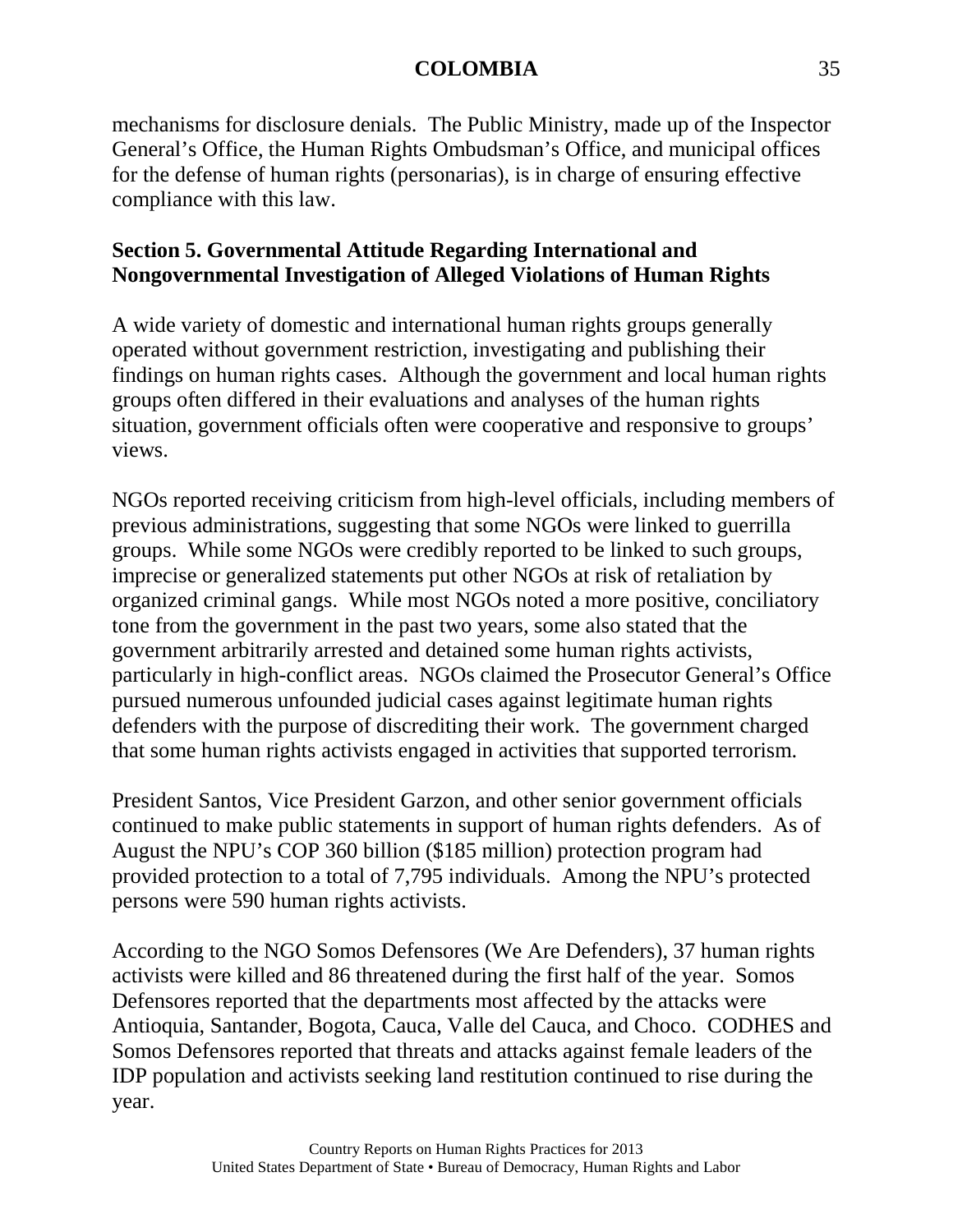mechanisms for disclosure denials. The Public Ministry, made up of the Inspector General's Office, the Human Rights Ombudsman's Office, and municipal offices for the defense of human rights (personarias), is in charge of ensuring effective compliance with this law.

## Section 5. Governmental Attitude Regarding International and Nongovernmental Investigation of Alleged Violations of Human Rights

A wide variety of domestic and international human rights groups generally operated without government restriction, investigating and publishing their findings on human rights cases. Although the government and local human rights groups often differed in their evaluations and analyses of the human rights situation, government officials often were cooperative and responsive to groups' views.

NGOs reported receiving criticism from high-level officials, including members of previous administrations, suggesting that some NGOs were linked to guerrilla groups. While some NGOs were credibly reported to be linked to such groups, imprecise or generalized statements put other NGOs at risk of retaliation by organized criminal gangs. While most NGOs noted a more positive, conciliatory tone from the government in the past two years, some also stated that the government arbitrarily arrested and detained some human rights activists, particularly in high-conflict areas. NGOs claimed the Prosecutor General's Office pursued numerous unfounded judicial cases against legitimate human rights defenders with the purpose of discrediting their work. The government charged that some human rights activists engaged in activities that supported terrorism.

President Santos, Vice President Garzon, and other senior government officials continued to make public statements in support of human rights defenders. As of August the NPU's COP 360 billion ($185 million) protection program had provided protection to a total of 7,795 individuals. Among the NPU's protected persons were 590 human rights activists.

According to the NGO Somos Defensores (We Are Defenders), 37 human rights activists were killed and 86 threatened during the first half of the year. Somos Defensores reported that the departments most affected by the attacks were Antioquia, Santander, Bogota, Cauca, Valle del Cauca, and Choco. CODHES and Somos Defensores reported that threats and attacks against female leaders of the IDP population and activists seeking land restitution continued to rise during the year.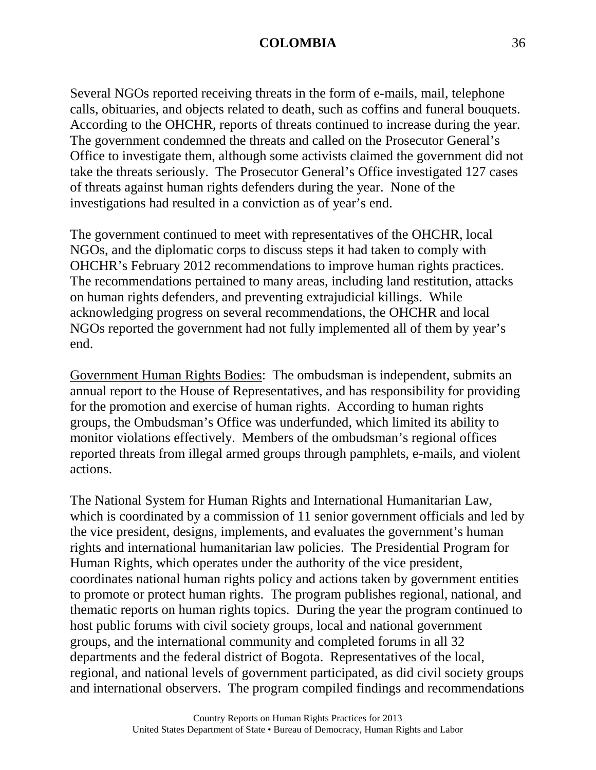Several NGOs reported receiving threats in the form of e-mails, mail, telephone calls, obituaries, and objects related to death, such as coffins and funeral bouquets. According to the OHCHR, reports of threats continued to increase during the year. The government condemned the threats and called on the Prosecutor General's Office to investigate them, although some activists claimed the government did not take the threats seriously. The Prosecutor General's Office investigated 127 cases of threats against human rights defenders during the year. None of the investigations had resulted in a conviction as of year's end.

The government continued to meet with representatives of the OHCHR, local NGOs, and the diplomatic corps to discuss steps it had taken to comply with OHCHR's February 2012 recommendations to improve human rights practices. The recommendations pertained to many areas, including land restitution, attacks on human rights defenders, and preventing extrajudicial killings. While acknowledging progress on several recommendations, the OHCHR and local NGOs reported the government had not fully implemented all of them by year's end.

<u>Government Human Rights Bodies</u>: The ombudsman is independent, submits an annual report to the House of Representatives, and has responsibility for providing for the promotion and exercise of human rights. According to human rights groups, the Ombudsman's Office was underfunded, which limited its ability to monitor violations effectively. Members of the ombudsman's regional offices reported threats from illegal armed groups through pamphlets, e-mails, and violent actions.

The National System for Human Rights and International Humanitarian Law, which is coordinated by a commission of 11 senior government officials and led by the vice president, designs, implements, and evaluates the government's human rights and international humanitarian law policies. The Presidential Program for Human Rights, which operates under the authority of the vice president, coordinates national human rights policy and actions taken by government entities to promote or protect human rights. The program publishes regional, national, and thematic reports on human rights topics. During the year the program continued to host public forums with civil society groups, local and national government groups, and the international community and completed forums in all 32 departments and the federal district of Bogota. Representatives of the local, regional, and national levels of government participated, as did civil society groups and international observers. The program compiled findings and recommendations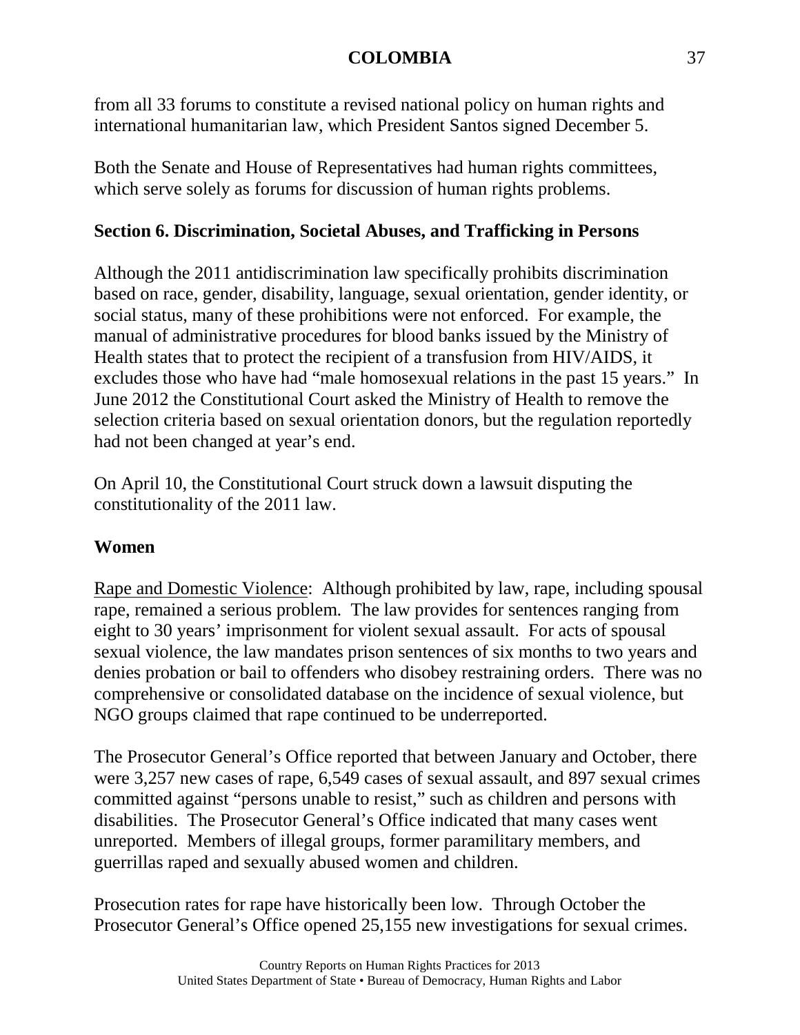from all 33 forums to constitute a revised national policy on human rights and international humanitarian law, which President Santos signed December 5.

Both the Senate and House of Representatives had human rights committees, which serve solely as forums for discussion of human rights problems.

## Section 6. Discrimination, Societal Abuses, and Trafficking in Persons

Although the 2011 antidiscrimination law specifically prohibits discrimination based on race, gender, disability, language, sexual orientation, gender identity, or social status, many of these prohibitions were not enforced. For example, the manual of administrative procedures for blood banks issued by the Ministry of Health states that to protect the recipient of a transfusion from HIV/AIDS, it excludes those who have had "male homosexual relations in the past 15 years." In June 2012 the Constitutional Court asked the Ministry of Health to remove the selection criteria based on sexual orientation donors, but the regulation reportedly had not been changed at year's end.

On April 10, the Constitutional Court struck down a lawsuit disputing the constitutionality of the 2011 law.

### Women

Rape and Domestic Violence: Although prohibited by law, rape, including spousal rape, remained a serious problem. The law provides for sentences ranging from eight to 30 years' imprisonment for violent sexual assault. For acts of spousal sexual violence, the law mandates prison sentences of six months to two years and denies probation or bail to offenders who disobey restraining orders. There was no comprehensive or consolidated database on the incidence of sexual violence, but NGO groups claimed that rape continued to be underreported.

The Prosecutor General's Office reported that between January and October, there were 3,257 new cases of rape, 6,549 cases of sexual assault, and 897 sexual crimes committed against "persons unable to resist," such as children and persons with disabilities. The Prosecutor General's Office indicated that many cases went unreported. Members of illegal groups, former paramilitary members, and guerrillas raped and sexually abused women and children.

Prosecution rates for rape have historically been low. Through October the Prosecutor General's Office opened 25,155 new investigations for sexual crimes.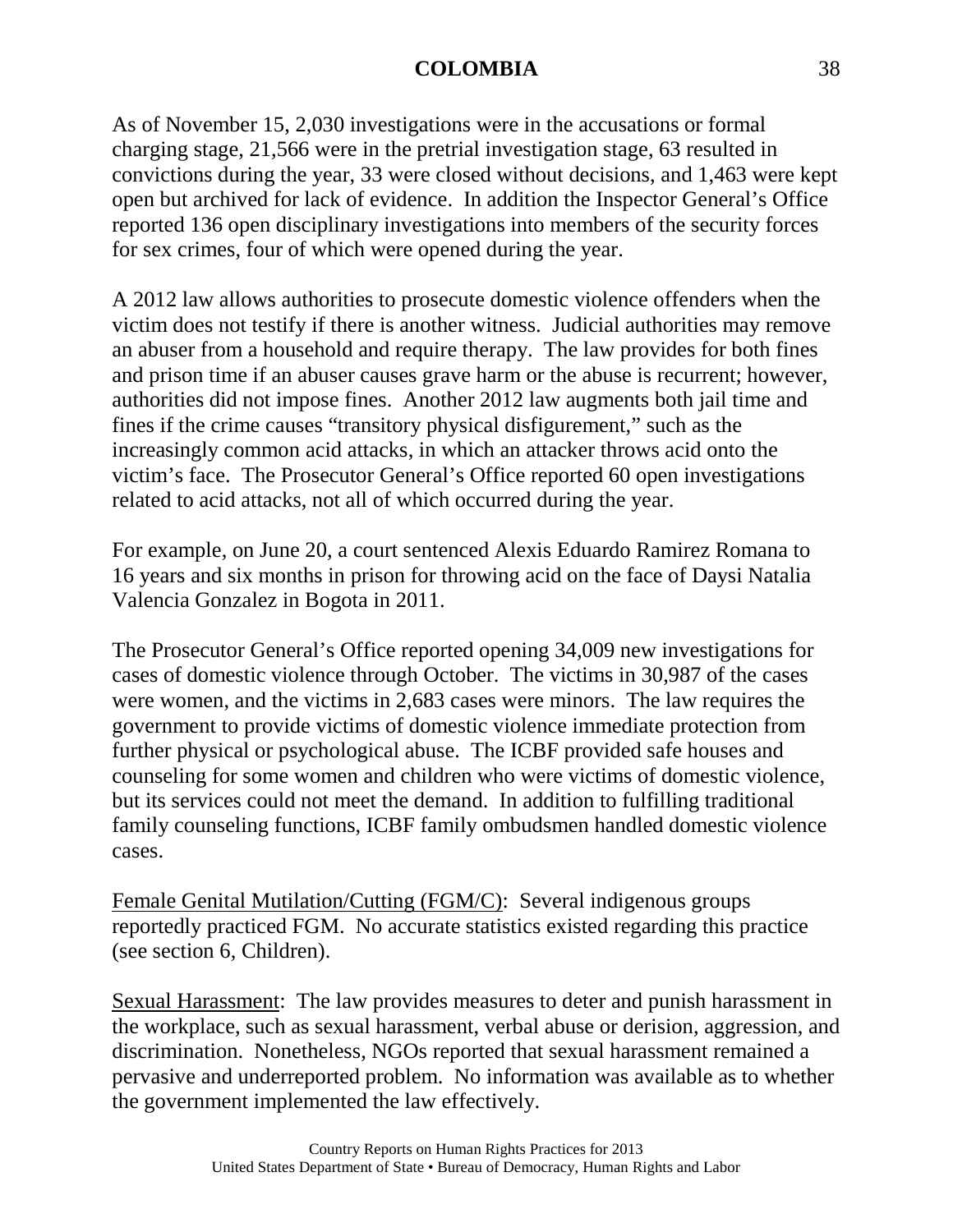As of November 15, 2,030 investigations were in the accusations or formal charging stage, 21,566 were in the pretrial investigation stage, 63 resulted in convictions during the year, 33 were closed without decisions, and 1,463 were kept open but archived for lack of evidence. In addition the Inspector General's Office reported 136 open disciplinary investigations into members of the security forces for sex crimes, four of which were opened during the year.

A 2012 law allows authorities to prosecute domestic violence offenders when the victim does not testify if there is another witness. Judicial authorities may remove an abuser from a household and require therapy. The law provides for both fines and prison time if an abuser causes grave harm or the abuse is recurrent; however, authorities did not impose fines. Another 2012 law augments both jail time and fines if the crime causes "transitory physical disfigurement," such as the increasingly common acid attacks, in which an attacker throws acid onto the victim's face. The Prosecutor General's Office reported 60 open investigations related to acid attacks, not all of which occurred during the year.

For example, on June 20, a court sentenced Alexis Eduardo Ramirez Romana to 16 years and six months in prison for throwing acid on the face of Daysi Natalia Valencia Gonzalez in Bogota in 2011.

The Prosecutor General's Office reported opening 34,009 new investigations for cases of domestic violence through October. The victims in 30,987 of the cases were women, and the victims in 2,683 cases were minors. The law requires the government to provide victims of domestic violence immediate protection from further physical or psychological abuse. The ICBF provided safe houses and counseling for some women and children who were victims of domestic violence, but its services could not meet the demand. In addition to fulfilling traditional family counseling functions, ICBF family ombudsmen handled domestic violence cases.

Female Genital Mutilation/Cutting (FGM/C): Several indigenous groups reportedly practiced FGM. No accurate statistics existed regarding this practice (see section 6, Children).

Sexual Harassment: The law provides measures to deter and punish harassment in the workplace, such as sexual harassment, verbal abuse or derision, aggression, and discrimination. Nonetheless, NGOs reported that sexual harassment remained a pervasive and underreported problem. No information was available as to whether the government implemented the law effectively.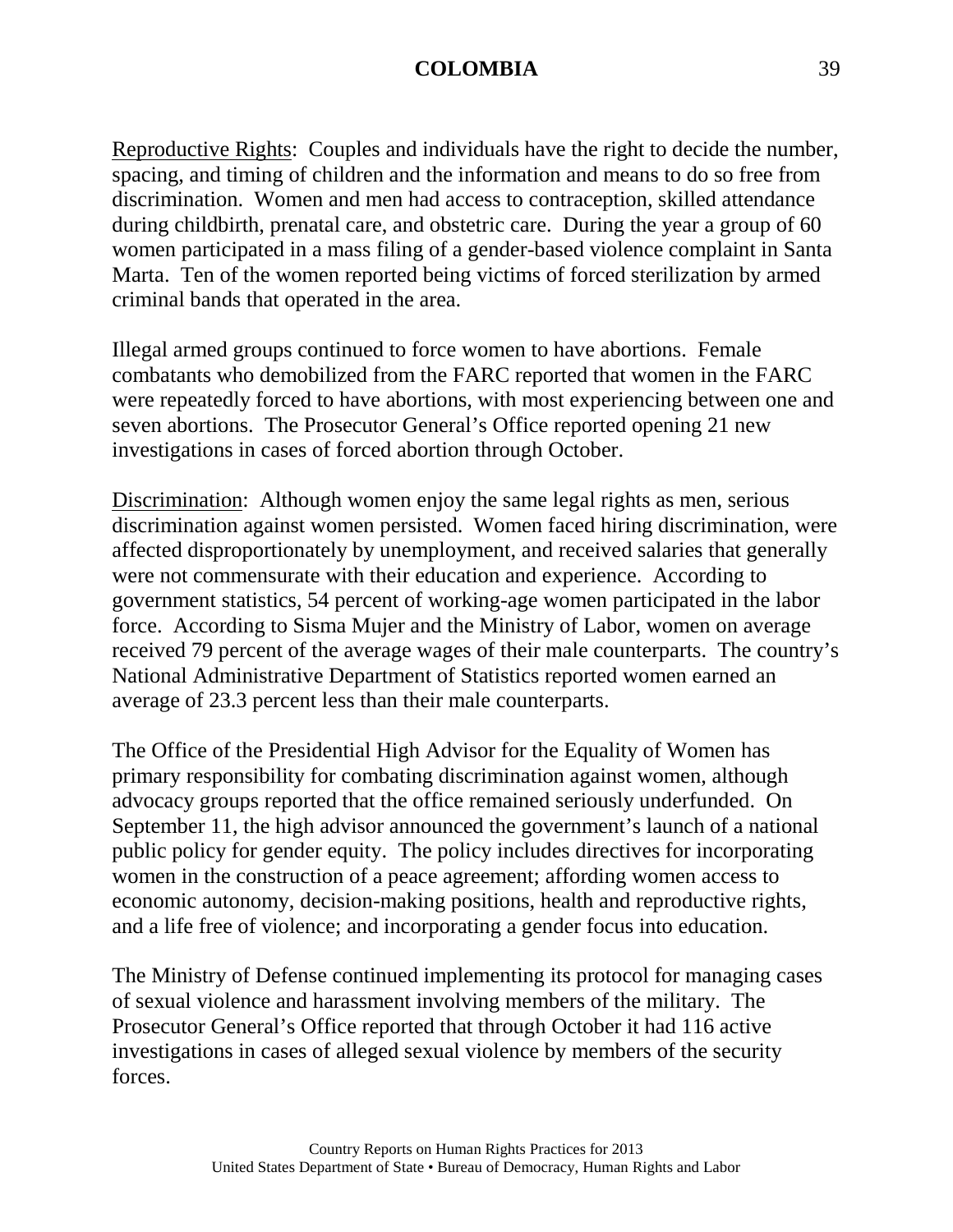<u>Reproductive Rights</u>: Couples and individuals have the right to decide the number, spacing, and timing of children and the information and means to do so free from discrimination. Women and men had access to contraception, skilled attendance during childbirth, prenatal care, and obstetric care. During the year a group of 60 women participated in a mass filing of a gender-based violence complaint in Santa Marta. Ten of the women reported being victims of forced sterilization by armed criminal bands that operated in the area.

Illegal armed groups continued to force women to have abortions. Female combatants who demobilized from the FARC reported that women in the FARC were repeatedly forced to have abortions, with most experiencing between one and seven abortions. The Prosecutor General's Office reported opening 21 new investigations in cases of forced abortion through October.

<u>Discrimination</u>: Although women enjoy the same legal rights as men, serious discrimination against women persisted. Women faced hiring discrimination, were affected disproportionately by unemployment, and received salaries that generally were not commensurate with their education and experience. According to government statistics, 54 percent of working-age women participated in the labor force. According to Sisma Mujer and the Ministry of Labor, women on average received 79 percent of the average wages of their male counterparts. The country's National Administrative Department of Statistics reported women earned an average of 23.3 percent less than their male counterparts.

The Office of the Presidential High Advisor for the Equality of Women has primary responsibility for combating discrimination against women, although advocacy groups reported that the office remained seriously underfunded. On September 11, the high advisor announced the government's launch of a national public policy for gender equity. The policy includes directives for incorporating women in the construction of a peace agreement; affording women access to economic autonomy, decision-making positions, health and reproductive rights, and a life free of violence; and incorporating a gender focus into education.

The Ministry of Defense continued implementing its protocol for managing cases of sexual violence and harassment involving members of the military. The Prosecutor General's Office reported that through October it had 116 active investigations in cases of alleged sexual violence by members of the security forces.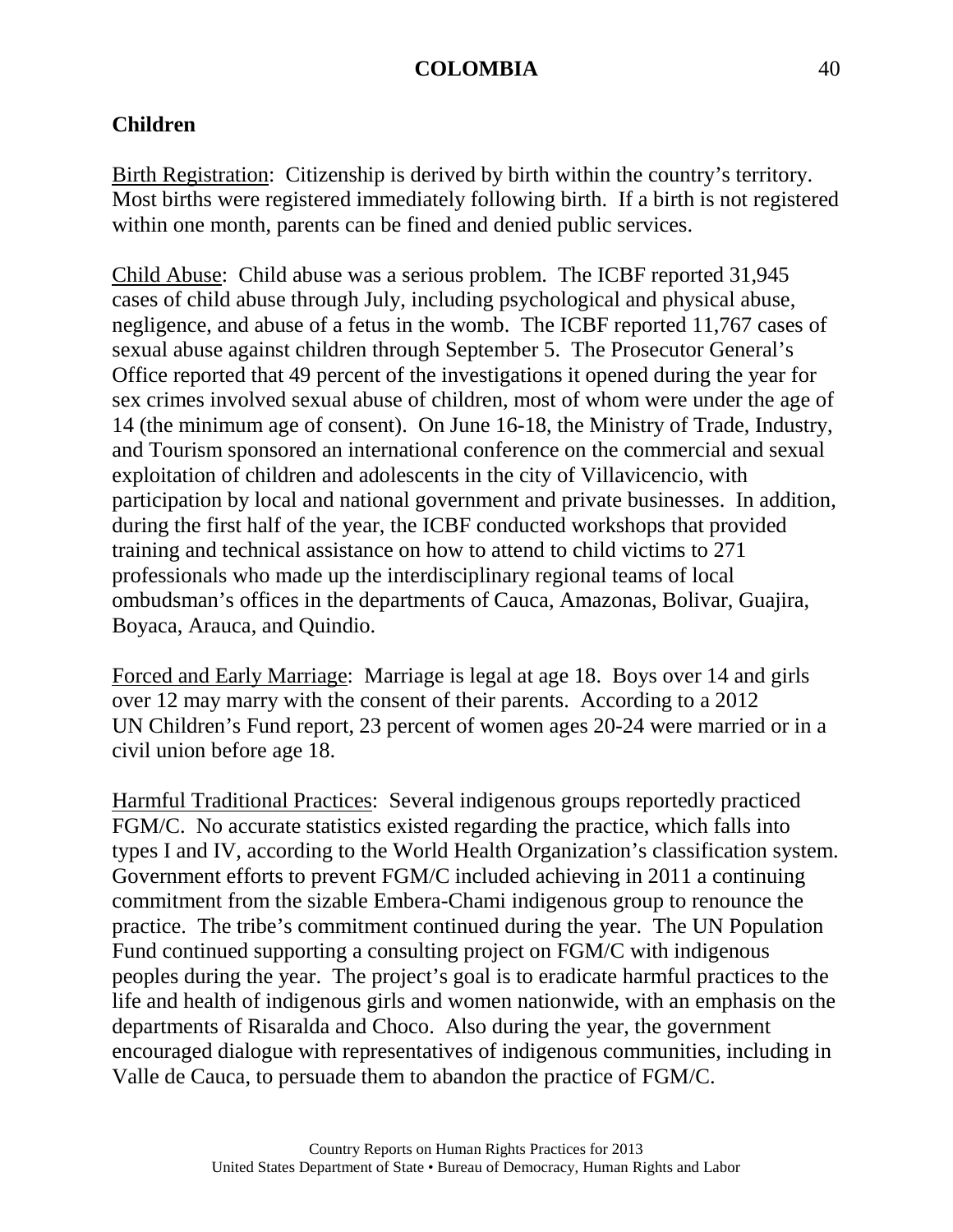## Children

Birth Registration: Citizenship is derived by birth within the country's territory. Most births were registered immediately following birth. If a birth is not registered within one month, parents can be fined and denied public services.

Child Abuse: Child abuse was a serious problem. The ICBF reported 31,945 cases of child abuse through July, including psychological and physical abuse, negligence, and abuse of a fetus in the womb. The ICBF reported 11,767 cases of sexual abuse against children through September 5. The Prosecutor General's Office reported that 49 percent of the investigations it opened during the year for sex crimes involved sexual abuse of children, most of whom were under the age of 14 (the minimum age of consent). On June 16-18, the Ministry of Trade, Industry, and Tourism sponsored an international conference on the commercial and sexual exploitation of children and adolescents in the city of Villavicencio, with participation by local and national government and private businesses. In addition, during the first half of the year, the ICBF conducted workshops that provided training and technical assistance on how to attend to child victims to 271 professionals who made up the interdisciplinary regional teams of local ombudsman's offices in the departments of Cauca, Amazonas, Bolivar, Guajira, Boyaca, Arauca, and Quindio.

Forced and Early Marriage: Marriage is legal at age 18. Boys over 14 and girls over 12 may marry with the consent of their parents. According to a 2012 UN Children's Fund report, 23 percent of women ages 20-24 were married or in a civil union before age 18.

Harmful Traditional Practices: Several indigenous groups reportedly practiced FGM/C. No accurate statistics existed regarding the practice, which falls into types I and IV, according to the World Health Organization's classification system. Government efforts to prevent FGM/C included achieving in 2011 a continuing commitment from the sizable Embera-Chami indigenous group to renounce the practice. The tribe's commitment continued during the year. The UN Population Fund continued supporting a consulting project on FGM/C with indigenous peoples during the year. The project's goal is to eradicate harmful practices to the life and health of indigenous girls and women nationwide, with an emphasis on the departments of Risaralda and Choco. Also during the year, the government encouraged dialogue with representatives of indigenous communities, including in Valle de Cauca, to persuade them to abandon the practice of FGM/C.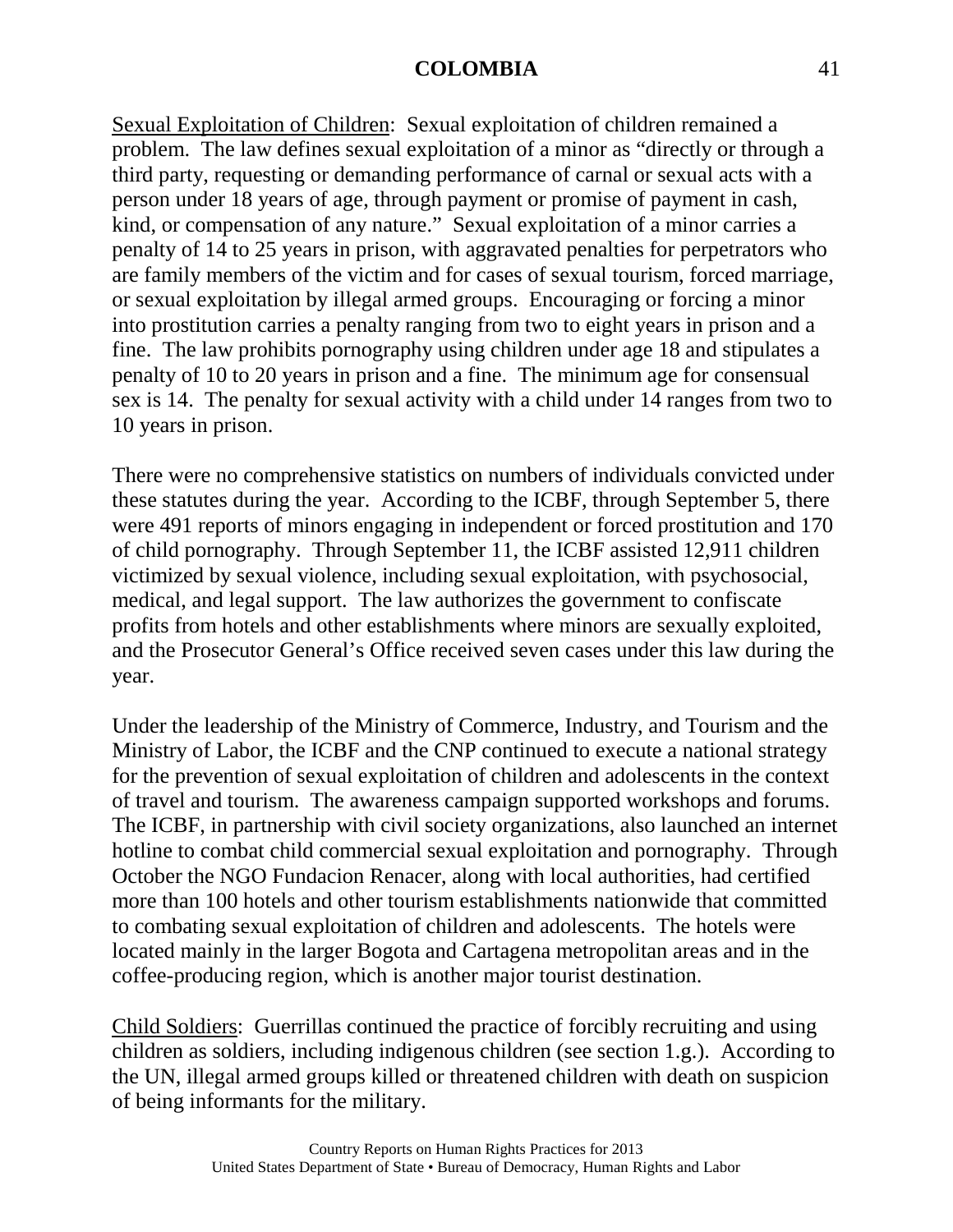Sexual Exploitation of Children: Sexual exploitation of children remained a problem. The law defines sexual exploitation of a minor as "directly or through a third party, requesting or demanding performance of carnal or sexual acts with a person under 18 years of age, through payment or promise of payment in cash, kind, or compensation of any nature." Sexual exploitation of a minor carries a penalty of 14 to 25 years in prison, with aggravated penalties for perpetrators who are family members of the victim and for cases of sexual tourism, forced marriage, or sexual exploitation by illegal armed groups. Encouraging or forcing a minor into prostitution carries a penalty ranging from two to eight years in prison and a fine. The law prohibits pornography using children under age 18 and stipulates a penalty of 10 to 20 years in prison and a fine. The minimum age for consensual sex is 14. The penalty for sexual activity with a child under 14 ranges from two to 10 years in prison.

There were no comprehensive statistics on numbers of individuals convicted under these statutes during the year. According to the ICBF, through September 5, there were 491 reports of minors engaging in independent or forced prostitution and 170 of child pornography. Through September 11, the ICBF assisted 12,911 children victimized by sexual violence, including sexual exploitation, with psychosocial, medical, and legal support. The law authorizes the government to confiscate profits from hotels and other establishments where minors are sexually exploited, and the Prosecutor General's Office received seven cases under this law during the year.

Under the leadership of the Ministry of Commerce, Industry, and Tourism and the Ministry of Labor, the ICBF and the CNP continued to execute a national strategy for the prevention of sexual exploitation of children and adolescents in the context of travel and tourism. The awareness campaign supported workshops and forums. The ICBF, in partnership with civil society organizations, also launched an internet hotline to combat child commercial sexual exploitation and pornography. Through October the NGO Fundacion Renacer, along with local authorities, had certified more than 100 hotels and other tourism establishments nationwide that committed to combating sexual exploitation of children and adolescents. The hotels were located mainly in the larger Bogota and Cartagena metropolitan areas and in the coffee-producing region, which is another major tourist destination.

Child Soldiers: Guerrillas continued the practice of forcibly recruiting and using children as soldiers, including indigenous children (see section 1.g.). According to the UN, illegal armed groups killed or threatened children with death on suspicion of being informants for the military.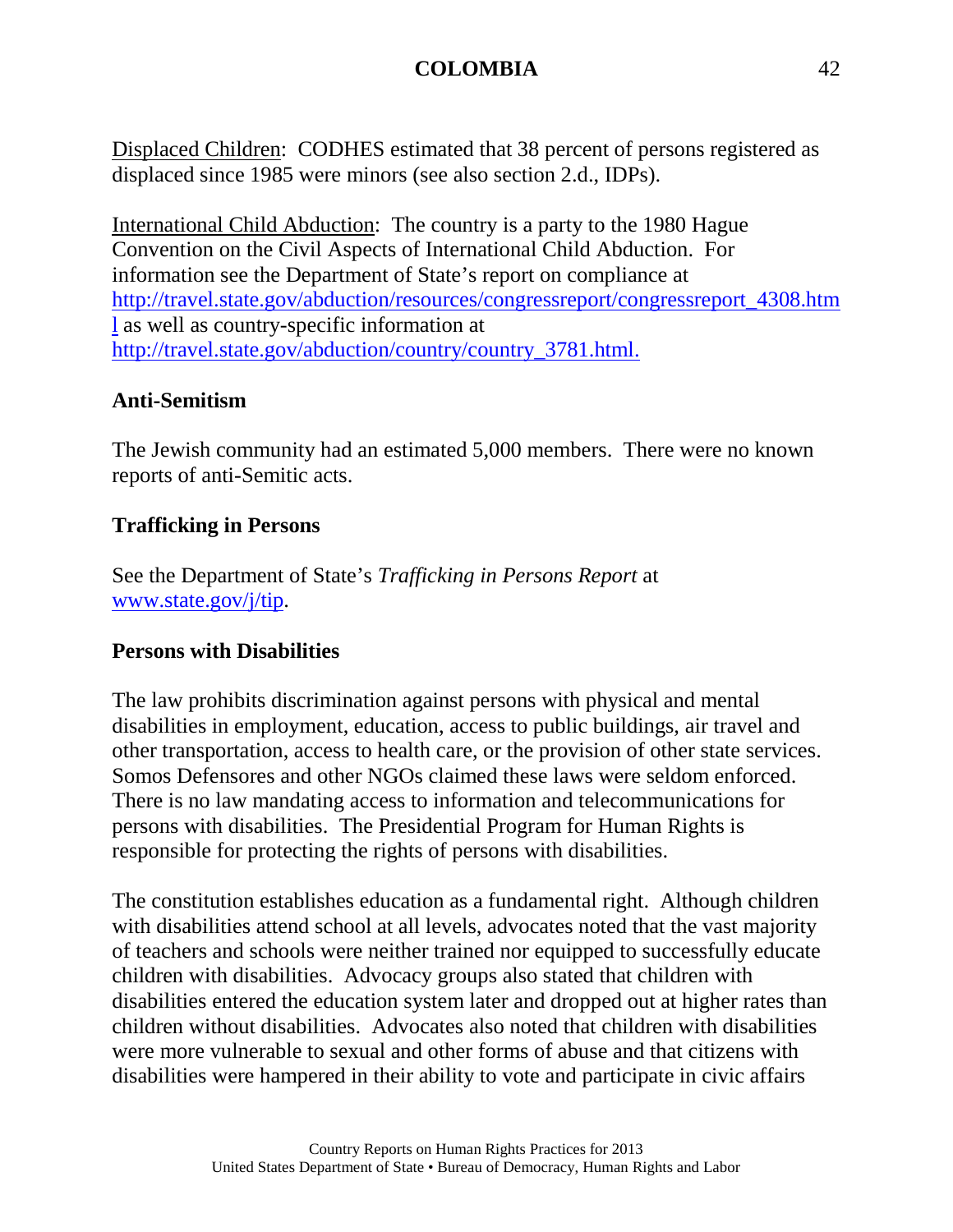Displaced Children: CODHES estimated that 38 percent of persons registered as displaced since 1985 were minors (see also section 2.d., IDPs).

International Child Abduction: The country is a party to the 1980 Hague Convention on the Civil Aspects of International Child Abduction. For information see the Department of State's report on compliance at http://travel.state.gov/abduction/resources/congressreport/congressreport_4308.html as well as country-specific information at http://travel.state.gov/abduction/country/country_3781.html.

**Anti-Semitism**

The Jewish community had an estimated 5,000 members. There were no known reports of anti-Semitic acts.

**Trafficking in Persons**

See the Department of State's *Trafficking in Persons Report* at www.state.gov/j/tip.

**Persons with Disabilities**

The law prohibits discrimination against persons with physical and mental disabilities in employment, education, access to public buildings, air travel and other transportation, access to health care, or the provision of other state services. Somos Defensores and other NGOs claimed these laws were seldom enforced. There is no law mandating access to information and telecommunications for persons with disabilities. The Presidential Program for Human Rights is responsible for protecting the rights of persons with disabilities.

The constitution establishes education as a fundamental right. Although children with disabilities attend school at all levels, advocates noted that the vast majority of teachers and schools were neither trained nor equipped to successfully educate children with disabilities. Advocacy groups also stated that children with disabilities entered the education system later and dropped out at higher rates than children without disabilities. Advocates also noted that children with disabilities were more vulnerable to sexual and other forms of abuse and that citizens with disabilities were hampered in their ability to vote and participate in civic affairs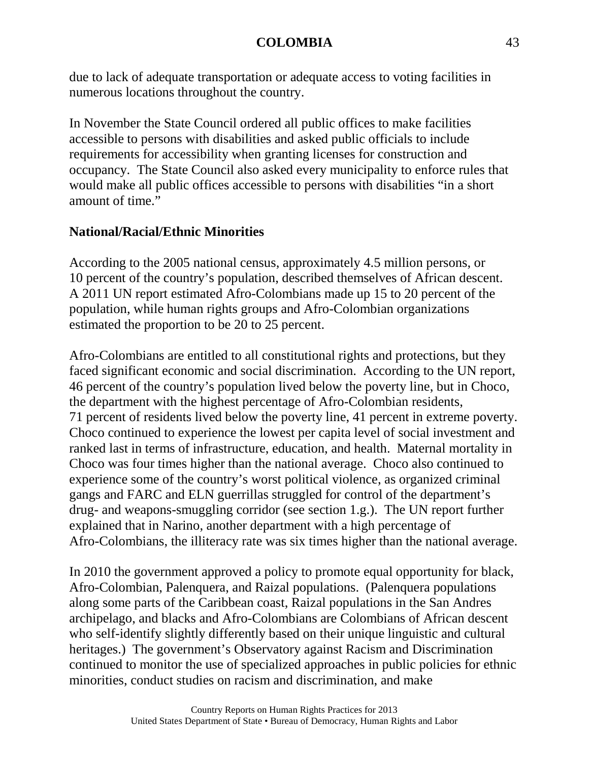due to lack of adequate transportation or adequate access to voting facilities in numerous locations throughout the country.

In November the State Council ordered all public offices to make facilities accessible to persons with disabilities and asked public officials to include requirements for accessibility when granting licenses for construction and occupancy. The State Council also asked every municipality to enforce rules that would make all public offices accessible to persons with disabilities "in a short amount of time."

**National/Racial/Ethnic Minorities**

According to the 2005 national census, approximately 4.5 million persons, or 10 percent of the country's population, described themselves of African descent. A 2011 UN report estimated Afro-Colombians made up 15 to 20 percent of the population, while human rights groups and Afro-Colombian organizations estimated the proportion to be 20 to 25 percent.

Afro-Colombians are entitled to all constitutional rights and protections, but they faced significant economic and social discrimination. According to the UN report, 46 percent of the country's population lived below the poverty line, but in Choco, the department with the highest percentage of Afro-Colombian residents, 71 percent of residents lived below the poverty line, 41 percent in extreme poverty. Choco continued to experience the lowest per capita level of social investment and ranked last in terms of infrastructure, education, and health. Maternal mortality in Choco was four times higher than the national average. Choco also continued to experience some of the country's worst political violence, as organized criminal gangs and FARC and ELN guerrillas struggled for control of the department's drug- and weapons-smuggling corridor (see section 1.g.). The UN report further explained that in Narino, another department with a high percentage of Afro-Colombians, the illiteracy rate was six times higher than the national average.

In 2010 the government approved a policy to promote equal opportunity for black, Afro-Colombian, Palenquera, and Raizal populations. (Palenquera populations along some parts of the Caribbean coast, Raizal populations in the San Andres archipelago, and blacks and Afro-Colombians are Colombians of African descent who self-identify slightly differently based on their unique linguistic and cultural heritages.) The government's Observatory against Racism and Discrimination continued to monitor the use of specialized approaches in public policies for ethnic minorities, conduct studies on racism and discrimination, and make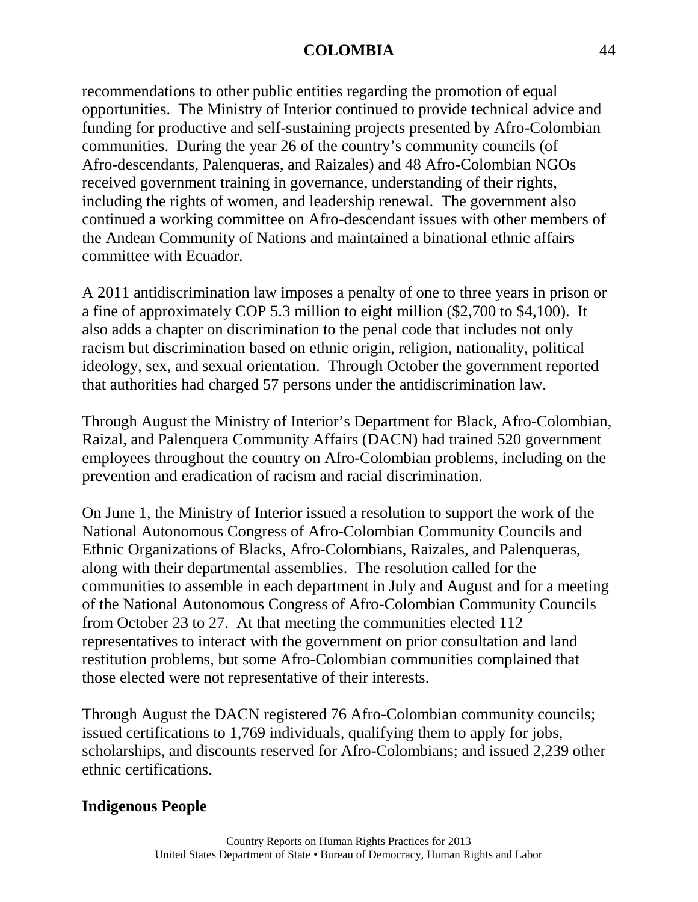recommendations to other public entities regarding the promotion of equal opportunities. The Ministry of Interior continued to provide technical advice and funding for productive and self-sustaining projects presented by Afro-Colombian communities. During the year 26 of the country's community councils (of Afro-descendants, Palenqueras, and Raizales) and 48 Afro-Colombian NGOs received government training in governance, understanding of their rights, including the rights of women, and leadership renewal. The government also continued a working committee on Afro-descendant issues with other members of the Andean Community of Nations and maintained a binational ethnic affairs committee with Ecuador.

A 2011 antidiscrimination law imposes a penalty of one to three years in prison or a fine of approximately COP 5.3 million to eight million ($2,700 to $4,100). It also adds a chapter on discrimination to the penal code that includes not only racism but discrimination based on ethnic origin, religion, nationality, political ideology, sex, and sexual orientation. Through October the government reported that authorities had charged 57 persons under the antidiscrimination law.

Through August the Ministry of Interior's Department for Black, Afro-Colombian, Raizal, and Palenquera Community Affairs (DACN) had trained 520 government employees throughout the country on Afro-Colombian problems, including on the prevention and eradication of racism and racial discrimination.

On June 1, the Ministry of Interior issued a resolution to support the work of the National Autonomous Congress of Afro-Colombian Community Councils and Ethnic Organizations of Blacks, Afro-Colombians, Raizales, and Palenqueras, along with their departmental assemblies. The resolution called for the communities to assemble in each department in July and August and for a meeting of the National Autonomous Congress of Afro-Colombian Community Councils from October 23 to 27. At that meeting the communities elected 112 representatives to interact with the government on prior consultation and land restitution problems, but some Afro-Colombian communities complained that those elected were not representative of their interests.

Through August the DACN registered 76 Afro-Colombian community councils; issued certifications to 1,769 individuals, qualifying them to apply for jobs, scholarships, and discounts reserved for Afro-Colombians; and issued 2,239 other ethnic certifications.

**Indigenous People**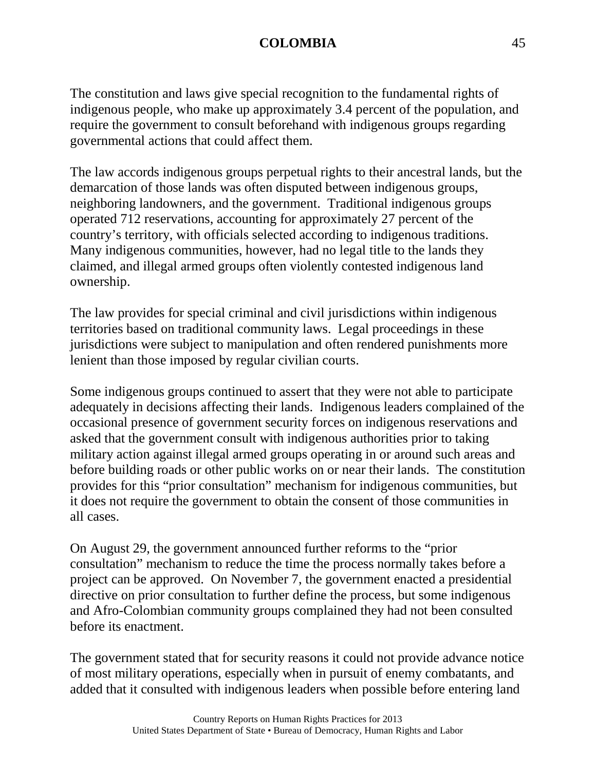The constitution and laws give special recognition to the fundamental rights of indigenous people, who make up approximately 3.4 percent of the population, and require the government to consult beforehand with indigenous groups regarding governmental actions that could affect them.

The law accords indigenous groups perpetual rights to their ancestral lands, but the demarcation of those lands was often disputed between indigenous groups, neighboring landowners, and the government. Traditional indigenous groups operated 712 reservations, accounting for approximately 27 percent of the country's territory, with officials selected according to indigenous traditions. Many indigenous communities, however, had no legal title to the lands they claimed, and illegal armed groups often violently contested indigenous land ownership.

The law provides for special criminal and civil jurisdictions within indigenous territories based on traditional community laws. Legal proceedings in these jurisdictions were subject to manipulation and often rendered punishments more lenient than those imposed by regular civilian courts.

Some indigenous groups continued to assert that they were not able to participate adequately in decisions affecting their lands. Indigenous leaders complained of the occasional presence of government security forces on indigenous reservations and asked that the government consult with indigenous authorities prior to taking military action against illegal armed groups operating in or around such areas and before building roads or other public works on or near their lands. The constitution provides for this "prior consultation" mechanism for indigenous communities, but it does not require the government to obtain the consent of those communities in all cases.

On August 29, the government announced further reforms to the "prior consultation" mechanism to reduce the time the process normally takes before a project can be approved. On November 7, the government enacted a presidential directive on prior consultation to further define the process, but some indigenous and Afro-Colombian community groups complained they had not been consulted before its enactment.

The government stated that for security reasons it could not provide advance notice of most military operations, especially when in pursuit of enemy combatants, and added that it consulted with indigenous leaders when possible before entering land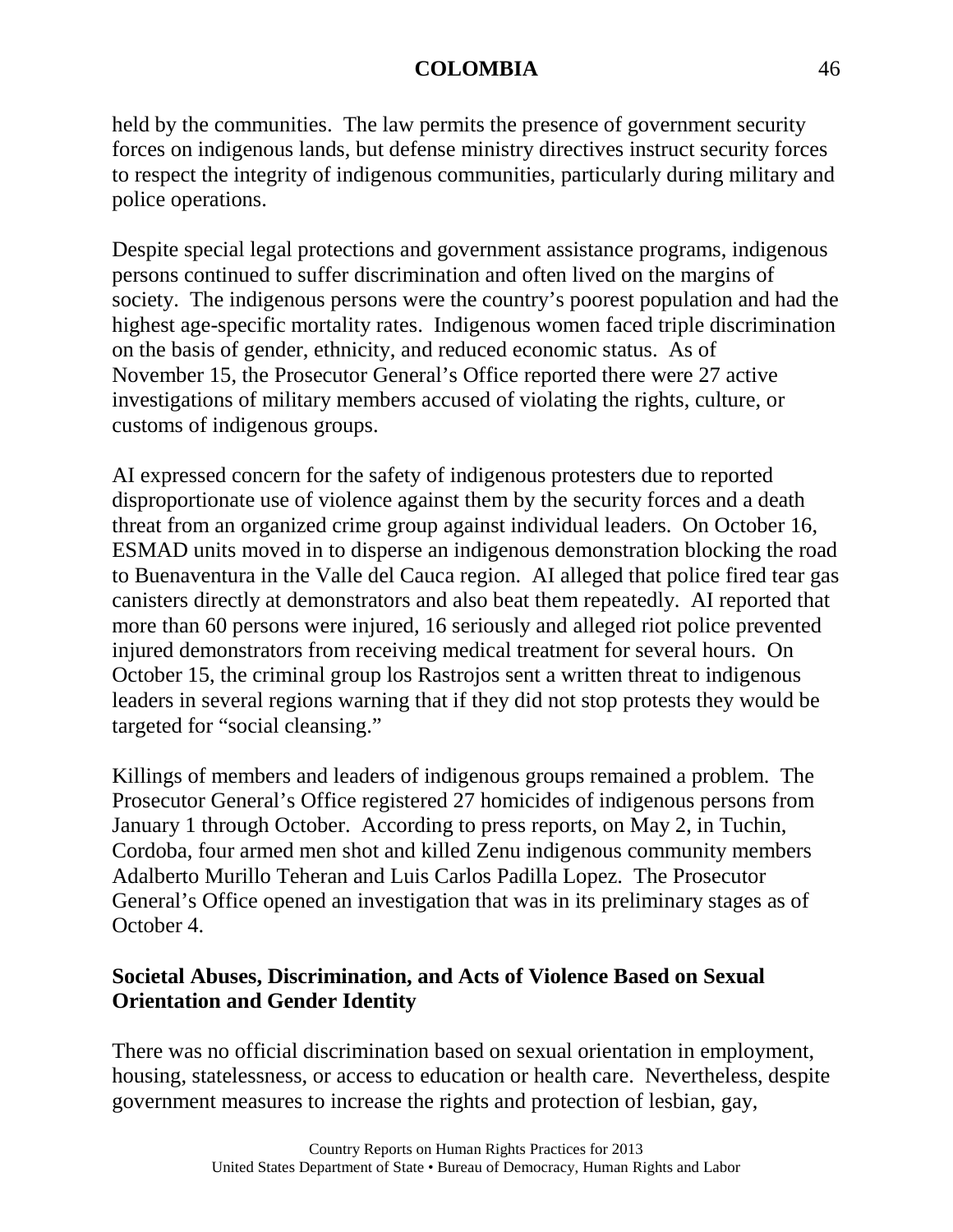held by the communities. The law permits the presence of government security forces on indigenous lands, but defense ministry directives instruct security forces to respect the integrity of indigenous communities, particularly during military and police operations.

Despite special legal protections and government assistance programs, indigenous persons continued to suffer discrimination and often lived on the margins of society. The indigenous persons were the country's poorest population and had the highest age-specific mortality rates. Indigenous women faced triple discrimination on the basis of gender, ethnicity, and reduced economic status. As of November 15, the Prosecutor General's Office reported there were 27 active investigations of military members accused of violating the rights, culture, or customs of indigenous groups.

AI expressed concern for the safety of indigenous protesters due to reported disproportionate use of violence against them by the security forces and a death threat from an organized crime group against individual leaders. On October 16, ESMAD units moved in to disperse an indigenous demonstration blocking the road to Buenaventura in the Valle del Cauca region. AI alleged that police fired tear gas canisters directly at demonstrators and also beat them repeatedly. AI reported that more than 60 persons were injured, 16 seriously and alleged riot police prevented injured demonstrators from receiving medical treatment for several hours. On October 15, the criminal group los Rastrojos sent a written threat to indigenous leaders in several regions warning that if they did not stop protests they would be targeted for "social cleansing."

Killings of members and leaders of indigenous groups remained a problem. The Prosecutor General's Office registered 27 homicides of indigenous persons from January 1 through October. According to press reports, on May 2, in Tuchin, Cordoba, four armed men shot and killed Zenu indigenous community members Adalberto Murillo Teheran and Luis Carlos Padilla Lopez. The Prosecutor General's Office opened an investigation that was in its preliminary stages as of October 4.

**Societal Abuses, Discrimination, and Acts of Violence Based on Sexual Orientation and Gender Identity**

There was no official discrimination based on sexual orientation in employment, housing, statelessness, or access to education or health care. Nevertheless, despite government measures to increase the rights and protection of lesbian, gay,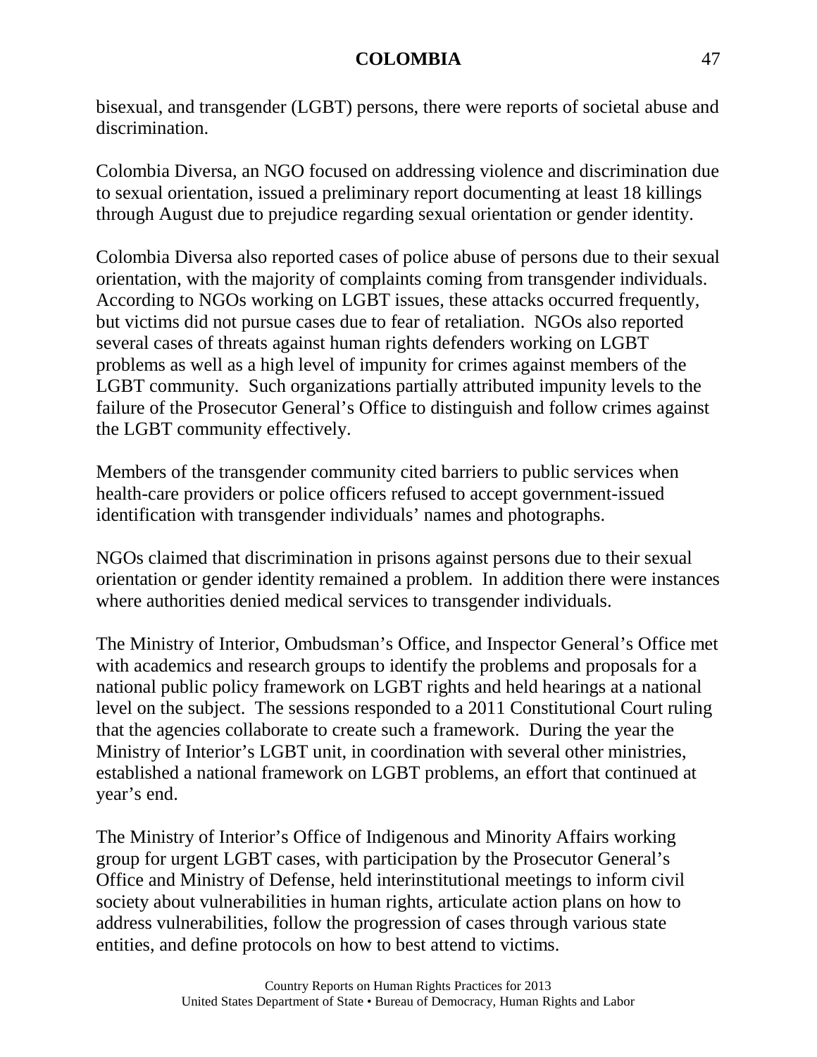bisexual, and transgender (LGBT) persons, there were reports of societal abuse and discrimination.

Colombia Diversa, an NGO focused on addressing violence and discrimination due to sexual orientation, issued a preliminary report documenting at least 18 killings through August due to prejudice regarding sexual orientation or gender identity.

Colombia Diversa also reported cases of police abuse of persons due to their sexual orientation, with the majority of complaints coming from transgender individuals. According to NGOs working on LGBT issues, these attacks occurred frequently, but victims did not pursue cases due to fear of retaliation. NGOs also reported several cases of threats against human rights defenders working on LGBT problems as well as a high level of impunity for crimes against members of the LGBT community. Such organizations partially attributed impunity levels to the failure of the Prosecutor General's Office to distinguish and follow crimes against the LGBT community effectively.

Members of the transgender community cited barriers to public services when health-care providers or police officers refused to accept government-issued identification with transgender individuals' names and photographs.

NGOs claimed that discrimination in prisons against persons due to their sexual orientation or gender identity remained a problem. In addition there were instances where authorities denied medical services to transgender individuals.

The Ministry of Interior, Ombudsman's Office, and Inspector General's Office met with academics and research groups to identify the problems and proposals for a national public policy framework on LGBT rights and held hearings at a national level on the subject. The sessions responded to a 2011 Constitutional Court ruling that the agencies collaborate to create such a framework. During the year the Ministry of Interior's LGBT unit, in coordination with several other ministries, established a national framework on LGBT problems, an effort that continued at year's end.

The Ministry of Interior's Office of Indigenous and Minority Affairs working group for urgent LGBT cases, with participation by the Prosecutor General's Office and Ministry of Defense, held interinstitutional meetings to inform civil society about vulnerabilities in human rights, articulate action plans on how to address vulnerabilities, follow the progression of cases through various state entities, and define protocols on how to best attend to victims.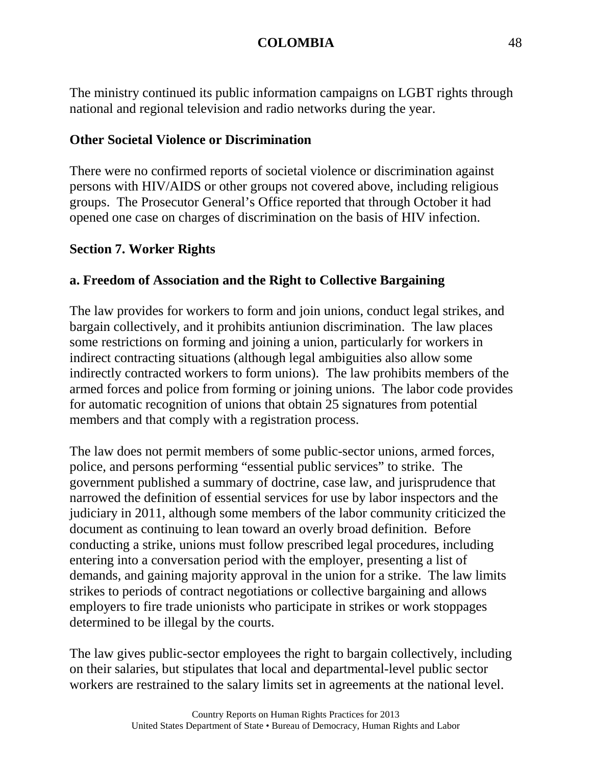The ministry continued its public information campaigns on LGBT rights through national and regional television and radio networks during the year.

**Other Societal Violence or Discrimination**

There were no confirmed reports of societal violence or discrimination against persons with HIV/AIDS or other groups not covered above, including religious groups. The Prosecutor General's Office reported that through October it had opened one case on charges of discrimination on the basis of HIV infection.

## Section 7. Worker Rights

### a. Freedom of Association and the Right to Collective Bargaining

The law provides for workers to form and join unions, conduct legal strikes, and bargain collectively, and it prohibits antiunion discrimination. The law places some restrictions on forming and joining a union, particularly for workers in indirect contracting situations (although legal ambiguities also allow some indirectly contracted workers to form unions). The law prohibits members of the armed forces and police from forming or joining unions. The labor code provides for automatic recognition of unions that obtain 25 signatures from potential members and that comply with a registration process.

The law does not permit members of some public-sector unions, armed forces, police, and persons performing "essential public services" to strike. The government published a summary of doctrine, case law, and jurisprudence that narrowed the definition of essential services for use by labor inspectors and the judiciary in 2011, although some members of the labor community criticized the document as continuing to lean toward an overly broad definition. Before conducting a strike, unions must follow prescribed legal procedures, including entering into a conversation period with the employer, presenting a list of demands, and gaining majority approval in the union for a strike. The law limits strikes to periods of contract negotiations or collective bargaining and allows employers to fire trade unionists who participate in strikes or work stoppages determined to be illegal by the courts.

The law gives public-sector employees the right to bargain collectively, including on their salaries, but stipulates that local and departmental-level public sector workers are restrained to the salary limits set in agreements at the national level.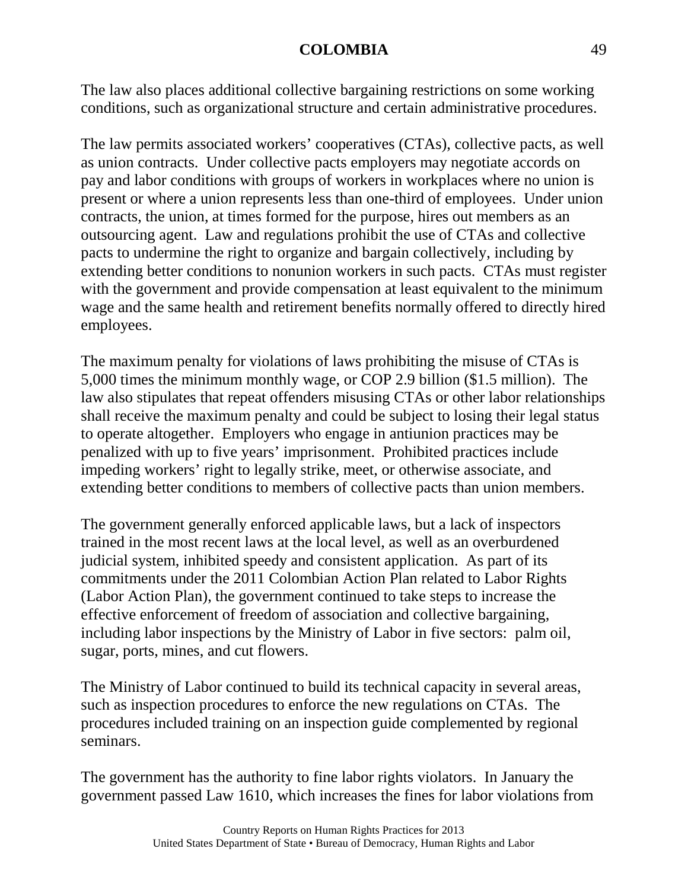The law also places additional collective bargaining restrictions on some working conditions, such as organizational structure and certain administrative procedures.

The law permits associated workers' cooperatives (CTAs), collective pacts, as well as union contracts. Under collective pacts employers may negotiate accords on pay and labor conditions with groups of workers in workplaces where no union is present or where a union represents less than one-third of employees. Under union contracts, the union, at times formed for the purpose, hires out members as an outsourcing agent. Law and regulations prohibit the use of CTAs and collective pacts to undermine the right to organize and bargain collectively, including by extending better conditions to nonunion workers in such pacts. CTAs must register with the government and provide compensation at least equivalent to the minimum wage and the same health and retirement benefits normally offered to directly hired employees.

The maximum penalty for violations of laws prohibiting the misuse of CTAs is 5,000 times the minimum monthly wage, or COP 2.9 billion ($1.5 million). The law also stipulates that repeat offenders misusing CTAs or other labor relationships shall receive the maximum penalty and could be subject to losing their legal status to operate altogether. Employers who engage in antiunion practices may be penalized with up to five years' imprisonment. Prohibited practices include impeding workers' right to legally strike, meet, or otherwise associate, and extending better conditions to members of collective pacts than union members.

The government generally enforced applicable laws, but a lack of inspectors trained in the most recent laws at the local level, as well as an overburdened judicial system, inhibited speedy and consistent application. As part of its commitments under the 2011 Colombian Action Plan related to Labor Rights (Labor Action Plan), the government continued to take steps to increase the effective enforcement of freedom of association and collective bargaining, including labor inspections by the Ministry of Labor in five sectors: palm oil, sugar, ports, mines, and cut flowers.

The Ministry of Labor continued to build its technical capacity in several areas, such as inspection procedures to enforce the new regulations on CTAs. The procedures included training on an inspection guide complemented by regional seminars.

The government has the authority to fine labor rights violators. In January the government passed Law 1610, which increases the fines for labor violations from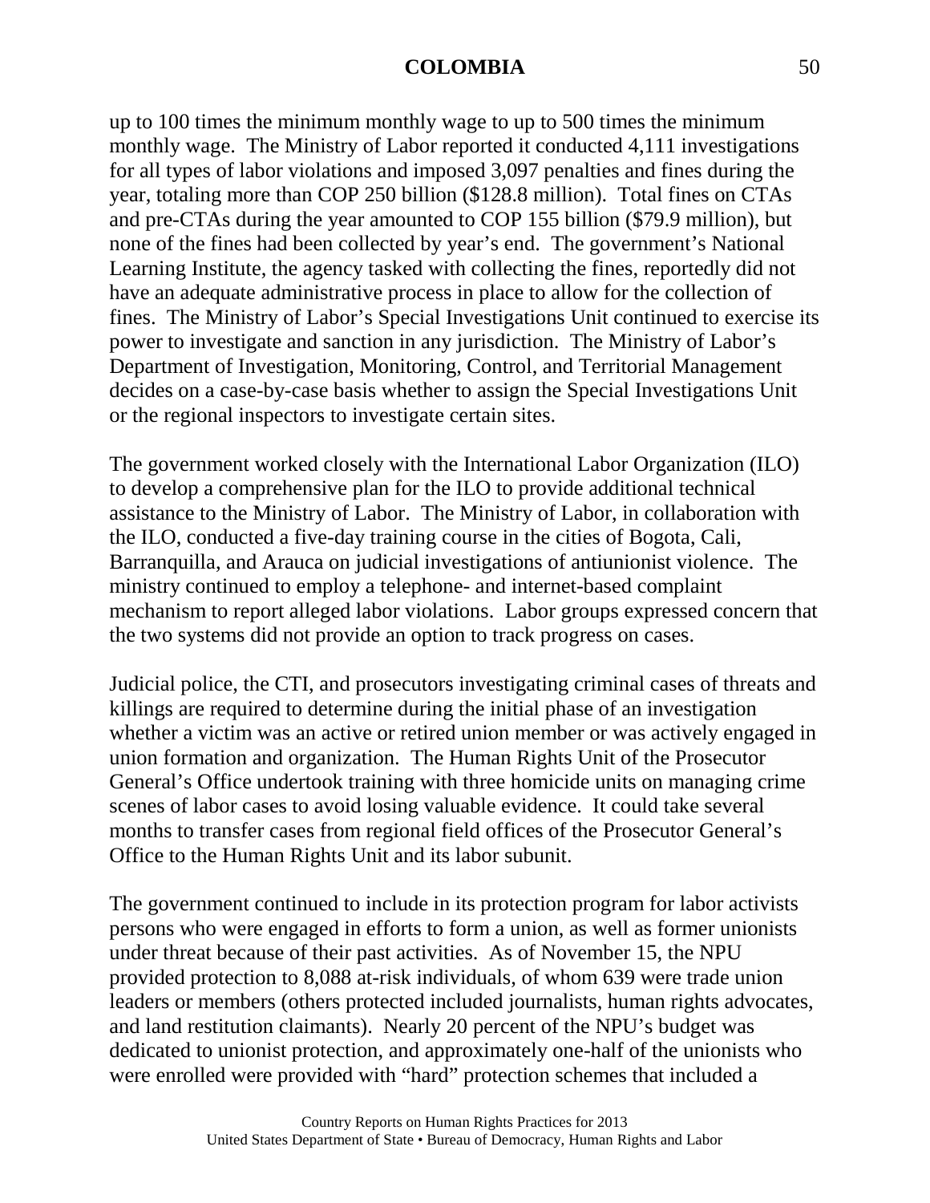up to 100 times the minimum monthly wage to up to 500 times the minimum monthly wage. The Ministry of Labor reported it conducted 4,111 investigations for all types of labor violations and imposed 3,097 penalties and fines during the year, totaling more than COP 250 billion ($128.8 million). Total fines on CTAs and pre-CTAs during the year amounted to COP 155 billion ($79.9 million), but none of the fines had been collected by year's end. The government's National Learning Institute, the agency tasked with collecting the fines, reportedly did not have an adequate administrative process in place to allow for the collection of fines. The Ministry of Labor's Special Investigations Unit continued to exercise its power to investigate and sanction in any jurisdiction. The Ministry of Labor's Department of Investigation, Monitoring, Control, and Territorial Management decides on a case-by-case basis whether to assign the Special Investigations Unit or the regional inspectors to investigate certain sites.

The government worked closely with the International Labor Organization (ILO) to develop a comprehensive plan for the ILO to provide additional technical assistance to the Ministry of Labor. The Ministry of Labor, in collaboration with the ILO, conducted a five-day training course in the cities of Bogota, Cali, Barranquilla, and Arauca on judicial investigations of antiunionist violence. The ministry continued to employ a telephone- and internet-based complaint mechanism to report alleged labor violations. Labor groups expressed concern that the two systems did not provide an option to track progress on cases.

Judicial police, the CTI, and prosecutors investigating criminal cases of threats and killings are required to determine during the initial phase of an investigation whether a victim was an active or retired union member or was actively engaged in union formation and organization. The Human Rights Unit of the Prosecutor General's Office undertook training with three homicide units on managing crime scenes of labor cases to avoid losing valuable evidence. It could take several months to transfer cases from regional field offices of the Prosecutor General's Office to the Human Rights Unit and its labor subunit.

The government continued to include in its protection program for labor activists persons who were engaged in efforts to form a union, as well as former unionists under threat because of their past activities. As of November 15, the NPU provided protection to 8,088 at-risk individuals, of whom 639 were trade union leaders or members (others protected included journalists, human rights advocates, and land restitution claimants). Nearly 20 percent of the NPU's budget was dedicated to unionist protection, and approximately one-half of the unionists who were enrolled were provided with "hard" protection schemes that included a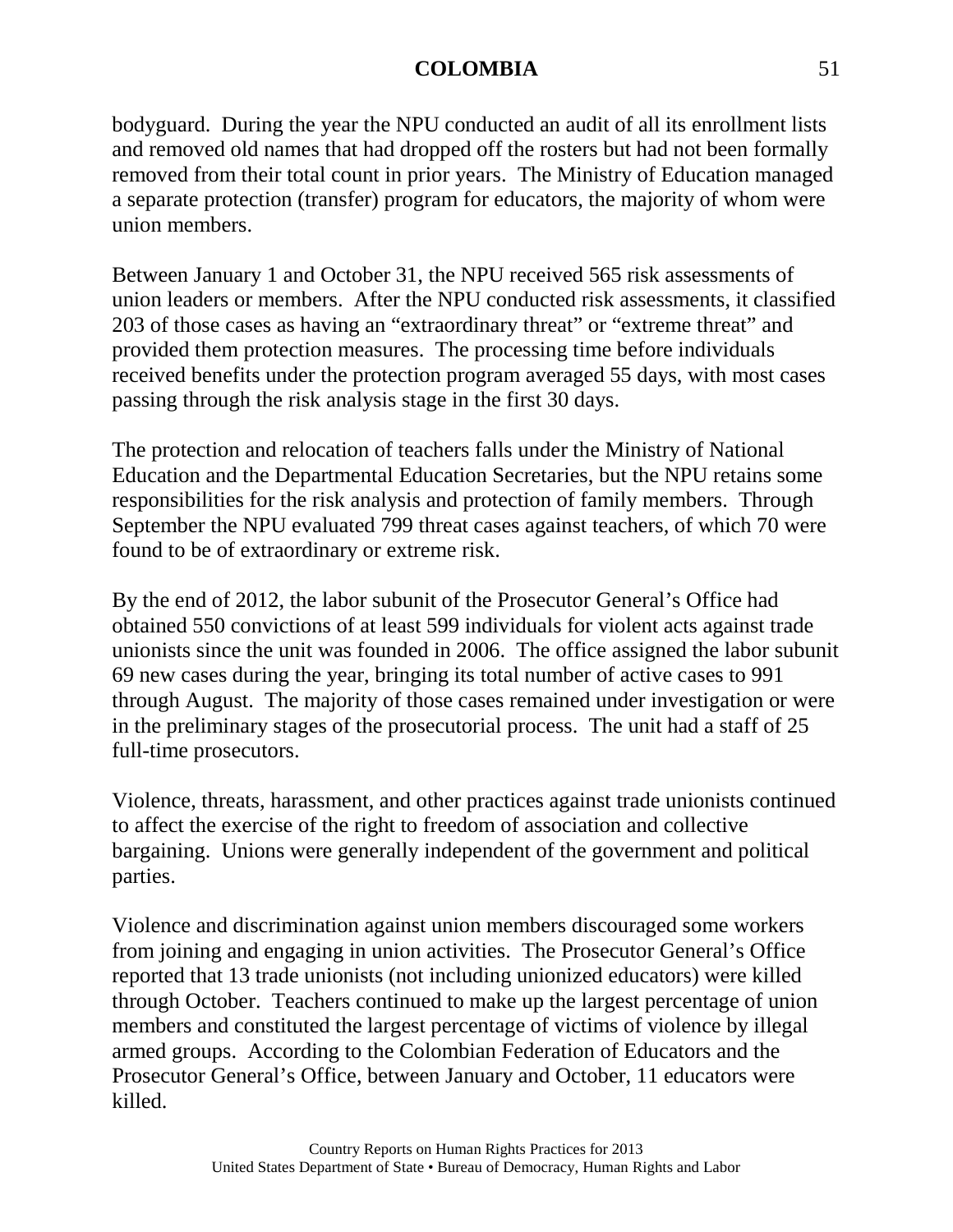bodyguard. During the year the NPU conducted an audit of all its enrollment lists and removed old names that had dropped off the rosters but had not been formally removed from their total count in prior years. The Ministry of Education managed a separate protection (transfer) program for educators, the majority of whom were union members.

Between January 1 and October 31, the NPU received 565 risk assessments of union leaders or members. After the NPU conducted risk assessments, it classified 203 of those cases as having an "extraordinary threat" or "extreme threat" and provided them protection measures. The processing time before individuals received benefits under the protection program averaged 55 days, with most cases passing through the risk analysis stage in the first 30 days.

The protection and relocation of teachers falls under the Ministry of National Education and the Departmental Education Secretaries, but the NPU retains some responsibilities for the risk analysis and protection of family members. Through September the NPU evaluated 799 threat cases against teachers, of which 70 were found to be of extraordinary or extreme risk.

By the end of 2012, the labor subunit of the Prosecutor General's Office had obtained 550 convictions of at least 599 individuals for violent acts against trade unionists since the unit was founded in 2006. The office assigned the labor subunit 69 new cases during the year, bringing its total number of active cases to 991 through August. The majority of those cases remained under investigation or were in the preliminary stages of the prosecutorial process. The unit had a staff of 25 full-time prosecutors.

Violence, threats, harassment, and other practices against trade unionists continued to affect the exercise of the right to freedom of association and collective bargaining. Unions were generally independent of the government and political parties.

Violence and discrimination against union members discouraged some workers from joining and engaging in union activities. The Prosecutor General's Office reported that 13 trade unionists (not including unionized educators) were killed through October. Teachers continued to make up the largest percentage of union members and constituted the largest percentage of victims of violence by illegal armed groups. According to the Colombian Federation of Educators and the Prosecutor General's Office, between January and October, 11 educators were killed.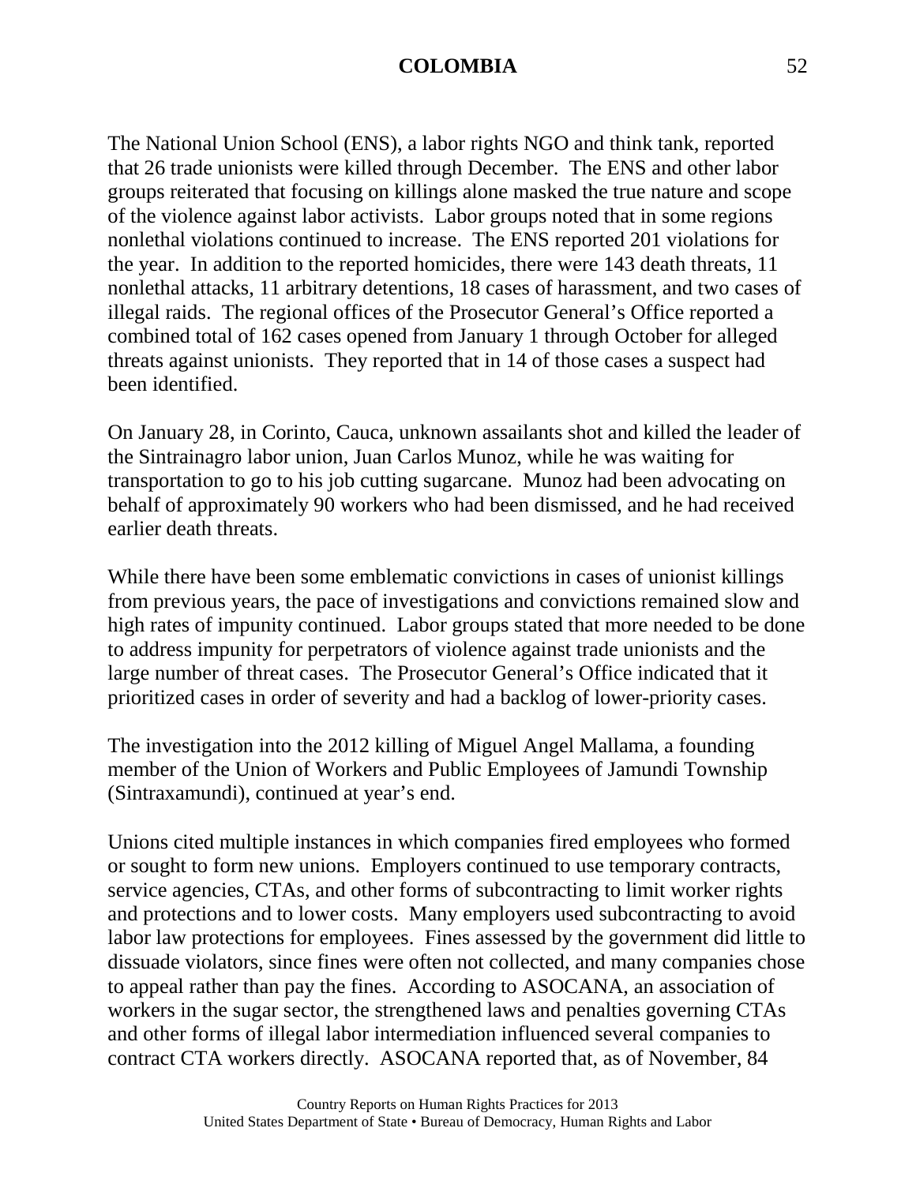The National Union School (ENS), a labor rights NGO and think tank, reported that 26 trade unionists were killed through December. The ENS and other labor groups reiterated that focusing on killings alone masked the true nature and scope of the violence against labor activists. Labor groups noted that in some regions nonlethal violations continued to increase. The ENS reported 201 violations for the year. In addition to the reported homicides, there were 143 death threats, 11 nonlethal attacks, 11 arbitrary detentions, 18 cases of harassment, and two cases of illegal raids. The regional offices of the Prosecutor General's Office reported a combined total of 162 cases opened from January 1 through October for alleged threats against unionists. They reported that in 14 of those cases a suspect had been identified.

On January 28, in Corinto, Cauca, unknown assailants shot and killed the leader of the Sintrainagro labor union, Juan Carlos Munoz, while he was waiting for transportation to go to his job cutting sugarcane. Munoz had been advocating on behalf of approximately 90 workers who had been dismissed, and he had received earlier death threats.

While there have been some emblematic convictions in cases of unionist killings from previous years, the pace of investigations and convictions remained slow and high rates of impunity continued. Labor groups stated that more needed to be done to address impunity for perpetrators of violence against trade unionists and the large number of threat cases. The Prosecutor General's Office indicated that it prioritized cases in order of severity and had a backlog of lower-priority cases.

The investigation into the 2012 killing of Miguel Angel Mallama, a founding member of the Union of Workers and Public Employees of Jamundi Township (Sintraxamundi), continued at year's end.

Unions cited multiple instances in which companies fired employees who formed or sought to form new unions. Employers continued to use temporary contracts, service agencies, CTAs, and other forms of subcontracting to limit worker rights and protections and to lower costs. Many employers used subcontracting to avoid labor law protections for employees. Fines assessed by the government did little to dissuade violators, since fines were often not collected, and many companies chose to appeal rather than pay the fines. According to ASOCANA, an association of workers in the sugar sector, the strengthened laws and penalties governing CTAs and other forms of illegal labor intermediation influenced several companies to contract CTA workers directly. ASOCANA reported that, as of November, 84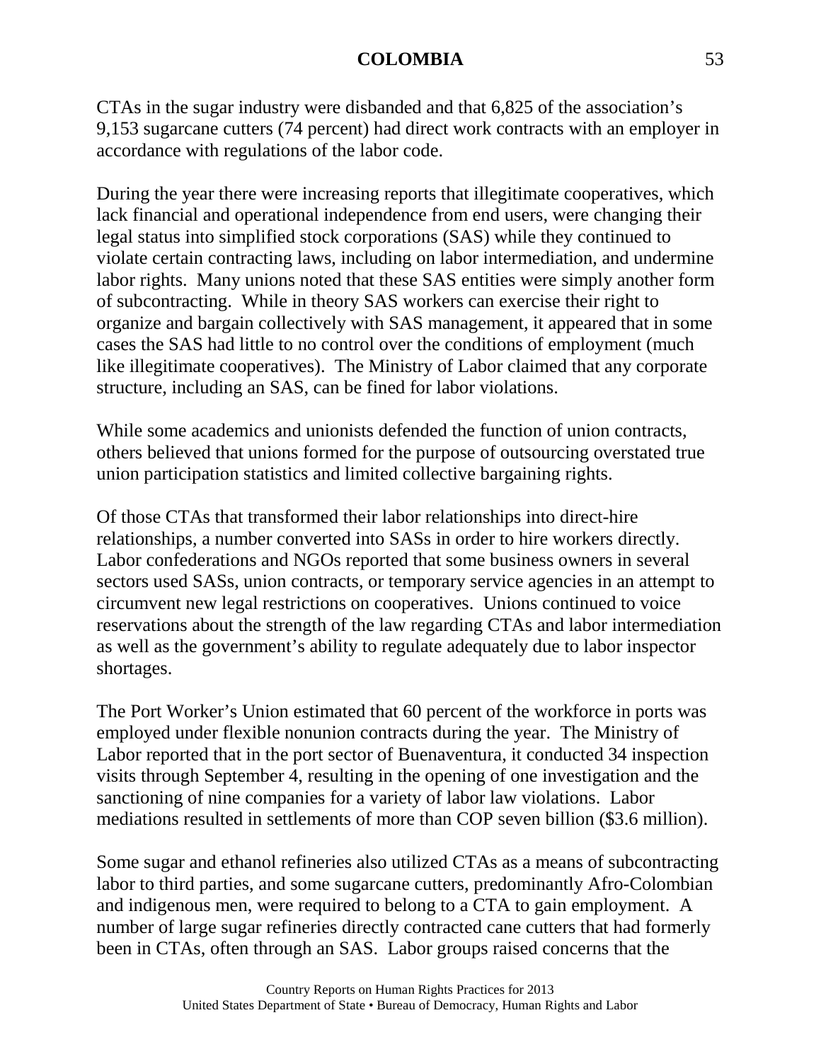CTAs in the sugar industry were disbanded and that 6,825 of the association's 9,153 sugarcane cutters (74 percent) had direct work contracts with an employer in accordance with regulations of the labor code.

During the year there were increasing reports that illegitimate cooperatives, which lack financial and operational independence from end users, were changing their legal status into simplified stock corporations (SAS) while they continued to violate certain contracting laws, including on labor intermediation, and undermine labor rights. Many unions noted that these SAS entities were simply another form of subcontracting. While in theory SAS workers can exercise their right to organize and bargain collectively with SAS management, it appeared that in some cases the SAS had little to no control over the conditions of employment (much like illegitimate cooperatives). The Ministry of Labor claimed that any corporate structure, including an SAS, can be fined for labor violations.

While some academics and unionists defended the function of union contracts, others believed that unions formed for the purpose of outsourcing overstated true union participation statistics and limited collective bargaining rights.

Of those CTAs that transformed their labor relationships into direct-hire relationships, a number converted into SASs in order to hire workers directly. Labor confederations and NGOs reported that some business owners in several sectors used SASs, union contracts, or temporary service agencies in an attempt to circumvent new legal restrictions on cooperatives. Unions continued to voice reservations about the strength of the law regarding CTAs and labor intermediation as well as the government's ability to regulate adequately due to labor inspector shortages.

The Port Worker's Union estimated that 60 percent of the workforce in ports was employed under flexible nonunion contracts during the year. The Ministry of Labor reported that in the port sector of Buenaventura, it conducted 34 inspection visits through September 4, resulting in the opening of one investigation and the sanctioning of nine companies for a variety of labor law violations. Labor mediations resulted in settlements of more than COP seven billion ($3.6 million).

Some sugar and ethanol refineries also utilized CTAs as a means of subcontracting labor to third parties, and some sugarcane cutters, predominantly Afro-Colombian and indigenous men, were required to belong to a CTA to gain employment. A number of large sugar refineries directly contracted cane cutters that had formerly been in CTAs, often through an SAS. Labor groups raised concerns that the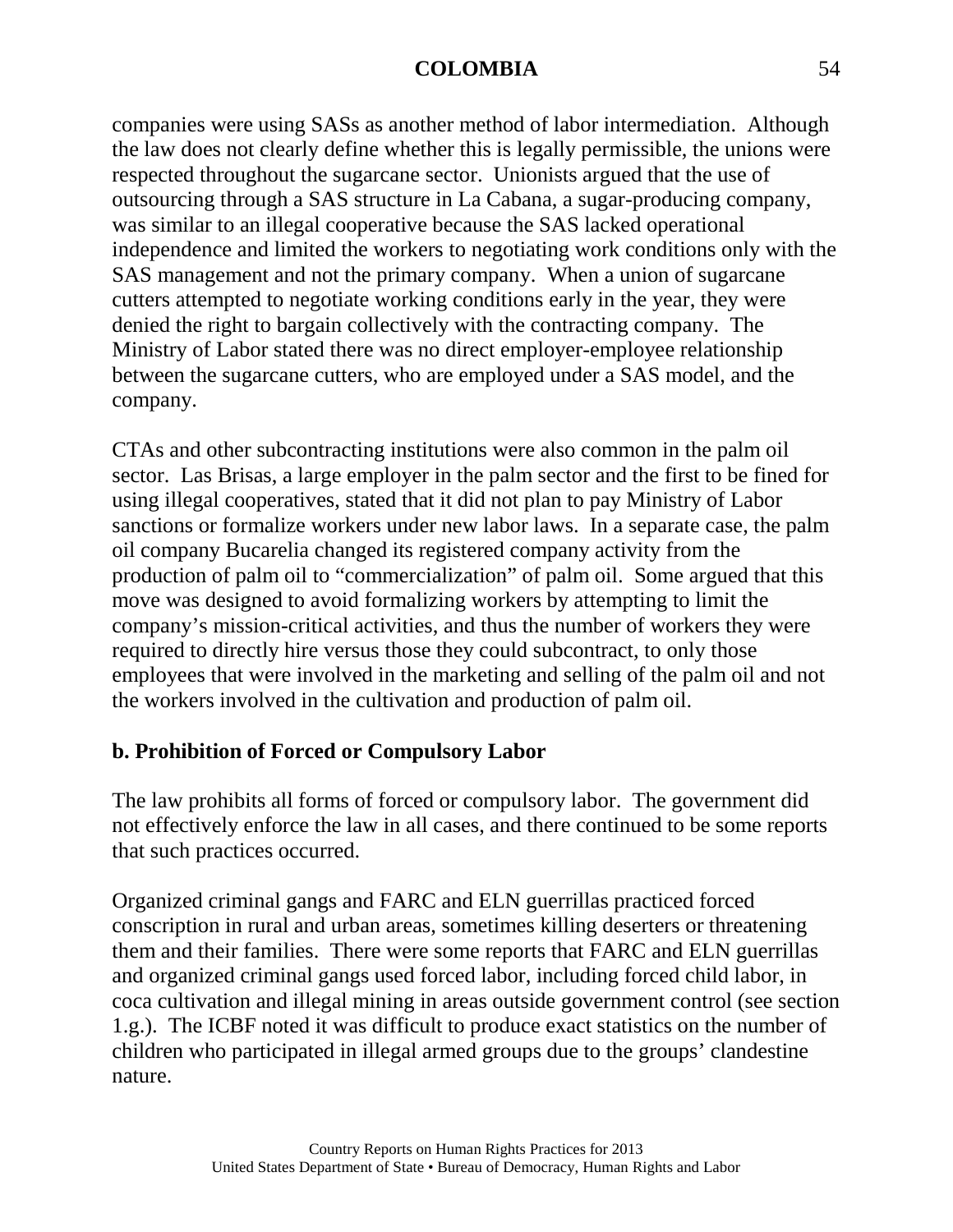companies were using SASs as another method of labor intermediation. Although the law does not clearly define whether this is legally permissible, the unions were respected throughout the sugarcane sector. Unionists argued that the use of outsourcing through a SAS structure in La Cabana, a sugar-producing company, was similar to an illegal cooperative because the SAS lacked operational independence and limited the workers to negotiating work conditions only with the SAS management and not the primary company. When a union of sugarcane cutters attempted to negotiate working conditions early in the year, they were denied the right to bargain collectively with the contracting company. The Ministry of Labor stated there was no direct employer-employee relationship between the sugarcane cutters, who are employed under a SAS model, and the company.

CTAs and other subcontracting institutions were also common in the palm oil sector. Las Brisas, a large employer in the palm sector and the first to be fined for using illegal cooperatives, stated that it did not plan to pay Ministry of Labor sanctions or formalize workers under new labor laws. In a separate case, the palm oil company Bucarelia changed its registered company activity from the production of palm oil to "commercialization" of palm oil. Some argued that this move was designed to avoid formalizing workers by attempting to limit the company's mission-critical activities, and thus the number of workers they were required to directly hire versus those they could subcontract, to only those employees that were involved in the marketing and selling of the palm oil and not the workers involved in the cultivation and production of palm oil.

## b. Prohibition of Forced or Compulsory Labor

The law prohibits all forms of forced or compulsory labor. The government did not effectively enforce the law in all cases, and there continued to be some reports that such practices occurred.

Organized criminal gangs and FARC and ELN guerrillas practiced forced conscription in rural and urban areas, sometimes killing deserters or threatening them and their families. There were some reports that FARC and ELN guerrillas and organized criminal gangs used forced labor, including forced child labor, in coca cultivation and illegal mining in areas outside government control (see section 1.g.). The ICBF noted it was difficult to produce exact statistics on the number of children who participated in illegal armed groups due to the groups' clandestine nature.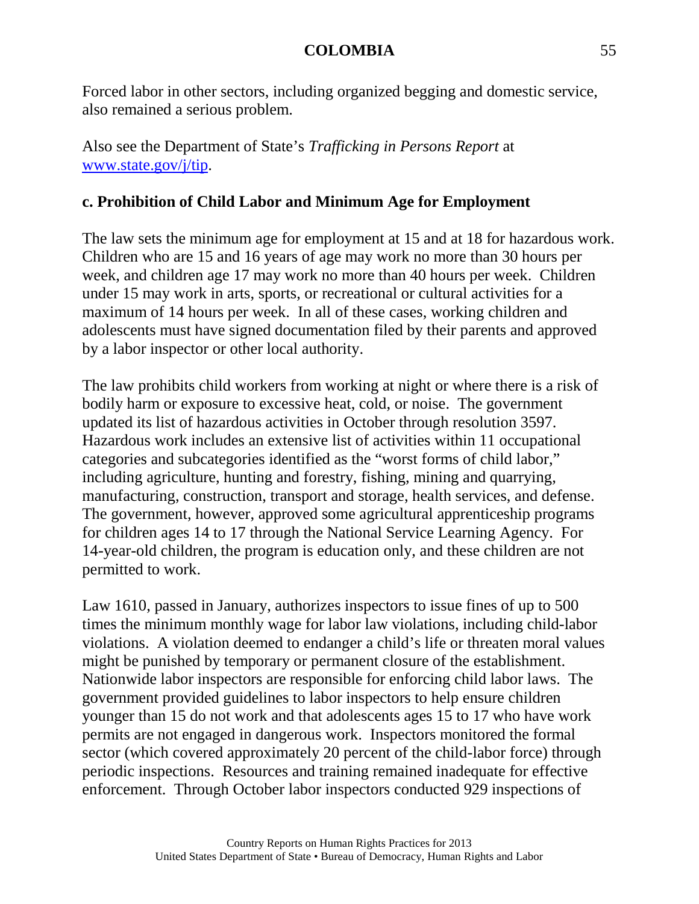Forced labor in other sectors, including organized begging and domestic service, also remained a serious problem.

Also see the Department of State's *Trafficking in Persons Report* at [www.state.gov/j/tip](http://www.state.gov/j/tip).

### c. Prohibition of Child Labor and Minimum Age for Employment

The law sets the minimum age for employment at 15 and at 18 for hazardous work. Children who are 15 and 16 years of age may work no more than 30 hours per week, and children age 17 may work no more than 40 hours per week. Children under 15 may work in arts, sports, or recreational or cultural activities for a maximum of 14 hours per week. In all of these cases, working children and adolescents must have signed documentation filed by their parents and approved by a labor inspector or other local authority.

The law prohibits child workers from working at night or where there is a risk of bodily harm or exposure to excessive heat, cold, or noise. The government updated its list of hazardous activities in October through resolution 3597. Hazardous work includes an extensive list of activities within 11 occupational categories and subcategories identified as the "worst forms of child labor," including agriculture, hunting and forestry, fishing, mining and quarrying, manufacturing, construction, transport and storage, health services, and defense. The government, however, approved some agricultural apprenticeship programs for children ages 14 to 17 through the National Service Learning Agency. For 14-year-old children, the program is education only, and these children are not permitted to work.

Law 1610, passed in January, authorizes inspectors to issue fines of up to 500 times the minimum monthly wage for labor law violations, including child-labor violations. A violation deemed to endanger a child's life or threaten moral values might be punished by temporary or permanent closure of the establishment. Nationwide labor inspectors are responsible for enforcing child labor laws. The government provided guidelines to labor inspectors to help ensure children younger than 15 do not work and that adolescents ages 15 to 17 who have work permits are not engaged in dangerous work. Inspectors monitored the formal sector (which covered approximately 20 percent of the child-labor force) through periodic inspections. Resources and training remained inadequate for effective enforcement. Through October labor inspectors conducted 929 inspections of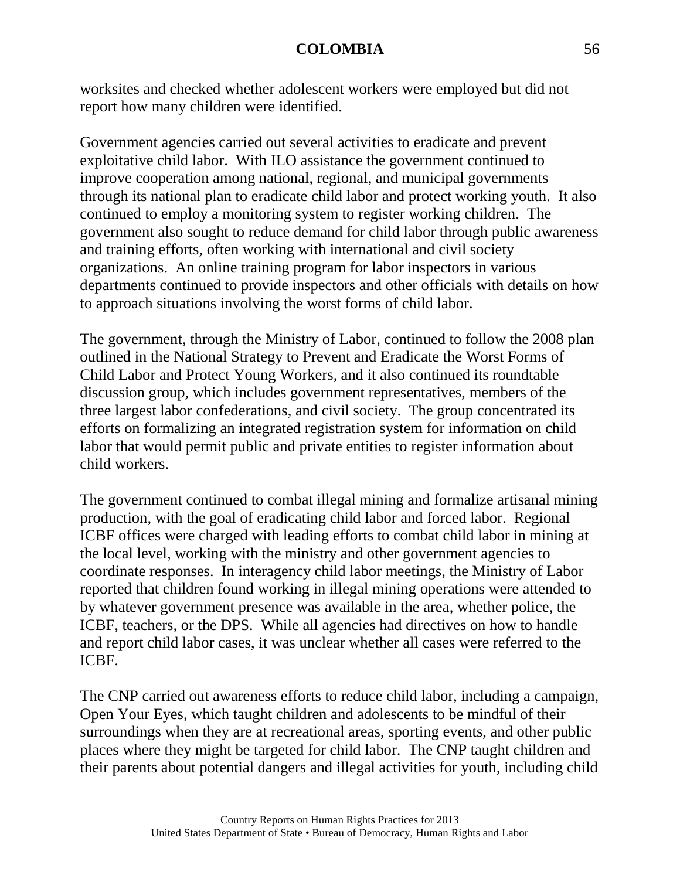worksites and checked whether adolescent workers were employed but did not report how many children were identified.

Government agencies carried out several activities to eradicate and prevent exploitative child labor. With ILO assistance the government continued to improve cooperation among national, regional, and municipal governments through its national plan to eradicate child labor and protect working youth. It also continued to employ a monitoring system to register working children. The government also sought to reduce demand for child labor through public awareness and training efforts, often working with international and civil society organizations. An online training program for labor inspectors in various departments continued to provide inspectors and other officials with details on how to approach situations involving the worst forms of child labor.

The government, through the Ministry of Labor, continued to follow the 2008 plan outlined in the National Strategy to Prevent and Eradicate the Worst Forms of Child Labor and Protect Young Workers, and it also continued its roundtable discussion group, which includes government representatives, members of the three largest labor confederations, and civil society. The group concentrated its efforts on formalizing an integrated registration system for information on child labor that would permit public and private entities to register information about child workers.

The government continued to combat illegal mining and formalize artisanal mining production, with the goal of eradicating child labor and forced labor. Regional ICBF offices were charged with leading efforts to combat child labor in mining at the local level, working with the ministry and other government agencies to coordinate responses. In interagency child labor meetings, the Ministry of Labor reported that children found working in illegal mining operations were attended to by whatever government presence was available in the area, whether police, the ICBF, teachers, or the DPS. While all agencies had directives on how to handle and report child labor cases, it was unclear whether all cases were referred to the ICBF.

The CNP carried out awareness efforts to reduce child labor, including a campaign, Open Your Eyes, which taught children and adolescents to be mindful of their surroundings when they are at recreational areas, sporting events, and other public places where they might be targeted for child labor. The CNP taught children and their parents about potential dangers and illegal activities for youth, including child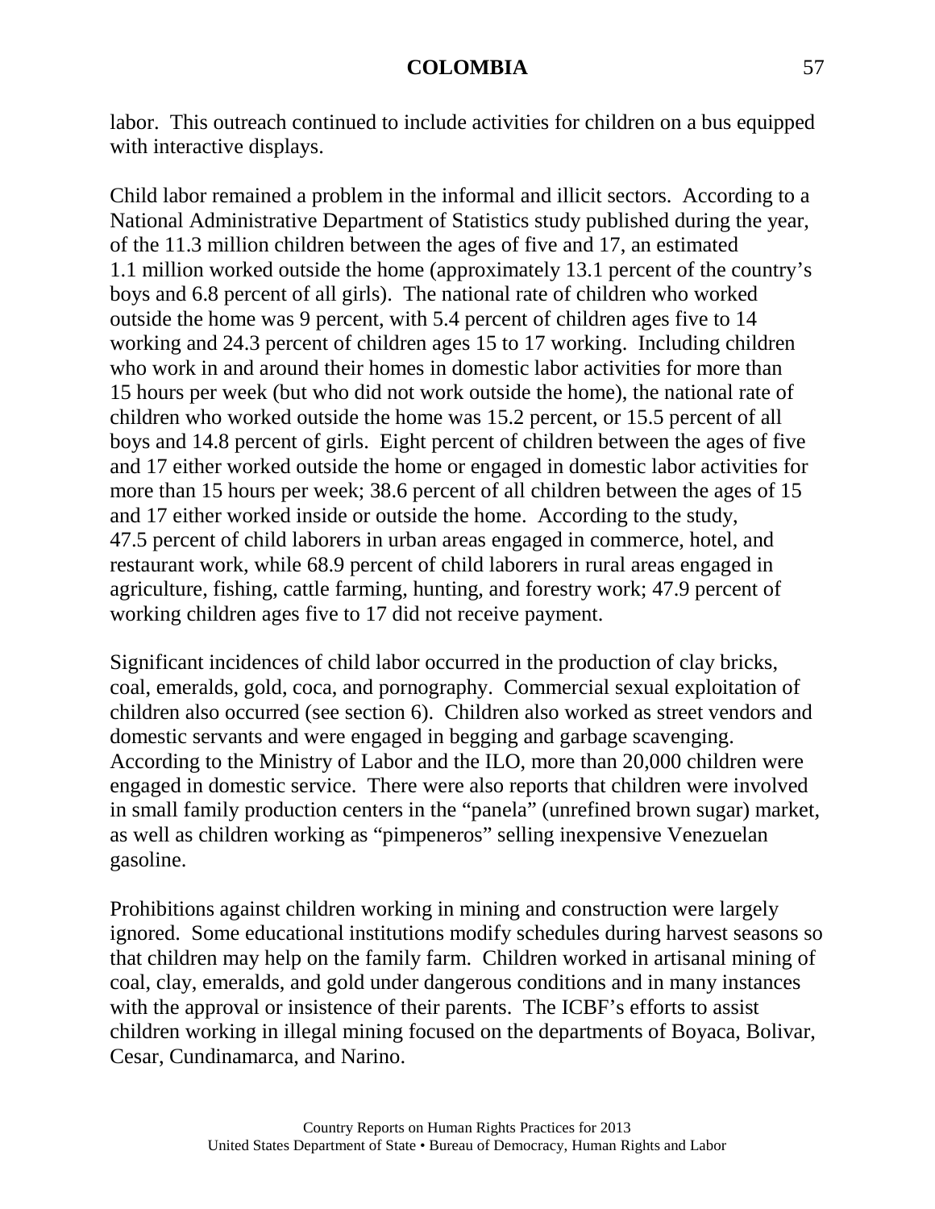labor. This outreach continued to include activities for children on a bus equipped with interactive displays.

Child labor remained a problem in the informal and illicit sectors. According to a National Administrative Department of Statistics study published during the year, of the 11.3 million children between the ages of five and 17, an estimated 1.1 million worked outside the home (approximately 13.1 percent of the country's boys and 6.8 percent of all girls). The national rate of children who worked outside the home was 9 percent, with 5.4 percent of children ages five to 14 working and 24.3 percent of children ages 15 to 17 working. Including children who work in and around their homes in domestic labor activities for more than 15 hours per week (but who did not work outside the home), the national rate of children who worked outside the home was 15.2 percent, or 15.5 percent of all boys and 14.8 percent of girls. Eight percent of children between the ages of five and 17 either worked outside the home or engaged in domestic labor activities for more than 15 hours per week; 38.6 percent of all children between the ages of 15 and 17 either worked inside or outside the home. According to the study, 47.5 percent of child laborers in urban areas engaged in commerce, hotel, and restaurant work, while 68.9 percent of child laborers in rural areas engaged in agriculture, fishing, cattle farming, hunting, and forestry work; 47.9 percent of working children ages five to 17 did not receive payment.

Significant incidences of child labor occurred in the production of clay bricks, coal, emeralds, gold, coca, and pornography. Commercial sexual exploitation of children also occurred (see section 6). Children also worked as street vendors and domestic servants and were engaged in begging and garbage scavenging. According to the Ministry of Labor and the ILO, more than 20,000 children were engaged in domestic service. There were also reports that children were involved in small family production centers in the "panela" (unrefined brown sugar) market, as well as children working as "pimpeneros" selling inexpensive Venezuelan gasoline.

Prohibitions against children working in mining and construction were largely ignored. Some educational institutions modify schedules during harvest seasons so that children may help on the family farm. Children worked in artisanal mining of coal, clay, emeralds, and gold under dangerous conditions and in many instances with the approval or insistence of their parents. The ICBF's efforts to assist children working in illegal mining focused on the departments of Boyaca, Bolivar, Cesar, Cundinamarca, and Narino.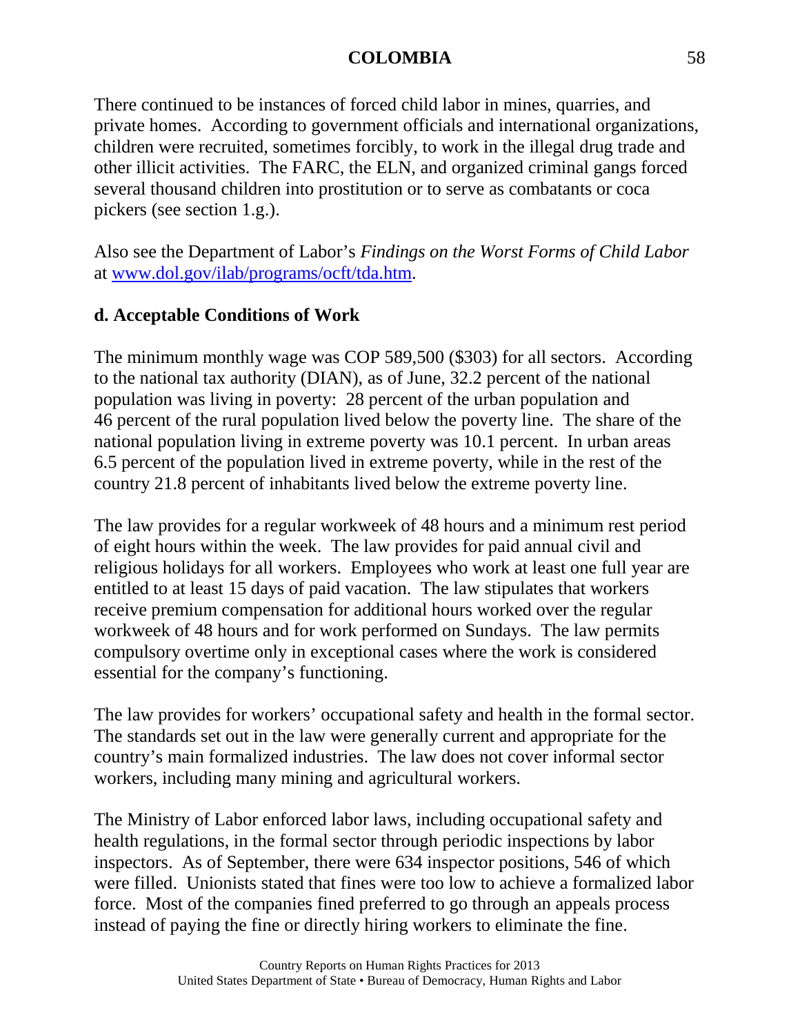There continued to be instances of forced child labor in mines, quarries, and private homes. According to government officials and international organizations, children were recruited, sometimes forcibly, to work in the illegal drug trade and other illicit activities. The FARC, the ELN, and organized criminal gangs forced several thousand children into prostitution or to serve as combatants or coca pickers (see section 1.g.).

Also see the Department of Labor's *Findings on the Worst Forms of Child Labor* at [www.dol.gov/ilab/programs/ocft/tda.htm](www.dol.gov/ilab/programs/ocft/tda.htm).

**d. Acceptable Conditions of Work**

The minimum monthly wage was COP 589,500 ($303) for all sectors. According to the national tax authority (DIAN), as of June, 32.2 percent of the national population was living in poverty: 28 percent of the urban population and 46 percent of the rural population lived below the poverty line. The share of the national population living in extreme poverty was 10.1 percent. In urban areas 6.5 percent of the population lived in extreme poverty, while in the rest of the country 21.8 percent of inhabitants lived below the extreme poverty line.

The law provides for a regular workweek of 48 hours and a minimum rest period of eight hours within the week. The law provides for paid annual civil and religious holidays for all workers. Employees who work at least one full year are entitled to at least 15 days of paid vacation. The law stipulates that workers receive premium compensation for additional hours worked over the regular workweek of 48 hours and for work performed on Sundays. The law permits compulsory overtime only in exceptional cases where the work is considered essential for the company's functioning.

The law provides for workers' occupational safety and health in the formal sector. The standards set out in the law were generally current and appropriate for the country's main formalized industries. The law does not cover informal sector workers, including many mining and agricultural workers.

The Ministry of Labor enforced labor laws, including occupational safety and health regulations, in the formal sector through periodic inspections by labor inspectors. As of September, there were 634 inspector positions, 546 of which were filled. Unionists stated that fines were too low to achieve a formalized labor force. Most of the companies fined preferred to go through an appeals process instead of paying the fine or directly hiring workers to eliminate the fine.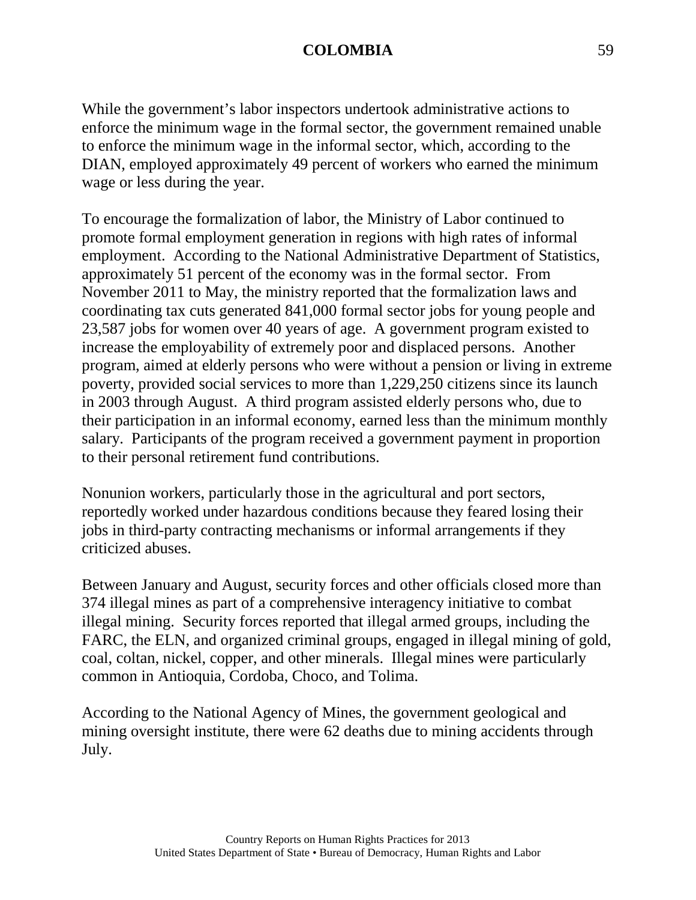While the government's labor inspectors undertook administrative actions to enforce the minimum wage in the formal sector, the government remained unable to enforce the minimum wage in the informal sector, which, according to the DIAN, employed approximately 49 percent of workers who earned the minimum wage or less during the year.

To encourage the formalization of labor, the Ministry of Labor continued to promote formal employment generation in regions with high rates of informal employment. According to the National Administrative Department of Statistics, approximately 51 percent of the economy was in the formal sector. From November 2011 to May, the ministry reported that the formalization laws and coordinating tax cuts generated 841,000 formal sector jobs for young people and 23,587 jobs for women over 40 years of age. A government program existed to increase the employability of extremely poor and displaced persons. Another program, aimed at elderly persons who were without a pension or living in extreme poverty, provided social services to more than 1,229,250 citizens since its launch in 2003 through August. A third program assisted elderly persons who, due to their participation in an informal economy, earned less than the minimum monthly salary. Participants of the program received a government payment in proportion to their personal retirement fund contributions.

Nonunion workers, particularly those in the agricultural and port sectors, reportedly worked under hazardous conditions because they feared losing their jobs in third-party contracting mechanisms or informal arrangements if they criticized abuses.

Between January and August, security forces and other officials closed more than 374 illegal mines as part of a comprehensive interagency initiative to combat illegal mining. Security forces reported that illegal armed groups, including the FARC, the ELN, and organized criminal groups, engaged in illegal mining of gold, coal, coltan, nickel, copper, and other minerals. Illegal mines were particularly common in Antioquia, Cordoba, Choco, and Tolima.

According to the National Agency of Mines, the government geological and mining oversight institute, there were 62 deaths due to mining accidents through July.